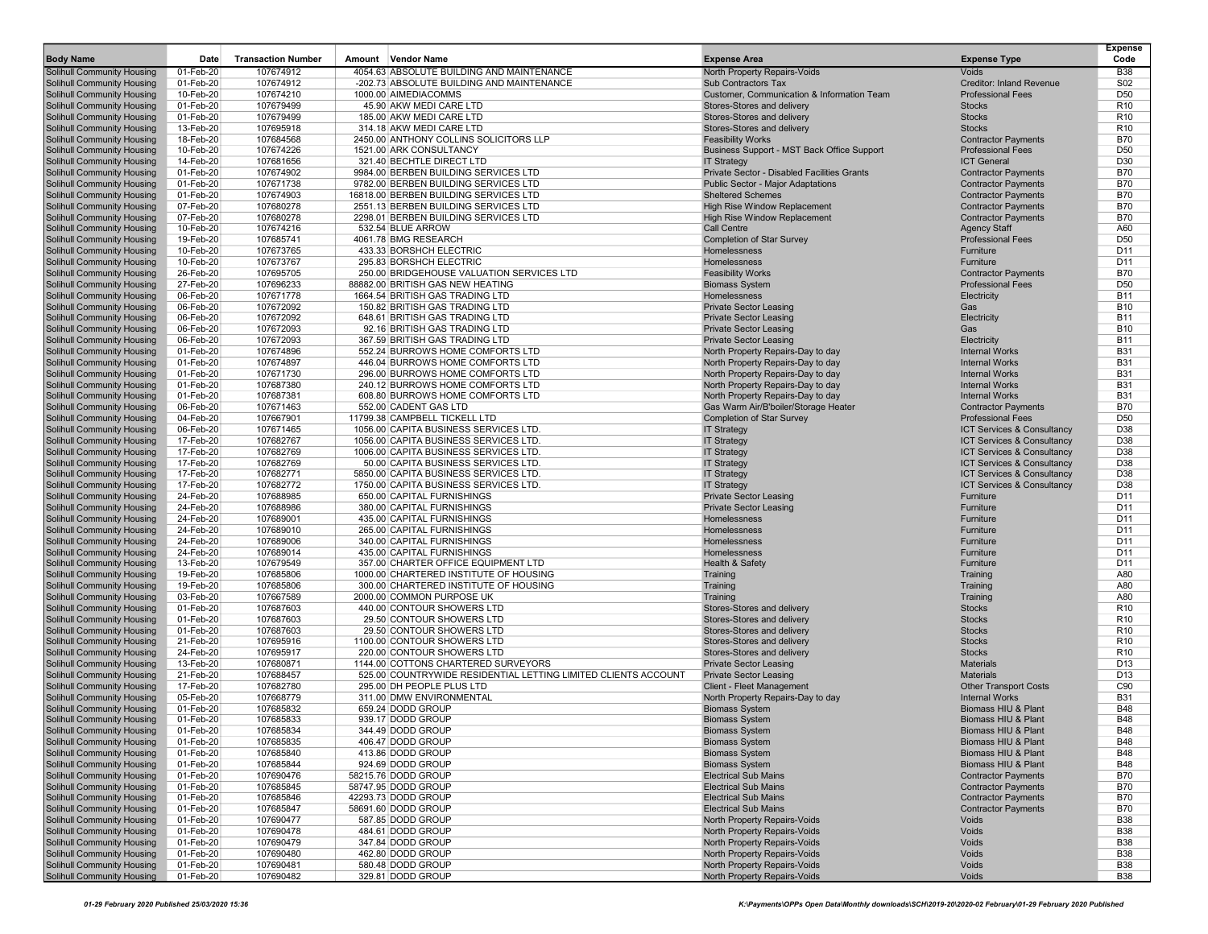| Body Name | Date | Transaction Number | Amount | Vendor Name | Expense Area | Expense Type | Expense Code |
|---|---|---|---|---|---|---|---|
| Solihull Community Housing | 01-Feb-20 | 107674912 | 4054.63 | ABSOLUTE BUILDING AND MAINTENANCE | North Property Repairs-Voids | Voids | B38 |
| Solihull Community Housing | 01-Feb-20 | 107674912 | -202.73 | ABSOLUTE BUILDING AND MAINTENANCE | Sub Contractors Tax | Creditor: Inland Revenue | S02 |
| Solihull Community Housing | 10-Feb-20 | 107674210 | 1000.00 | AIMEDIACOMMS | Customer, Communication & Information Team | Professional Fees | D50 |
| Solihull Community Housing | 01-Feb-20 | 107679499 | 45.90 | AKW MEDI CARE LTD | Stores-Stores and delivery | Stocks | R10 |
| Solihull Community Housing | 01-Feb-20 | 107679499 | 185.00 | AKW MEDI CARE LTD | Stores-Stores and delivery | Stocks | R10 |
| Solihull Community Housing | 13-Feb-20 | 107695918 | 314.18 | AKW MEDI CARE LTD | Stores-Stores and delivery | Stocks | R10 |
| Solihull Community Housing | 18-Feb-20 | 107684568 | 2450.00 | ANTHONY COLLINS SOLICITORS LLP | Feasibility Works | Contractor Payments | B70 |
| Solihull Community Housing | 10-Feb-20 | 107674226 | 1521.00 | ARK CONSULTANCY | Business Support - MST Back Office Support | Professional Fees | D50 |
| Solihull Community Housing | 14-Feb-20 | 107681656 | 321.40 | BECHTLE DIRECT LTD | IT Strategy | ICT General | D30 |
| Solihull Community Housing | 01-Feb-20 | 107674902 | 9984.00 | BERBEN BUILDING SERVICES LTD | Private Sector - Disabled Facilities Grants | Contractor Payments | B70 |
| Solihull Community Housing | 01-Feb-20 | 107671738 | 9782.00 | BERBEN BUILDING SERVICES LTD | Public Sector - Major Adaptations | Contractor Payments | B70 |
| Solihull Community Housing | 01-Feb-20 | 107674903 | 16818.00 | BERBEN BUILDING SERVICES LTD | Sheltered Schemes | Contractor Payments | B70 |
| Solihull Community Housing | 07-Feb-20 | 107680278 | 2551.13 | BERBEN BUILDING SERVICES LTD | High Rise Window Replacement | Contractor Payments | B70 |
| Solihull Community Housing | 07-Feb-20 | 107680278 | 2298.01 | BERBEN BUILDING SERVICES LTD | High Rise Window Replacement | Contractor Payments | B70 |
| Solihull Community Housing | 10-Feb-20 | 107674216 | 532.54 | BLUE ARROW | Call Centre | Agency Staff | A60 |
| Solihull Community Housing | 19-Feb-20 | 107685741 | 4061.78 | BMG RESEARCH | Completion of Star Survey | Professional Fees | D50 |
| Solihull Community Housing | 10-Feb-20 | 107673765 | 433.33 | BORSHCH ELECTRIC | Homelessness | Furniture | D11 |
| Solihull Community Housing | 10-Feb-20 | 107673767 | 295.83 | BORSHCH ELECTRIC | Homelessness | Furniture | D11 |
| Solihull Community Housing | 26-Feb-20 | 107695705 | 250.00 | BRIDGEHOUSE VALUATION SERVICES LTD | Feasibility Works | Contractor Payments | B70 |
| Solihull Community Housing | 27-Feb-20 | 107696233 | 88882.00 | BRITISH GAS NEW HEATING | Biomass System | Professional Fees | D50 |
| Solihull Community Housing | 06-Feb-20 | 107671778 | 1664.54 | BRITISH GAS TRADING LTD | Homelessness | Electricity | B11 |
| Solihull Community Housing | 06-Feb-20 | 107672092 | 150.82 | BRITISH GAS TRADING LTD | Private Sector Leasing | Gas | B10 |
| Solihull Community Housing | 06-Feb-20 | 107672092 | 648.61 | BRITISH GAS TRADING LTD | Private Sector Leasing | Electricity | B11 |
| Solihull Community Housing | 06-Feb-20 | 107672093 | 92.16 | BRITISH GAS TRADING LTD | Private Sector Leasing | Gas | B10 |
| Solihull Community Housing | 06-Feb-20 | 107672093 | 367.59 | BRITISH GAS TRADING LTD | Private Sector Leasing | Electricity | B11 |
| Solihull Community Housing | 01-Feb-20 | 107674896 | 552.24 | BURROWS HOME COMFORTS LTD | North Property Repairs-Day to day | Internal Works | B31 |
| Solihull Community Housing | 01-Feb-20 | 107674897 | 446.04 | BURROWS HOME COMFORTS LTD | North Property Repairs-Day to day | Internal Works | B31 |
| Solihull Community Housing | 01-Feb-20 | 107671730 | 296.00 | BURROWS HOME COMFORTS LTD | North Property Repairs-Day to day | Internal Works | B31 |
| Solihull Community Housing | 01-Feb-20 | 107687380 | 240.12 | BURROWS HOME COMFORTS LTD | North Property Repairs-Day to day | Internal Works | B31 |
| Solihull Community Housing | 01-Feb-20 | 107687381 | 608.80 | BURROWS HOME COMFORTS LTD | North Property Repairs-Day to day | Internal Works | B31 |
| Solihull Community Housing | 06-Feb-20 | 107671463 | 552.00 | CADENT GAS LTD | Gas Warm Air/B'boiler/Storage Heater | Contractor Payments | B70 |
| Solihull Community Housing | 04-Feb-20 | 107667901 | 11799.38 | CAMPBELL TICKELL LTD | Completion of Star Survey | Professional Fees | D50 |
| Solihull Community Housing | 06-Feb-20 | 107671465 | 1056.00 | CAPITA BUSINESS SERVICES LTD. | IT Strategy | ICT Services & Consultancy | D38 |
| Solihull Community Housing | 17-Feb-20 | 107682767 | 1056.00 | CAPITA BUSINESS SERVICES LTD. | IT Strategy | ICT Services & Consultancy | D38 |
| Solihull Community Housing | 17-Feb-20 | 107682769 | 1006.00 | CAPITA BUSINESS SERVICES LTD. | IT Strategy | ICT Services & Consultancy | D38 |
| Solihull Community Housing | 17-Feb-20 | 107682769 | 50.00 | CAPITA BUSINESS SERVICES LTD. | IT Strategy | ICT Services & Consultancy | D38 |
| Solihull Community Housing | 17-Feb-20 | 107682771 | 5850.00 | CAPITA BUSINESS SERVICES LTD. | IT Strategy | ICT Services & Consultancy | D38 |
| Solihull Community Housing | 17-Feb-20 | 107682772 | 1750.00 | CAPITA BUSINESS SERVICES LTD. | IT Strategy | ICT Services & Consultancy | D38 |
| Solihull Community Housing | 24-Feb-20 | 107688985 | 650.00 | CAPITAL FURNISHINGS | Private Sector Leasing | Furniture | D11 |
| Solihull Community Housing | 24-Feb-20 | 107688986 | 380.00 | CAPITAL FURNISHINGS | Private Sector Leasing | Furniture | D11 |
| Solihull Community Housing | 24-Feb-20 | 107689001 | 435.00 | CAPITAL FURNISHINGS | Homelessness | Furniture | D11 |
| Solihull Community Housing | 24-Feb-20 | 107689010 | 265.00 | CAPITAL FURNISHINGS | Homelessness | Furniture | D11 |
| Solihull Community Housing | 24-Feb-20 | 107689006 | 340.00 | CAPITAL FURNISHINGS | Homelessness | Furniture | D11 |
| Solihull Community Housing | 24-Feb-20 | 107689014 | 435.00 | CAPITAL FURNISHINGS | Homelessness | Furniture | D11 |
| Solihull Community Housing | 13-Feb-20 | 107679549 | 357.00 | CHARTER OFFICE EQUIPMENT LTD | Health & Safety | Furniture | D11 |
| Solihull Community Housing | 19-Feb-20 | 107685806 | 1000.00 | CHARTERED INSTITUTE OF HOUSING | Training | Training | A80 |
| Solihull Community Housing | 19-Feb-20 | 107685806 | 300.00 | CHARTERED INSTITUTE OF HOUSING | Training | Training | A80 |
| Solihull Community Housing | 03-Feb-20 | 107667589 | 2000.00 | COMMON PURPOSE UK | Training | Training | A80 |
| Solihull Community Housing | 01-Feb-20 | 107687603 | 440.00 | CONTOUR SHOWERS LTD | Stores-Stores and delivery | Stocks | R10 |
| Solihull Community Housing | 01-Feb-20 | 107687603 | 29.50 | CONTOUR SHOWERS LTD | Stores-Stores and delivery | Stocks | R10 |
| Solihull Community Housing | 01-Feb-20 | 107687603 | 29.50 | CONTOUR SHOWERS LTD | Stores-Stores and delivery | Stocks | R10 |
| Solihull Community Housing | 21-Feb-20 | 107695916 | 1100.00 | CONTOUR SHOWERS LTD | Stores-Stores and delivery | Stocks | R10 |
| Solihull Community Housing | 24-Feb-20 | 107695917 | 220.00 | CONTOUR SHOWERS LTD | Stores-Stores and delivery | Stocks | R10 |
| Solihull Community Housing | 13-Feb-20 | 107680871 | 1144.00 | COTTONS CHARTERED SURVEYORS | Private Sector Leasing | Materials | D13 |
| Solihull Community Housing | 21-Feb-20 | 107688457 | 525.00 | COUNTRYWIDE RESIDENTIAL LETTING LIMITED CLIENTS ACCOUNT | Private Sector Leasing | Materials | D13 |
| Solihull Community Housing | 17-Feb-20 | 107682780 | 295.00 | DH PEOPLE PLUS LTD | Client - Fleet Management | Other Transport Costs | C90 |
| Solihull Community Housing | 05-Feb-20 | 107668779 | 311.00 | DMW ENVIRONMENTAL | North Property Repairs-Day to day | Internal Works | B31 |
| Solihull Community Housing | 01-Feb-20 | 107685832 | 659.24 | DODD GROUP | Biomass System | Biomass HIU & Plant | B48 |
| Solihull Community Housing | 01-Feb-20 | 107685833 | 939.17 | DODD GROUP | Biomass System | Biomass HIU & Plant | B48 |
| Solihull Community Housing | 01-Feb-20 | 107685834 | 344.49 | DODD GROUP | Biomass System | Biomass HIU & Plant | B48 |
| Solihull Community Housing | 01-Feb-20 | 107685835 | 406.47 | DODD GROUP | Biomass System | Biomass HIU & Plant | B48 |
| Solihull Community Housing | 01-Feb-20 | 107685840 | 413.86 | DODD GROUP | Biomass System | Biomass HIU & Plant | B48 |
| Solihull Community Housing | 01-Feb-20 | 107685844 | 924.69 | DODD GROUP | Biomass System | Biomass HIU & Plant | B48 |
| Solihull Community Housing | 01-Feb-20 | 107690476 | 58215.76 | DODD GROUP | Electrical Sub Mains | Contractor Payments | B70 |
| Solihull Community Housing | 01-Feb-20 | 107685845 | 58747.95 | DODD GROUP | Electrical Sub Mains | Contractor Payments | B70 |
| Solihull Community Housing | 01-Feb-20 | 107685846 | 42293.73 | DODD GROUP | Electrical Sub Mains | Contractor Payments | B70 |
| Solihull Community Housing | 01-Feb-20 | 107685847 | 58691.60 | DODD GROUP | Electrical Sub Mains | Contractor Payments | B70 |
| Solihull Community Housing | 01-Feb-20 | 107690477 | 587.85 | DODD GROUP | North Property Repairs-Voids | Voids | B38 |
| Solihull Community Housing | 01-Feb-20 | 107690478 | 484.61 | DODD GROUP | North Property Repairs-Voids | Voids | B38 |
| Solihull Community Housing | 01-Feb-20 | 107690479 | 347.84 | DODD GROUP | North Property Repairs-Voids | Voids | B38 |
| Solihull Community Housing | 01-Feb-20 | 107690480 | 462.80 | DODD GROUP | North Property Repairs-Voids | Voids | B38 |
| Solihull Community Housing | 01-Feb-20 | 107690481 | 580.48 | DODD GROUP | North Property Repairs-Voids | Voids | B38 |
| Solihull Community Housing | 01-Feb-20 | 107690482 | 329.81 | DODD GROUP | North Property Repairs-Voids | Voids | B38 |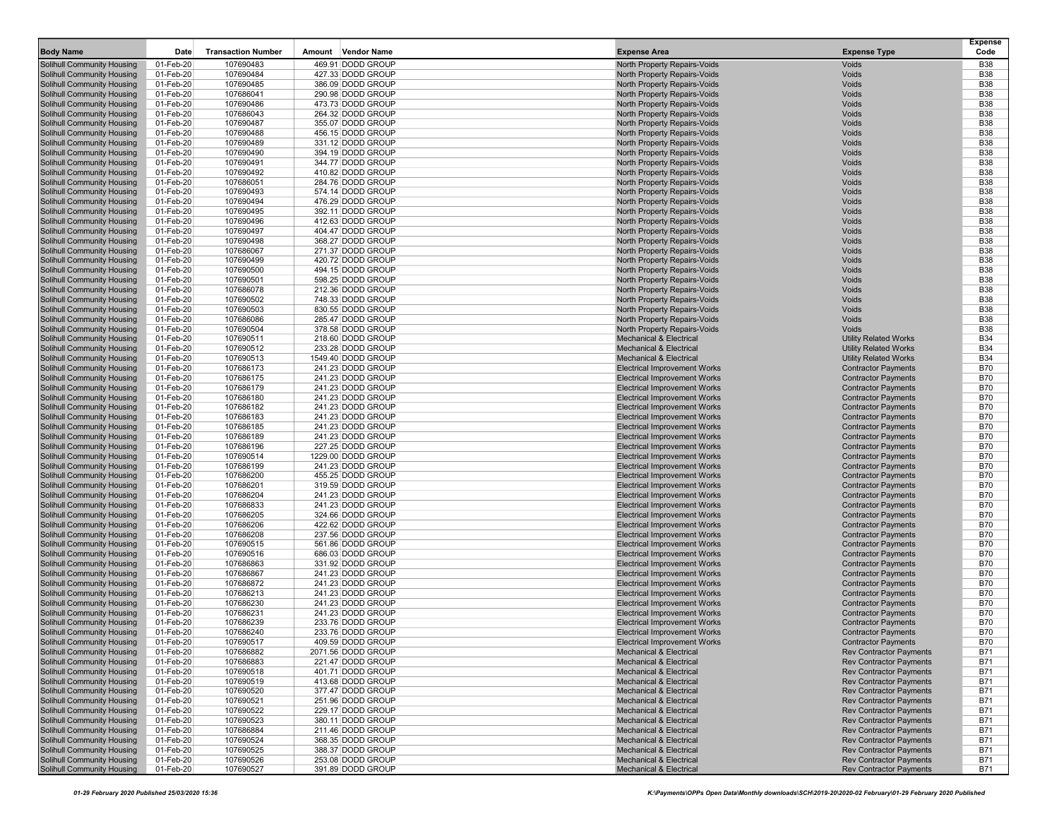| Body Name | Date | Transaction Number | Amount | Vendor Name | Expense Area | Expense Type | Expense Code |
|---|---|---|---|---|---|---|---|
| Solihull Community Housing | 01-Feb-20 | 107690483 | 469.91 | DODD GROUP | North Property Repairs-Voids | Voids | B38 |
| Solihull Community Housing | 01-Feb-20 | 107690484 | 427.33 | DODD GROUP | North Property Repairs-Voids | Voids | B38 |
| Solihull Community Housing | 01-Feb-20 | 107690485 | 386.09 | DODD GROUP | North Property Repairs-Voids | Voids | B38 |
| Solihull Community Housing | 01-Feb-20 | 107686041 | 290.98 | DODD GROUP | North Property Repairs-Voids | Voids | B38 |
| Solihull Community Housing | 01-Feb-20 | 107690486 | 473.73 | DODD GROUP | North Property Repairs-Voids | Voids | B38 |
| Solihull Community Housing | 01-Feb-20 | 107686043 | 264.32 | DODD GROUP | North Property Repairs-Voids | Voids | B38 |
| Solihull Community Housing | 01-Feb-20 | 107690487 | 355.07 | DODD GROUP | North Property Repairs-Voids | Voids | B38 |
| Solihull Community Housing | 01-Feb-20 | 107690488 | 456.15 | DODD GROUP | North Property Repairs-Voids | Voids | B38 |
| Solihull Community Housing | 01-Feb-20 | 107690489 | 331.12 | DODD GROUP | North Property Repairs-Voids | Voids | B38 |
| Solihull Community Housing | 01-Feb-20 | 107690490 | 394.19 | DODD GROUP | North Property Repairs-Voids | Voids | B38 |
| Solihull Community Housing | 01-Feb-20 | 107690491 | 344.77 | DODD GROUP | North Property Repairs-Voids | Voids | B38 |
| Solihull Community Housing | 01-Feb-20 | 107690492 | 410.82 | DODD GROUP | North Property Repairs-Voids | Voids | B38 |
| Solihull Community Housing | 01-Feb-20 | 107686051 | 284.76 | DODD GROUP | North Property Repairs-Voids | Voids | B38 |
| Solihull Community Housing | 01-Feb-20 | 107690493 | 574.14 | DODD GROUP | North Property Repairs-Voids | Voids | B38 |
| Solihull Community Housing | 01-Feb-20 | 107690494 | 476.29 | DODD GROUP | North Property Repairs-Voids | Voids | B38 |
| Solihull Community Housing | 01-Feb-20 | 107690495 | 392.11 | DODD GROUP | North Property Repairs-Voids | Voids | B38 |
| Solihull Community Housing | 01-Feb-20 | 107690496 | 412.63 | DODD GROUP | North Property Repairs-Voids | Voids | B38 |
| Solihull Community Housing | 01-Feb-20 | 107690497 | 404.47 | DODD GROUP | North Property Repairs-Voids | Voids | B38 |
| Solihull Community Housing | 01-Feb-20 | 107690498 | 368.27 | DODD GROUP | North Property Repairs-Voids | Voids | B38 |
| Solihull Community Housing | 01-Feb-20 | 107686067 | 271.37 | DODD GROUP | North Property Repairs-Voids | Voids | B38 |
| Solihull Community Housing | 01-Feb-20 | 107690499 | 420.72 | DODD GROUP | North Property Repairs-Voids | Voids | B38 |
| Solihull Community Housing | 01-Feb-20 | 107690500 | 494.15 | DODD GROUP | North Property Repairs-Voids | Voids | B38 |
| Solihull Community Housing | 01-Feb-20 | 107690501 | 598.25 | DODD GROUP | North Property Repairs-Voids | Voids | B38 |
| Solihull Community Housing | 01-Feb-20 | 107686078 | 212.36 | DODD GROUP | North Property Repairs-Voids | Voids | B38 |
| Solihull Community Housing | 01-Feb-20 | 107690502 | 748.33 | DODD GROUP | North Property Repairs-Voids | Voids | B38 |
| Solihull Community Housing | 01-Feb-20 | 107690503 | 830.55 | DODD GROUP | North Property Repairs-Voids | Voids | B38 |
| Solihull Community Housing | 01-Feb-20 | 107686086 | 285.47 | DODD GROUP | North Property Repairs-Voids | Voids | B38 |
| Solihull Community Housing | 01-Feb-20 | 107690504 | 378.58 | DODD GROUP | North Property Repairs-Voids | Voids | B38 |
| Solihull Community Housing | 01-Feb-20 | 107690511 | 218.60 | DODD GROUP | Mechanical & Electrical | Utility Related Works | B34 |
| Solihull Community Housing | 01-Feb-20 | 107690512 | 233.28 | DODD GROUP | Mechanical & Electrical | Utility Related Works | B34 |
| Solihull Community Housing | 01-Feb-20 | 107690513 | 1549.40 | DODD GROUP | Mechanical & Electrical | Utility Related Works | B34 |
| Solihull Community Housing | 01-Feb-20 | 107686173 | 241.23 | DODD GROUP | Electrical Improvement Works | Contractor Payments | B70 |
| Solihull Community Housing | 01-Feb-20 | 107686175 | 241.23 | DODD GROUP | Electrical Improvement Works | Contractor Payments | B70 |
| Solihull Community Housing | 01-Feb-20 | 107686179 | 241.23 | DODD GROUP | Electrical Improvement Works | Contractor Payments | B70 |
| Solihull Community Housing | 01-Feb-20 | 107686180 | 241.23 | DODD GROUP | Electrical Improvement Works | Contractor Payments | B70 |
| Solihull Community Housing | 01-Feb-20 | 107686182 | 241.23 | DODD GROUP | Electrical Improvement Works | Contractor Payments | B70 |
| Solihull Community Housing | 01-Feb-20 | 107686183 | 241.23 | DODD GROUP | Electrical Improvement Works | Contractor Payments | B70 |
| Solihull Community Housing | 01-Feb-20 | 107686185 | 241.23 | DODD GROUP | Electrical Improvement Works | Contractor Payments | B70 |
| Solihull Community Housing | 01-Feb-20 | 107686189 | 241.23 | DODD GROUP | Electrical Improvement Works | Contractor Payments | B70 |
| Solihull Community Housing | 01-Feb-20 | 107686196 | 227.25 | DODD GROUP | Electrical Improvement Works | Contractor Payments | B70 |
| Solihull Community Housing | 01-Feb-20 | 107690514 | 1229.00 | DODD GROUP | Electrical Improvement Works | Contractor Payments | B70 |
| Solihull Community Housing | 01-Feb-20 | 107686199 | 241.23 | DODD GROUP | Electrical Improvement Works | Contractor Payments | B70 |
| Solihull Community Housing | 01-Feb-20 | 107686200 | 455.25 | DODD GROUP | Electrical Improvement Works | Contractor Payments | B70 |
| Solihull Community Housing | 01-Feb-20 | 107686201 | 319.59 | DODD GROUP | Electrical Improvement Works | Contractor Payments | B70 |
| Solihull Community Housing | 01-Feb-20 | 107686204 | 241.23 | DODD GROUP | Electrical Improvement Works | Contractor Payments | B70 |
| Solihull Community Housing | 01-Feb-20 | 107686833 | 241.23 | DODD GROUP | Electrical Improvement Works | Contractor Payments | B70 |
| Solihull Community Housing | 01-Feb-20 | 107686205 | 324.66 | DODD GROUP | Electrical Improvement Works | Contractor Payments | B70 |
| Solihull Community Housing | 01-Feb-20 | 107686206 | 422.62 | DODD GROUP | Electrical Improvement Works | Contractor Payments | B70 |
| Solihull Community Housing | 01-Feb-20 | 107686208 | 237.56 | DODD GROUP | Electrical Improvement Works | Contractor Payments | B70 |
| Solihull Community Housing | 01-Feb-20 | 107690515 | 561.86 | DODD GROUP | Electrical Improvement Works | Contractor Payments | B70 |
| Solihull Community Housing | 01-Feb-20 | 107690516 | 686.03 | DODD GROUP | Electrical Improvement Works | Contractor Payments | B70 |
| Solihull Community Housing | 01-Feb-20 | 107686863 | 331.92 | DODD GROUP | Electrical Improvement Works | Contractor Payments | B70 |
| Solihull Community Housing | 01-Feb-20 | 107686867 | 241.23 | DODD GROUP | Electrical Improvement Works | Contractor Payments | B70 |
| Solihull Community Housing | 01-Feb-20 | 107686872 | 241.23 | DODD GROUP | Electrical Improvement Works | Contractor Payments | B70 |
| Solihull Community Housing | 01-Feb-20 | 107686213 | 241.23 | DODD GROUP | Electrical Improvement Works | Contractor Payments | B70 |
| Solihull Community Housing | 01-Feb-20 | 107686230 | 241.23 | DODD GROUP | Electrical Improvement Works | Contractor Payments | B70 |
| Solihull Community Housing | 01-Feb-20 | 107686231 | 241.23 | DODD GROUP | Electrical Improvement Works | Contractor Payments | B70 |
| Solihull Community Housing | 01-Feb-20 | 107686239 | 233.76 | DODD GROUP | Electrical Improvement Works | Contractor Payments | B70 |
| Solihull Community Housing | 01-Feb-20 | 107686240 | 233.76 | DODD GROUP | Electrical Improvement Works | Contractor Payments | B70 |
| Solihull Community Housing | 01-Feb-20 | 107690517 | 409.59 | DODD GROUP | Electrical Improvement Works | Contractor Payments | B70 |
| Solihull Community Housing | 01-Feb-20 | 107686882 | 2071.56 | DODD GROUP | Mechanical & Electrical | Rev Contractor Payments | B71 |
| Solihull Community Housing | 01-Feb-20 | 107686883 | 221.47 | DODD GROUP | Mechanical & Electrical | Rev Contractor Payments | B71 |
| Solihull Community Housing | 01-Feb-20 | 107690518 | 401.71 | DODD GROUP | Mechanical & Electrical | Rev Contractor Payments | B71 |
| Solihull Community Housing | 01-Feb-20 | 107690519 | 413.68 | DODD GROUP | Mechanical & Electrical | Rev Contractor Payments | B71 |
| Solihull Community Housing | 01-Feb-20 | 107690520 | 377.47 | DODD GROUP | Mechanical & Electrical | Rev Contractor Payments | B71 |
| Solihull Community Housing | 01-Feb-20 | 107690521 | 251.96 | DODD GROUP | Mechanical & Electrical | Rev Contractor Payments | B71 |
| Solihull Community Housing | 01-Feb-20 | 107690522 | 229.17 | DODD GROUP | Mechanical & Electrical | Rev Contractor Payments | B71 |
| Solihull Community Housing | 01-Feb-20 | 107690523 | 380.11 | DODD GROUP | Mechanical & Electrical | Rev Contractor Payments | B71 |
| Solihull Community Housing | 01-Feb-20 | 107686884 | 211.46 | DODD GROUP | Mechanical & Electrical | Rev Contractor Payments | B71 |
| Solihull Community Housing | 01-Feb-20 | 107690524 | 368.35 | DODD GROUP | Mechanical & Electrical | Rev Contractor Payments | B71 |
| Solihull Community Housing | 01-Feb-20 | 107690525 | 388.37 | DODD GROUP | Mechanical & Electrical | Rev Contractor Payments | B71 |
| Solihull Community Housing | 01-Feb-20 | 107690526 | 253.08 | DODD GROUP | Mechanical & Electrical | Rev Contractor Payments | B71 |
| Solihull Community Housing | 01-Feb-20 | 107690527 | 391.89 | DODD GROUP | Mechanical & Electrical | Rev Contractor Payments | B71 |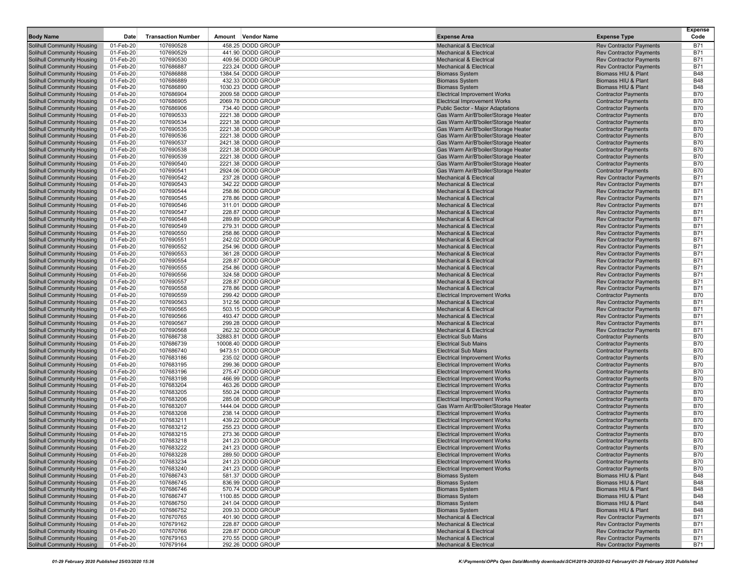| Body Name | Date | Transaction Number | Amount | Vendor Name | Expense Area | Expense Type | Expense Code |
|---|---|---|---|---|---|---|---|
| Solihull Community Housing | 01-Feb-20 | 107690528 | 458.25 | DODD GROUP | Mechanical & Electrical | Rev Contractor Payments | B71 |
| Solihull Community Housing | 01-Feb-20 | 107690529 | 441.90 | DODD GROUP | Mechanical & Electrical | Rev Contractor Payments | B71 |
| Solihull Community Housing | 01-Feb-20 | 107690530 | 409.56 | DODD GROUP | Mechanical & Electrical | Rev Contractor Payments | B71 |
| Solihull Community Housing | 01-Feb-20 | 107686887 | 223.24 | DODD GROUP | Mechanical & Electrical | Rev Contractor Payments | B71 |
| Solihull Community Housing | 01-Feb-20 | 107686888 | 1384.54 | DODD GROUP | Biomass System | Biomass HIU & Plant | B48 |
| Solihull Community Housing | 01-Feb-20 | 107686889 | 432.33 | DODD GROUP | Biomass System | Biomass HIU & Plant | B48 |
| Solihull Community Housing | 01-Feb-20 | 107686890 | 1030.23 | DODD GROUP | Biomass System | Biomass HIU & Plant | B48 |
| Solihull Community Housing | 01-Feb-20 | 107686904 | 2009.58 | DODD GROUP | Electrical Improvement Works | Contractor Payments | B70 |
| Solihull Community Housing | 01-Feb-20 | 107686905 | 2069.78 | DODD GROUP | Electrical Improvement Works | Contractor Payments | B70 |
| Solihull Community Housing | 01-Feb-20 | 107686906 | 734.40 | DODD GROUP | Public Sector - Major Adaptations | Contractor Payments | B70 |
| Solihull Community Housing | 01-Feb-20 | 107690533 | 2221.38 | DODD GROUP | Gas Warm Air/B'boiler/Storage Heater | Contractor Payments | B70 |
| Solihull Community Housing | 01-Feb-20 | 107690534 | 2221.38 | DODD GROUP | Gas Warm Air/B'boiler/Storage Heater | Contractor Payments | B70 |
| Solihull Community Housing | 01-Feb-20 | 107690535 | 2221.38 | DODD GROUP | Gas Warm Air/B'boiler/Storage Heater | Contractor Payments | B70 |
| Solihull Community Housing | 01-Feb-20 | 107690536 | 2221.38 | DODD GROUP | Gas Warm Air/B'boiler/Storage Heater | Contractor Payments | B70 |
| Solihull Community Housing | 01-Feb-20 | 107690537 | 2421.38 | DODD GROUP | Gas Warm Air/B'boiler/Storage Heater | Contractor Payments | B70 |
| Solihull Community Housing | 01-Feb-20 | 107690538 | 2221.38 | DODD GROUP | Gas Warm Air/B'boiler/Storage Heater | Contractor Payments | B70 |
| Solihull Community Housing | 01-Feb-20 | 107690539 | 2221.38 | DODD GROUP | Gas Warm Air/B'boiler/Storage Heater | Contractor Payments | B70 |
| Solihull Community Housing | 01-Feb-20 | 107690540 | 2221.38 | DODD GROUP | Gas Warm Air/B'boiler/Storage Heater | Contractor Payments | B70 |
| Solihull Community Housing | 01-Feb-20 | 107690541 | 2924.06 | DODD GROUP | Gas Warm Air/B'boiler/Storage Heater | Contractor Payments | B70 |
| Solihull Community Housing | 01-Feb-20 | 107690542 | 237.28 | DODD GROUP | Mechanical & Electrical | Rev Contractor Payments | B71 |
| Solihull Community Housing | 01-Feb-20 | 107690543 | 342.22 | DODD GROUP | Mechanical & Electrical | Rev Contractor Payments | B71 |
| Solihull Community Housing | 01-Feb-20 | 107690544 | 258.86 | DODD GROUP | Mechanical & Electrical | Rev Contractor Payments | B71 |
| Solihull Community Housing | 01-Feb-20 | 107690545 | 278.86 | DODD GROUP | Mechanical & Electrical | Rev Contractor Payments | B71 |
| Solihull Community Housing | 01-Feb-20 | 107690546 | 311.01 | DODD GROUP | Mechanical & Electrical | Rev Contractor Payments | B71 |
| Solihull Community Housing | 01-Feb-20 | 107690547 | 228.87 | DODD GROUP | Mechanical & Electrical | Rev Contractor Payments | B71 |
| Solihull Community Housing | 01-Feb-20 | 107690548 | 289.89 | DODD GROUP | Mechanical & Electrical | Rev Contractor Payments | B71 |
| Solihull Community Housing | 01-Feb-20 | 107690549 | 279.31 | DODD GROUP | Mechanical & Electrical | Rev Contractor Payments | B71 |
| Solihull Community Housing | 01-Feb-20 | 107690550 | 258.86 | DODD GROUP | Mechanical & Electrical | Rev Contractor Payments | B71 |
| Solihull Community Housing | 01-Feb-20 | 107690551 | 242.02 | DODD GROUP | Mechanical & Electrical | Rev Contractor Payments | B71 |
| Solihull Community Housing | 01-Feb-20 | 107690552 | 254.96 | DODD GROUP | Mechanical & Electrical | Rev Contractor Payments | B71 |
| Solihull Community Housing | 01-Feb-20 | 107690553 | 361.28 | DODD GROUP | Mechanical & Electrical | Rev Contractor Payments | B71 |
| Solihull Community Housing | 01-Feb-20 | 107690554 | 228.87 | DODD GROUP | Mechanical & Electrical | Rev Contractor Payments | B71 |
| Solihull Community Housing | 01-Feb-20 | 107690555 | 254.86 | DODD GROUP | Mechanical & Electrical | Rev Contractor Payments | B71 |
| Solihull Community Housing | 01-Feb-20 | 107690556 | 324.58 | DODD GROUP | Mechanical & Electrical | Rev Contractor Payments | B71 |
| Solihull Community Housing | 01-Feb-20 | 107690557 | 228.87 | DODD GROUP | Mechanical & Electrical | Rev Contractor Payments | B71 |
| Solihull Community Housing | 01-Feb-20 | 107690558 | 278.86 | DODD GROUP | Mechanical & Electrical | Rev Contractor Payments | B71 |
| Solihull Community Housing | 01-Feb-20 | 107690559 | 299.42 | DODD GROUP | Electrical Improvement Works | Contractor Payments | B70 |
| Solihull Community Housing | 01-Feb-20 | 107690563 | 312.56 | DODD GROUP | Mechanical & Electrical | Rev Contractor Payments | B71 |
| Solihull Community Housing | 01-Feb-20 | 107690565 | 503.15 | DODD GROUP | Mechanical & Electrical | Rev Contractor Payments | B71 |
| Solihull Community Housing | 01-Feb-20 | 107690566 | 493.47 | DODD GROUP | Mechanical & Electrical | Rev Contractor Payments | B71 |
| Solihull Community Housing | 01-Feb-20 | 107690567 | 299.28 | DODD GROUP | Mechanical & Electrical | Rev Contractor Payments | B71 |
| Solihull Community Housing | 01-Feb-20 | 107690568 | 262.32 | DODD GROUP | Mechanical & Electrical | Rev Contractor Payments | B71 |
| Solihull Community Housing | 01-Feb-20 | 107686738 | 32883.81 | DODD GROUP | Electrical Sub Mains | Contractor Payments | B70 |
| Solihull Community Housing | 01-Feb-20 | 107686739 | 10008.40 | DODD GROUP | Electrical Sub Mains | Contractor Payments | B70 |
| Solihull Community Housing | 01-Feb-20 | 107686740 | 9473.51 | DODD GROUP | Electrical Sub Mains | Contractor Payments | B70 |
| Solihull Community Housing | 01-Feb-20 | 107683186 | 235.02 | DODD GROUP | Electrical Improvement Works | Contractor Payments | B70 |
| Solihull Community Housing | 01-Feb-20 | 107683195 | 299.36 | DODD GROUP | Electrical Improvement Works | Contractor Payments | B70 |
| Solihull Community Housing | 01-Feb-20 | 107683196 | 275.47 | DODD GROUP | Electrical Improvement Works | Contractor Payments | B70 |
| Solihull Community Housing | 01-Feb-20 | 107683198 | 466.99 | DODD GROUP | Electrical Improvement Works | Contractor Payments | B70 |
| Solihull Community Housing | 01-Feb-20 | 107683204 | 463.26 | DODD GROUP | Electrical Improvement Works | Contractor Payments | B70 |
| Solihull Community Housing | 01-Feb-20 | 107683205 | 550.24 | DODD GROUP | Electrical Improvement Works | Contractor Payments | B70 |
| Solihull Community Housing | 01-Feb-20 | 107683206 | 285.08 | DODD GROUP | Electrical Improvement Works | Contractor Payments | B70 |
| Solihull Community Housing | 01-Feb-20 | 107683207 | 1444.04 | DODD GROUP | Gas Warm Air/B'boiler/Storage Heater | Contractor Payments | B70 |
| Solihull Community Housing | 01-Feb-20 | 107683208 | 238.14 | DODD GROUP | Electrical Improvement Works | Contractor Payments | B70 |
| Solihull Community Housing | 01-Feb-20 | 107683211 | 439.22 | DODD GROUP | Electrical Improvement Works | Contractor Payments | B70 |
| Solihull Community Housing | 01-Feb-20 | 107683212 | 255.23 | DODD GROUP | Electrical Improvement Works | Contractor Payments | B70 |
| Solihull Community Housing | 01-Feb-20 | 107683215 | 273.36 | DODD GROUP | Electrical Improvement Works | Contractor Payments | B70 |
| Solihull Community Housing | 01-Feb-20 | 107683218 | 241.23 | DODD GROUP | Electrical Improvement Works | Contractor Payments | B70 |
| Solihull Community Housing | 01-Feb-20 | 107683222 | 241.23 | DODD GROUP | Electrical Improvement Works | Contractor Payments | B70 |
| Solihull Community Housing | 01-Feb-20 | 107683228 | 289.50 | DODD GROUP | Electrical Improvement Works | Contractor Payments | B70 |
| Solihull Community Housing | 01-Feb-20 | 107683234 | 241.23 | DODD GROUP | Electrical Improvement Works | Contractor Payments | B70 |
| Solihull Community Housing | 01-Feb-20 | 107683240 | 241.23 | DODD GROUP | Electrical Improvement Works | Contractor Payments | B70 |
| Solihull Community Housing | 01-Feb-20 | 107686743 | 581.37 | DODD GROUP | Biomass System | Biomass HIU & Plant | B48 |
| Solihull Community Housing | 01-Feb-20 | 107686745 | 836.99 | DODD GROUP | Biomass System | Biomass HIU & Plant | B48 |
| Solihull Community Housing | 01-Feb-20 | 107686746 | 570.74 | DODD GROUP | Biomass System | Biomass HIU & Plant | B48 |
| Solihull Community Housing | 01-Feb-20 | 107686747 | 1100.85 | DODD GROUP | Biomass System | Biomass HIU & Plant | B48 |
| Solihull Community Housing | 01-Feb-20 | 107686750 | 241.04 | DODD GROUP | Biomass System | Biomass HIU & Plant | B48 |
| Solihull Community Housing | 01-Feb-20 | 107686752 | 209.33 | DODD GROUP | Biomass System | Biomass HIU & Plant | B48 |
| Solihull Community Housing | 01-Feb-20 | 107670765 | 401.90 | DODD GROUP | Mechanical & Electrical | Rev Contractor Payments | B71 |
| Solihull Community Housing | 01-Feb-20 | 107679162 | 228.87 | DODD GROUP | Mechanical & Electrical | Rev Contractor Payments | B71 |
| Solihull Community Housing | 01-Feb-20 | 107670766 | 228.87 | DODD GROUP | Mechanical & Electrical | Rev Contractor Payments | B71 |
| Solihull Community Housing | 01-Feb-20 | 107679163 | 270.55 | DODD GROUP | Mechanical & Electrical | Rev Contractor Payments | B71 |
| Solihull Community Housing | 01-Feb-20 | 107679164 | 292.26 | DODD GROUP | Mechanical & Electrical | Rev Contractor Payments | B71 |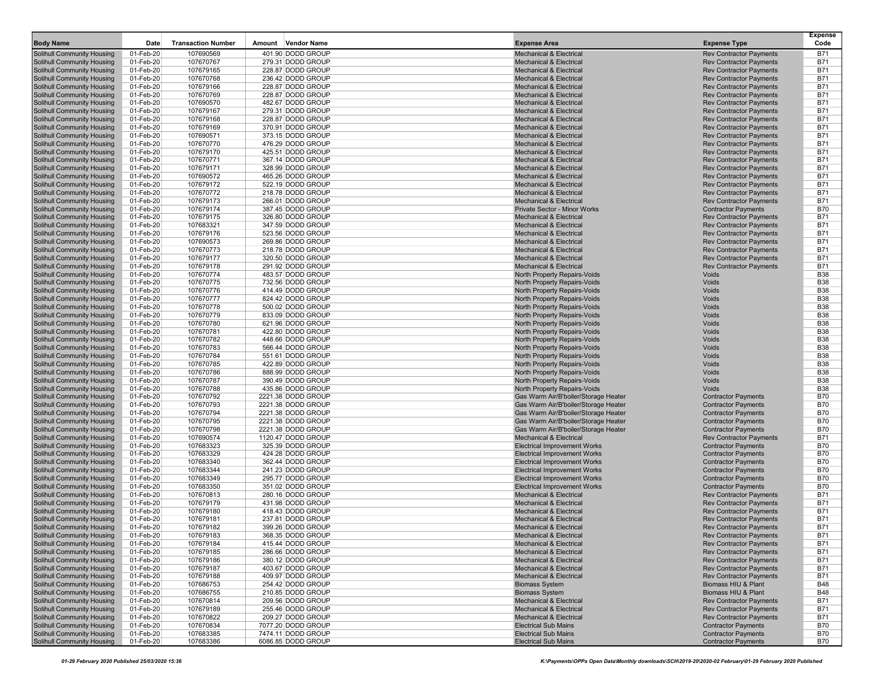| Body Name | Date | Transaction Number | Amount | Vendor Name | Expense Area | Expense Type | Expense Code |
|---|---|---|---|---|---|---|---|
| Solihull Community Housing | 01-Feb-20 | 107690569 | 401.90 | DODD GROUP | Mechanical & Electrical | Rev Contractor Payments | B71 |
| Solihull Community Housing | 01-Feb-20 | 107670767 | 279.31 | DODD GROUP | Mechanical & Electrical | Rev Contractor Payments | B71 |
| Solihull Community Housing | 01-Feb-20 | 107679165 | 228.87 | DODD GROUP | Mechanical & Electrical | Rev Contractor Payments | B71 |
| Solihull Community Housing | 01-Feb-20 | 107670768 | 236.42 | DODD GROUP | Mechanical & Electrical | Rev Contractor Payments | B71 |
| Solihull Community Housing | 01-Feb-20 | 107679166 | 228.87 | DODD GROUP | Mechanical & Electrical | Rev Contractor Payments | B71 |
| Solihull Community Housing | 01-Feb-20 | 107670769 | 228.87 | DODD GROUP | Mechanical & Electrical | Rev Contractor Payments | B71 |
| Solihull Community Housing | 01-Feb-20 | 107690570 | 482.67 | DODD GROUP | Mechanical & Electrical | Rev Contractor Payments | B71 |
| Solihull Community Housing | 01-Feb-20 | 107679167 | 279.31 | DODD GROUP | Mechanical & Electrical | Rev Contractor Payments | B71 |
| Solihull Community Housing | 01-Feb-20 | 107679168 | 228.87 | DODD GROUP | Mechanical & Electrical | Rev Contractor Payments | B71 |
| Solihull Community Housing | 01-Feb-20 | 107679169 | 370.91 | DODD GROUP | Mechanical & Electrical | Rev Contractor Payments | B71 |
| Solihull Community Housing | 01-Feb-20 | 107690571 | 373.15 | DODD GROUP | Mechanical & Electrical | Rev Contractor Payments | B71 |
| Solihull Community Housing | 01-Feb-20 | 107670770 | 476.29 | DODD GROUP | Mechanical & Electrical | Rev Contractor Payments | B71 |
| Solihull Community Housing | 01-Feb-20 | 107679170 | 425.51 | DODD GROUP | Mechanical & Electrical | Rev Contractor Payments | B71 |
| Solihull Community Housing | 01-Feb-20 | 107670771 | 367.14 | DODD GROUP | Mechanical & Electrical | Rev Contractor Payments | B71 |
| Solihull Community Housing | 01-Feb-20 | 107679171 | 328.99 | DODD GROUP | Mechanical & Electrical | Rev Contractor Payments | B71 |
| Solihull Community Housing | 01-Feb-20 | 107690572 | 465.26 | DODD GROUP | Mechanical & Electrical | Rev Contractor Payments | B71 |
| Solihull Community Housing | 01-Feb-20 | 107679172 | 522.19 | DODD GROUP | Mechanical & Electrical | Rev Contractor Payments | B71 |
| Solihull Community Housing | 01-Feb-20 | 107670772 | 218.78 | DODD GROUP | Mechanical & Electrical | Rev Contractor Payments | B71 |
| Solihull Community Housing | 01-Feb-20 | 107679173 | 266.01 | DODD GROUP | Mechanical & Electrical | Rev Contractor Payments | B71 |
| Solihull Community Housing | 01-Feb-20 | 107679174 | 387.45 | DODD GROUP | Private Sector - Minor Works | Contractor Payments | B70 |
| Solihull Community Housing | 01-Feb-20 | 107679175 | 326.80 | DODD GROUP | Mechanical & Electrical | Rev Contractor Payments | B71 |
| Solihull Community Housing | 01-Feb-20 | 107683321 | 347.59 | DODD GROUP | Mechanical & Electrical | Rev Contractor Payments | B71 |
| Solihull Community Housing | 01-Feb-20 | 107679176 | 523.56 | DODD GROUP | Mechanical & Electrical | Rev Contractor Payments | B71 |
| Solihull Community Housing | 01-Feb-20 | 107690573 | 269.86 | DODD GROUP | Mechanical & Electrical | Rev Contractor Payments | B71 |
| Solihull Community Housing | 01-Feb-20 | 107670773 | 218.78 | DODD GROUP | Mechanical & Electrical | Rev Contractor Payments | B71 |
| Solihull Community Housing | 01-Feb-20 | 107679177 | 320.50 | DODD GROUP | Mechanical & Electrical | Rev Contractor Payments | B71 |
| Solihull Community Housing | 01-Feb-20 | 107679178 | 291.92 | DODD GROUP | Mechanical & Electrical | Rev Contractor Payments | B71 |
| Solihull Community Housing | 01-Feb-20 | 107670774 | 483.57 | DODD GROUP | North Property Repairs-Voids | Voids | B38 |
| Solihull Community Housing | 01-Feb-20 | 107670775 | 732.56 | DODD GROUP | North Property Repairs-Voids | Voids | B38 |
| Solihull Community Housing | 01-Feb-20 | 107670776 | 414.49 | DODD GROUP | North Property Repairs-Voids | Voids | B38 |
| Solihull Community Housing | 01-Feb-20 | 107670777 | 824.42 | DODD GROUP | North Property Repairs-Voids | Voids | B38 |
| Solihull Community Housing | 01-Feb-20 | 107670778 | 500.02 | DODD GROUP | North Property Repairs-Voids | Voids | B38 |
| Solihull Community Housing | 01-Feb-20 | 107670779 | 833.09 | DODD GROUP | North Property Repairs-Voids | Voids | B38 |
| Solihull Community Housing | 01-Feb-20 | 107670780 | 621.96 | DODD GROUP | North Property Repairs-Voids | Voids | B38 |
| Solihull Community Housing | 01-Feb-20 | 107670781 | 422.80 | DODD GROUP | North Property Repairs-Voids | Voids | B38 |
| Solihull Community Housing | 01-Feb-20 | 107670782 | 448.66 | DODD GROUP | North Property Repairs-Voids | Voids | B38 |
| Solihull Community Housing | 01-Feb-20 | 107670783 | 566.44 | DODD GROUP | North Property Repairs-Voids | Voids | B38 |
| Solihull Community Housing | 01-Feb-20 | 107670784 | 551.61 | DODD GROUP | North Property Repairs-Voids | Voids | B38 |
| Solihull Community Housing | 01-Feb-20 | 107670785 | 422.89 | DODD GROUP | North Property Repairs-Voids | Voids | B38 |
| Solihull Community Housing | 01-Feb-20 | 107670786 | 888.99 | DODD GROUP | North Property Repairs-Voids | Voids | B38 |
| Solihull Community Housing | 01-Feb-20 | 107670787 | 390.49 | DODD GROUP | North Property Repairs-Voids | Voids | B38 |
| Solihull Community Housing | 01-Feb-20 | 107670788 | 435.86 | DODD GROUP | North Property Repairs-Voids | Voids | B38 |
| Solihull Community Housing | 01-Feb-20 | 107670792 | 2221.38 | DODD GROUP | Gas Warm Air/B'boiler/Storage Heater | Contractor Payments | B70 |
| Solihull Community Housing | 01-Feb-20 | 107670793 | 2221.38 | DODD GROUP | Gas Warm Air/B'boiler/Storage Heater | Contractor Payments | B70 |
| Solihull Community Housing | 01-Feb-20 | 107670794 | 2221.38 | DODD GROUP | Gas Warm Air/B'boiler/Storage Heater | Contractor Payments | B70 |
| Solihull Community Housing | 01-Feb-20 | 107670795 | 2221.38 | DODD GROUP | Gas Warm Air/B'boiler/Storage Heater | Contractor Payments | B70 |
| Solihull Community Housing | 01-Feb-20 | 107670798 | 2221.38 | DODD GROUP | Gas Warm Air/B'boiler/Storage Heater | Contractor Payments | B70 |
| Solihull Community Housing | 01-Feb-20 | 107690574 | 1120.47 | DODD GROUP | Mechanical & Electrical | Rev Contractor Payments | B71 |
| Solihull Community Housing | 01-Feb-20 | 107683323 | 325.39 | DODD GROUP | Electrical Improvement Works | Contractor Payments | B70 |
| Solihull Community Housing | 01-Feb-20 | 107683329 | 424.28 | DODD GROUP | Electrical Improvement Works | Contractor Payments | B70 |
| Solihull Community Housing | 01-Feb-20 | 107683340 | 362.44 | DODD GROUP | Electrical Improvement Works | Contractor Payments | B70 |
| Solihull Community Housing | 01-Feb-20 | 107683344 | 241.23 | DODD GROUP | Electrical Improvement Works | Contractor Payments | B70 |
| Solihull Community Housing | 01-Feb-20 | 107683349 | 295.77 | DODD GROUP | Electrical Improvement Works | Contractor Payments | B70 |
| Solihull Community Housing | 01-Feb-20 | 107683350 | 351.02 | DODD GROUP | Electrical Improvement Works | Contractor Payments | B70 |
| Solihull Community Housing | 01-Feb-20 | 107670813 | 280.16 | DODD GROUP | Mechanical & Electrical | Rev Contractor Payments | B71 |
| Solihull Community Housing | 01-Feb-20 | 107679179 | 431.98 | DODD GROUP | Mechanical & Electrical | Rev Contractor Payments | B71 |
| Solihull Community Housing | 01-Feb-20 | 107679180 | 418.43 | DODD GROUP | Mechanical & Electrical | Rev Contractor Payments | B71 |
| Solihull Community Housing | 01-Feb-20 | 107679181 | 237.81 | DODD GROUP | Mechanical & Electrical | Rev Contractor Payments | B71 |
| Solihull Community Housing | 01-Feb-20 | 107679182 | 399.26 | DODD GROUP | Mechanical & Electrical | Rev Contractor Payments | B71 |
| Solihull Community Housing | 01-Feb-20 | 107679183 | 368.35 | DODD GROUP | Mechanical & Electrical | Rev Contractor Payments | B71 |
| Solihull Community Housing | 01-Feb-20 | 107679184 | 415.44 | DODD GROUP | Mechanical & Electrical | Rev Contractor Payments | B71 |
| Solihull Community Housing | 01-Feb-20 | 107679185 | 286.66 | DODD GROUP | Mechanical & Electrical | Rev Contractor Payments | B71 |
| Solihull Community Housing | 01-Feb-20 | 107679186 | 380.12 | DODD GROUP | Mechanical & Electrical | Rev Contractor Payments | B71 |
| Solihull Community Housing | 01-Feb-20 | 107679187 | 403.67 | DODD GROUP | Mechanical & Electrical | Rev Contractor Payments | B71 |
| Solihull Community Housing | 01-Feb-20 | 107679188 | 409.97 | DODD GROUP | Mechanical & Electrical | Rev Contractor Payments | B71 |
| Solihull Community Housing | 01-Feb-20 | 107686753 | 254.42 | DODD GROUP | Biomass System | Biomass HIU & Plant | B48 |
| Solihull Community Housing | 01-Feb-20 | 107686755 | 210.85 | DODD GROUP | Biomass System | Biomass HIU & Plant | B48 |
| Solihull Community Housing | 01-Feb-20 | 107670814 | 209.56 | DODD GROUP | Mechanical & Electrical | Rev Contractor Payments | B71 |
| Solihull Community Housing | 01-Feb-20 | 107679189 | 255.46 | DODD GROUP | Mechanical & Electrical | Rev Contractor Payments | B71 |
| Solihull Community Housing | 01-Feb-20 | 107670822 | 209.27 | DODD GROUP | Mechanical & Electrical | Rev Contractor Payments | B71 |
| Solihull Community Housing | 01-Feb-20 | 107670834 | 7077.20 | DODD GROUP | Electrical Sub Mains | Contractor Payments | B70 |
| Solihull Community Housing | 01-Feb-20 | 107683385 | 7474.11 | DODD GROUP | Electrical Sub Mains | Contractor Payments | B70 |
| Solihull Community Housing | 01-Feb-20 | 107683386 | 6086.85 | DODD GROUP | Electrical Sub Mains | Contractor Payments | B70 |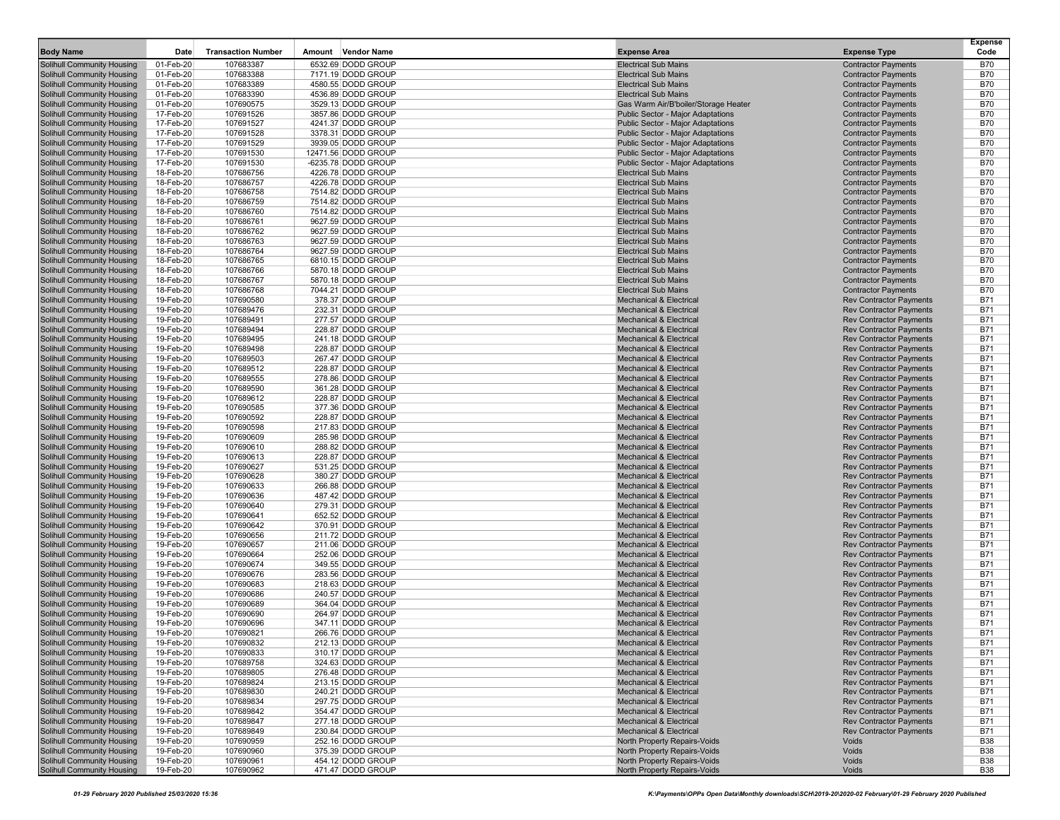| Body Name | Date | Transaction Number | Amount | Vendor Name | Expense Area | Expense Type | Expense Code |
|---|---|---|---|---|---|---|---|
| Solihull Community Housing | 01-Feb-20 | 107683387 | 6532.69 | DODD GROUP | Electrical Sub Mains | Contractor Payments | B70 |
| Solihull Community Housing | 01-Feb-20 | 107683388 | 7171.19 | DODD GROUP | Electrical Sub Mains | Contractor Payments | B70 |
| Solihull Community Housing | 01-Feb-20 | 107683389 | 4580.55 | DODD GROUP | Electrical Sub Mains | Contractor Payments | B70 |
| Solihull Community Housing | 01-Feb-20 | 107683390 | 4536.89 | DODD GROUP | Electrical Sub Mains | Contractor Payments | B70 |
| Solihull Community Housing | 01-Feb-20 | 107690575 | 3529.13 | DODD GROUP | Gas Warm Air/B'boiler/Storage Heater | Contractor Payments | B70 |
| Solihull Community Housing | 17-Feb-20 | 107691526 | 3857.86 | DODD GROUP | Public Sector - Major Adaptations | Contractor Payments | B70 |
| Solihull Community Housing | 17-Feb-20 | 107691527 | 4241.37 | DODD GROUP | Public Sector - Major Adaptations | Contractor Payments | B70 |
| Solihull Community Housing | 17-Feb-20 | 107691528 | 3378.31 | DODD GROUP | Public Sector - Major Adaptations | Contractor Payments | B70 |
| Solihull Community Housing | 17-Feb-20 | 107691529 | 3939.05 | DODD GROUP | Public Sector - Major Adaptations | Contractor Payments | B70 |
| Solihull Community Housing | 17-Feb-20 | 107691530 | 12471.56 | DODD GROUP | Public Sector - Major Adaptations | Contractor Payments | B70 |
| Solihull Community Housing | 17-Feb-20 | 107691530 | -6235.78 | DODD GROUP | Public Sector - Major Adaptations | Contractor Payments | B70 |
| Solihull Community Housing | 18-Feb-20 | 107686756 | 4226.78 | DODD GROUP | Electrical Sub Mains | Contractor Payments | B70 |
| Solihull Community Housing | 18-Feb-20 | 107686757 | 4226.78 | DODD GROUP | Electrical Sub Mains | Contractor Payments | B70 |
| Solihull Community Housing | 18-Feb-20 | 107686758 | 7514.82 | DODD GROUP | Electrical Sub Mains | Contractor Payments | B70 |
| Solihull Community Housing | 18-Feb-20 | 107686759 | 7514.82 | DODD GROUP | Electrical Sub Mains | Contractor Payments | B70 |
| Solihull Community Housing | 18-Feb-20 | 107686760 | 7514.82 | DODD GROUP | Electrical Sub Mains | Contractor Payments | B70 |
| Solihull Community Housing | 18-Feb-20 | 107686761 | 9627.59 | DODD GROUP | Electrical Sub Mains | Contractor Payments | B70 |
| Solihull Community Housing | 18-Feb-20 | 107686762 | 9627.59 | DODD GROUP | Electrical Sub Mains | Contractor Payments | B70 |
| Solihull Community Housing | 18-Feb-20 | 107686763 | 9627.59 | DODD GROUP | Electrical Sub Mains | Contractor Payments | B70 |
| Solihull Community Housing | 18-Feb-20 | 107686764 | 9627.59 | DODD GROUP | Electrical Sub Mains | Contractor Payments | B70 |
| Solihull Community Housing | 18-Feb-20 | 107686765 | 6810.15 | DODD GROUP | Electrical Sub Mains | Contractor Payments | B70 |
| Solihull Community Housing | 18-Feb-20 | 107686766 | 5870.18 | DODD GROUP | Electrical Sub Mains | Contractor Payments | B70 |
| Solihull Community Housing | 18-Feb-20 | 107686767 | 5870.18 | DODD GROUP | Electrical Sub Mains | Contractor Payments | B70 |
| Solihull Community Housing | 18-Feb-20 | 107686768 | 7044.21 | DODD GROUP | Electrical Sub Mains | Contractor Payments | B70 |
| Solihull Community Housing | 19-Feb-20 | 107690580 | 378.37 | DODD GROUP | Mechanical & Electrical | Rev Contractor Payments | B71 |
| Solihull Community Housing | 19-Feb-20 | 107689476 | 232.31 | DODD GROUP | Mechanical & Electrical | Rev Contractor Payments | B71 |
| Solihull Community Housing | 19-Feb-20 | 107689491 | 277.57 | DODD GROUP | Mechanical & Electrical | Rev Contractor Payments | B71 |
| Solihull Community Housing | 19-Feb-20 | 107689494 | 228.87 | DODD GROUP | Mechanical & Electrical | Rev Contractor Payments | B71 |
| Solihull Community Housing | 19-Feb-20 | 107689495 | 241.18 | DODD GROUP | Mechanical & Electrical | Rev Contractor Payments | B71 |
| Solihull Community Housing | 19-Feb-20 | 107689498 | 228.87 | DODD GROUP | Mechanical & Electrical | Rev Contractor Payments | B71 |
| Solihull Community Housing | 19-Feb-20 | 107689503 | 267.47 | DODD GROUP | Mechanical & Electrical | Rev Contractor Payments | B71 |
| Solihull Community Housing | 19-Feb-20 | 107689512 | 228.87 | DODD GROUP | Mechanical & Electrical | Rev Contractor Payments | B71 |
| Solihull Community Housing | 19-Feb-20 | 107689555 | 278.86 | DODD GROUP | Mechanical & Electrical | Rev Contractor Payments | B71 |
| Solihull Community Housing | 19-Feb-20 | 107689590 | 361.28 | DODD GROUP | Mechanical & Electrical | Rev Contractor Payments | B71 |
| Solihull Community Housing | 19-Feb-20 | 107689612 | 228.87 | DODD GROUP | Mechanical & Electrical | Rev Contractor Payments | B71 |
| Solihull Community Housing | 19-Feb-20 | 107690585 | 377.36 | DODD GROUP | Mechanical & Electrical | Rev Contractor Payments | B71 |
| Solihull Community Housing | 19-Feb-20 | 107690592 | 228.87 | DODD GROUP | Mechanical & Electrical | Rev Contractor Payments | B71 |
| Solihull Community Housing | 19-Feb-20 | 107690598 | 217.83 | DODD GROUP | Mechanical & Electrical | Rev Contractor Payments | B71 |
| Solihull Community Housing | 19-Feb-20 | 107690609 | 285.98 | DODD GROUP | Mechanical & Electrical | Rev Contractor Payments | B71 |
| Solihull Community Housing | 19-Feb-20 | 107690610 | 288.82 | DODD GROUP | Mechanical & Electrical | Rev Contractor Payments | B71 |
| Solihull Community Housing | 19-Feb-20 | 107690613 | 228.87 | DODD GROUP | Mechanical & Electrical | Rev Contractor Payments | B71 |
| Solihull Community Housing | 19-Feb-20 | 107690627 | 531.25 | DODD GROUP | Mechanical & Electrical | Rev Contractor Payments | B71 |
| Solihull Community Housing | 19-Feb-20 | 107690628 | 380.27 | DODD GROUP | Mechanical & Electrical | Rev Contractor Payments | B71 |
| Solihull Community Housing | 19-Feb-20 | 107690633 | 266.88 | DODD GROUP | Mechanical & Electrical | Rev Contractor Payments | B71 |
| Solihull Community Housing | 19-Feb-20 | 107690636 | 487.42 | DODD GROUP | Mechanical & Electrical | Rev Contractor Payments | B71 |
| Solihull Community Housing | 19-Feb-20 | 107690640 | 279.31 | DODD GROUP | Mechanical & Electrical | Rev Contractor Payments | B71 |
| Solihull Community Housing | 19-Feb-20 | 107690641 | 652.52 | DODD GROUP | Mechanical & Electrical | Rev Contractor Payments | B71 |
| Solihull Community Housing | 19-Feb-20 | 107690642 | 370.91 | DODD GROUP | Mechanical & Electrical | Rev Contractor Payments | B71 |
| Solihull Community Housing | 19-Feb-20 | 107690656 | 211.72 | DODD GROUP | Mechanical & Electrical | Rev Contractor Payments | B71 |
| Solihull Community Housing | 19-Feb-20 | 107690657 | 211.06 | DODD GROUP | Mechanical & Electrical | Rev Contractor Payments | B71 |
| Solihull Community Housing | 19-Feb-20 | 107690664 | 252.06 | DODD GROUP | Mechanical & Electrical | Rev Contractor Payments | B71 |
| Solihull Community Housing | 19-Feb-20 | 107690674 | 349.55 | DODD GROUP | Mechanical & Electrical | Rev Contractor Payments | B71 |
| Solihull Community Housing | 19-Feb-20 | 107690676 | 283.56 | DODD GROUP | Mechanical & Electrical | Rev Contractor Payments | B71 |
| Solihull Community Housing | 19-Feb-20 | 107690683 | 218.63 | DODD GROUP | Mechanical & Electrical | Rev Contractor Payments | B71 |
| Solihull Community Housing | 19-Feb-20 | 107690686 | 240.57 | DODD GROUP | Mechanical & Electrical | Rev Contractor Payments | B71 |
| Solihull Community Housing | 19-Feb-20 | 107690689 | 364.04 | DODD GROUP | Mechanical & Electrical | Rev Contractor Payments | B71 |
| Solihull Community Housing | 19-Feb-20 | 107690690 | 264.97 | DODD GROUP | Mechanical & Electrical | Rev Contractor Payments | B71 |
| Solihull Community Housing | 19-Feb-20 | 107690696 | 347.11 | DODD GROUP | Mechanical & Electrical | Rev Contractor Payments | B71 |
| Solihull Community Housing | 19-Feb-20 | 107690821 | 266.76 | DODD GROUP | Mechanical & Electrical | Rev Contractor Payments | B71 |
| Solihull Community Housing | 19-Feb-20 | 107690832 | 212.13 | DODD GROUP | Mechanical & Electrical | Rev Contractor Payments | B71 |
| Solihull Community Housing | 19-Feb-20 | 107690833 | 310.17 | DODD GROUP | Mechanical & Electrical | Rev Contractor Payments | B71 |
| Solihull Community Housing | 19-Feb-20 | 107689758 | 324.63 | DODD GROUP | Mechanical & Electrical | Rev Contractor Payments | B71 |
| Solihull Community Housing | 19-Feb-20 | 107689805 | 276.48 | DODD GROUP | Mechanical & Electrical | Rev Contractor Payments | B71 |
| Solihull Community Housing | 19-Feb-20 | 107689824 | 213.15 | DODD GROUP | Mechanical & Electrical | Rev Contractor Payments | B71 |
| Solihull Community Housing | 19-Feb-20 | 107689830 | 240.21 | DODD GROUP | Mechanical & Electrical | Rev Contractor Payments | B71 |
| Solihull Community Housing | 19-Feb-20 | 107689834 | 297.75 | DODD GROUP | Mechanical & Electrical | Rev Contractor Payments | B71 |
| Solihull Community Housing | 19-Feb-20 | 107689842 | 354.47 | DODD GROUP | Mechanical & Electrical | Rev Contractor Payments | B71 |
| Solihull Community Housing | 19-Feb-20 | 107689847 | 277.18 | DODD GROUP | Mechanical & Electrical | Rev Contractor Payments | B71 |
| Solihull Community Housing | 19-Feb-20 | 107689849 | 230.84 | DODD GROUP | Mechanical & Electrical | Rev Contractor Payments | B71 |
| Solihull Community Housing | 19-Feb-20 | 107690959 | 252.16 | DODD GROUP | North Property Repairs-Voids | Voids | B38 |
| Solihull Community Housing | 19-Feb-20 | 107690960 | 375.39 | DODD GROUP | North Property Repairs-Voids | Voids | B38 |
| Solihull Community Housing | 19-Feb-20 | 107690961 | 454.12 | DODD GROUP | North Property Repairs-Voids | Voids | B38 |
| Solihull Community Housing | 19-Feb-20 | 107690962 | 471.47 | DODD GROUP | North Property Repairs-Voids | Voids | B38 |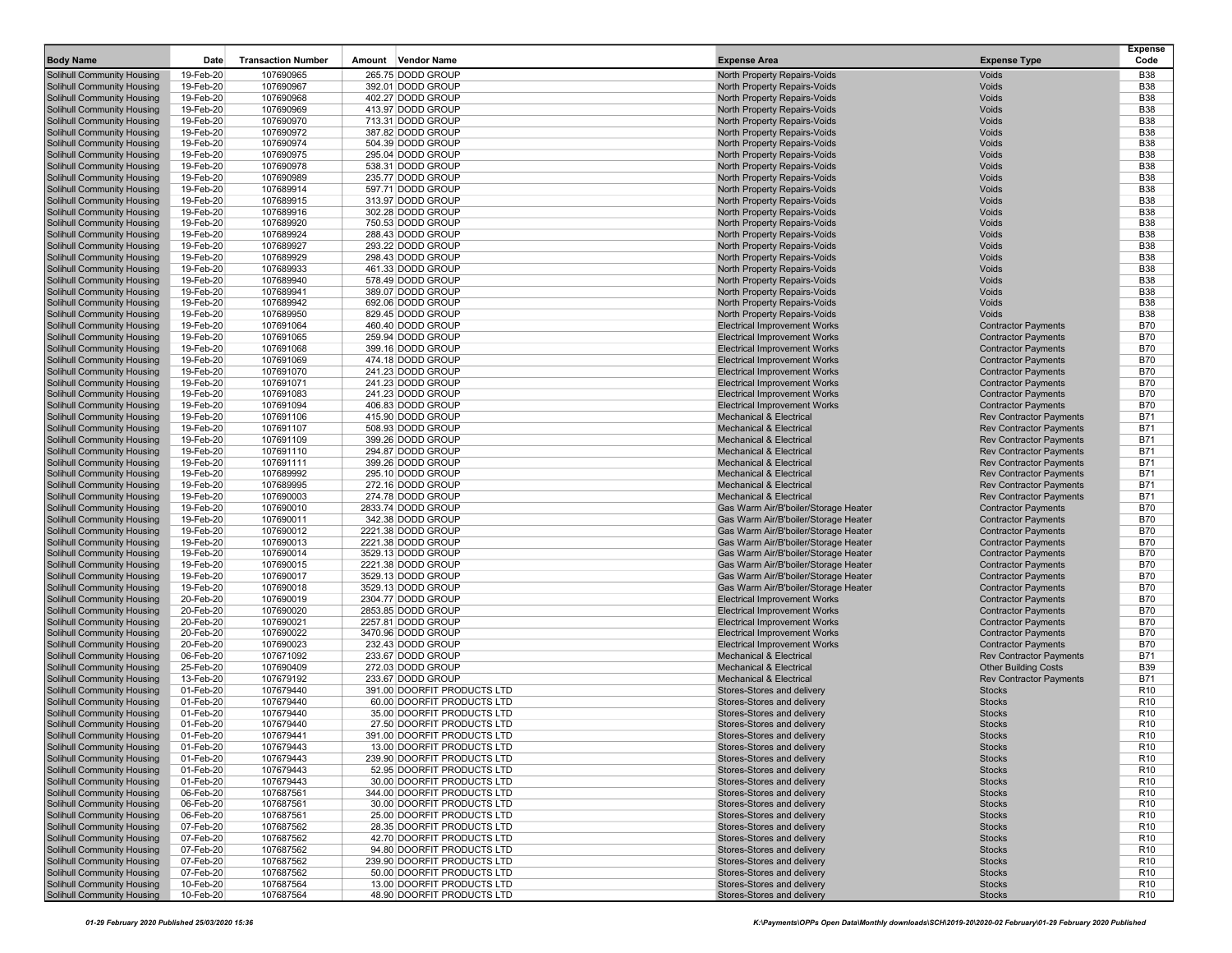| Body Name | Date | Transaction Number | Amount | Vendor Name | Expense Area | Expense Type | Expense Code |
|---|---|---|---|---|---|---|---|
| Solihull Community Housing | 19-Feb-20 | 107690965 | 265.75 | DODD GROUP | North Property Repairs-Voids | Voids | B38 |
| Solihull Community Housing | 19-Feb-20 | 107690967 | 392.01 | DODD GROUP | North Property Repairs-Voids | Voids | B38 |
| Solihull Community Housing | 19-Feb-20 | 107690968 | 402.27 | DODD GROUP | North Property Repairs-Voids | Voids | B38 |
| Solihull Community Housing | 19-Feb-20 | 107690969 | 413.97 | DODD GROUP | North Property Repairs-Voids | Voids | B38 |
| Solihull Community Housing | 19-Feb-20 | 107690970 | 713.31 | DODD GROUP | North Property Repairs-Voids | Voids | B38 |
| Solihull Community Housing | 19-Feb-20 | 107690972 | 387.82 | DODD GROUP | North Property Repairs-Voids | Voids | B38 |
| Solihull Community Housing | 19-Feb-20 | 107690974 | 504.39 | DODD GROUP | North Property Repairs-Voids | Voids | B38 |
| Solihull Community Housing | 19-Feb-20 | 107690975 | 295.04 | DODD GROUP | North Property Repairs-Voids | Voids | B38 |
| Solihull Community Housing | 19-Feb-20 | 107690978 | 538.31 | DODD GROUP | North Property Repairs-Voids | Voids | B38 |
| Solihull Community Housing | 19-Feb-20 | 107690989 | 235.77 | DODD GROUP | North Property Repairs-Voids | Voids | B38 |
| Solihull Community Housing | 19-Feb-20 | 107689914 | 597.71 | DODD GROUP | North Property Repairs-Voids | Voids | B38 |
| Solihull Community Housing | 19-Feb-20 | 107689915 | 313.97 | DODD GROUP | North Property Repairs-Voids | Voids | B38 |
| Solihull Community Housing | 19-Feb-20 | 107689916 | 302.28 | DODD GROUP | North Property Repairs-Voids | Voids | B38 |
| Solihull Community Housing | 19-Feb-20 | 107689920 | 750.53 | DODD GROUP | North Property Repairs-Voids | Voids | B38 |
| Solihull Community Housing | 19-Feb-20 | 107689924 | 288.43 | DODD GROUP | North Property Repairs-Voids | Voids | B38 |
| Solihull Community Housing | 19-Feb-20 | 107689927 | 293.22 | DODD GROUP | North Property Repairs-Voids | Voids | B38 |
| Solihull Community Housing | 19-Feb-20 | 107689929 | 298.43 | DODD GROUP | North Property Repairs-Voids | Voids | B38 |
| Solihull Community Housing | 19-Feb-20 | 107689933 | 461.33 | DODD GROUP | North Property Repairs-Voids | Voids | B38 |
| Solihull Community Housing | 19-Feb-20 | 107689940 | 578.49 | DODD GROUP | North Property Repairs-Voids | Voids | B38 |
| Solihull Community Housing | 19-Feb-20 | 107689941 | 389.07 | DODD GROUP | North Property Repairs-Voids | Voids | B38 |
| Solihull Community Housing | 19-Feb-20 | 107689942 | 692.06 | DODD GROUP | North Property Repairs-Voids | Voids | B38 |
| Solihull Community Housing | 19-Feb-20 | 107689950 | 829.45 | DODD GROUP | North Property Repairs-Voids | Voids | B38 |
| Solihull Community Housing | 19-Feb-20 | 107691064 | 460.40 | DODD GROUP | Electrical Improvement Works | Contractor Payments | B70 |
| Solihull Community Housing | 19-Feb-20 | 107691065 | 259.94 | DODD GROUP | Electrical Improvement Works | Contractor Payments | B70 |
| Solihull Community Housing | 19-Feb-20 | 107691068 | 399.16 | DODD GROUP | Electrical Improvement Works | Contractor Payments | B70 |
| Solihull Community Housing | 19-Feb-20 | 107691069 | 474.18 | DODD GROUP | Electrical Improvement Works | Contractor Payments | B70 |
| Solihull Community Housing | 19-Feb-20 | 107691070 | 241.23 | DODD GROUP | Electrical Improvement Works | Contractor Payments | B70 |
| Solihull Community Housing | 19-Feb-20 | 107691071 | 241.23 | DODD GROUP | Electrical Improvement Works | Contractor Payments | B70 |
| Solihull Community Housing | 19-Feb-20 | 107691083 | 241.23 | DODD GROUP | Electrical Improvement Works | Contractor Payments | B70 |
| Solihull Community Housing | 19-Feb-20 | 107691094 | 406.83 | DODD GROUP | Electrical Improvement Works | Contractor Payments | B70 |
| Solihull Community Housing | 19-Feb-20 | 107691106 | 415.90 | DODD GROUP | Mechanical & Electrical | Rev Contractor Payments | B71 |
| Solihull Community Housing | 19-Feb-20 | 107691107 | 508.93 | DODD GROUP | Mechanical & Electrical | Rev Contractor Payments | B71 |
| Solihull Community Housing | 19-Feb-20 | 107691109 | 399.26 | DODD GROUP | Mechanical & Electrical | Rev Contractor Payments | B71 |
| Solihull Community Housing | 19-Feb-20 | 107691110 | 294.87 | DODD GROUP | Mechanical & Electrical | Rev Contractor Payments | B71 |
| Solihull Community Housing | 19-Feb-20 | 107691111 | 399.26 | DODD GROUP | Mechanical & Electrical | Rev Contractor Payments | B71 |
| Solihull Community Housing | 19-Feb-20 | 107689992 | 295.10 | DODD GROUP | Mechanical & Electrical | Rev Contractor Payments | B71 |
| Solihull Community Housing | 19-Feb-20 | 107689995 | 272.16 | DODD GROUP | Mechanical & Electrical | Rev Contractor Payments | B71 |
| Solihull Community Housing | 19-Feb-20 | 107690003 | 274.78 | DODD GROUP | Mechanical & Electrical | Rev Contractor Payments | B71 |
| Solihull Community Housing | 19-Feb-20 | 107690010 | 2833.74 | DODD GROUP | Gas Warm Air/B'boiler/Storage Heater | Contractor Payments | B70 |
| Solihull Community Housing | 19-Feb-20 | 107690011 | 342.38 | DODD GROUP | Gas Warm Air/B'boiler/Storage Heater | Contractor Payments | B70 |
| Solihull Community Housing | 19-Feb-20 | 107690012 | 2221.38 | DODD GROUP | Gas Warm Air/B'boiler/Storage Heater | Contractor Payments | B70 |
| Solihull Community Housing | 19-Feb-20 | 107690013 | 2221.38 | DODD GROUP | Gas Warm Air/B'boiler/Storage Heater | Contractor Payments | B70 |
| Solihull Community Housing | 19-Feb-20 | 107690014 | 3529.13 | DODD GROUP | Gas Warm Air/B'boiler/Storage Heater | Contractor Payments | B70 |
| Solihull Community Housing | 19-Feb-20 | 107690015 | 2221.38 | DODD GROUP | Gas Warm Air/B'boiler/Storage Heater | Contractor Payments | B70 |
| Solihull Community Housing | 19-Feb-20 | 107690017 | 3529.13 | DODD GROUP | Gas Warm Air/B'boiler/Storage Heater | Contractor Payments | B70 |
| Solihull Community Housing | 19-Feb-20 | 107690018 | 3529.13 | DODD GROUP | Gas Warm Air/B'boiler/Storage Heater | Contractor Payments | B70 |
| Solihull Community Housing | 20-Feb-20 | 107690019 | 2304.77 | DODD GROUP | Electrical Improvement Works | Contractor Payments | B70 |
| Solihull Community Housing | 20-Feb-20 | 107690020 | 2853.85 | DODD GROUP | Electrical Improvement Works | Contractor Payments | B70 |
| Solihull Community Housing | 20-Feb-20 | 107690021 | 2257.81 | DODD GROUP | Electrical Improvement Works | Contractor Payments | B70 |
| Solihull Community Housing | 20-Feb-20 | 107690022 | 3470.96 | DODD GROUP | Electrical Improvement Works | Contractor Payments | B70 |
| Solihull Community Housing | 20-Feb-20 | 107690023 | 232.43 | DODD GROUP | Electrical Improvement Works | Contractor Payments | B70 |
| Solihull Community Housing | 06-Feb-20 | 107671092 | 233.67 | DODD GROUP | Mechanical & Electrical | Rev Contractor Payments | B71 |
| Solihull Community Housing | 25-Feb-20 | 107690409 | 272.03 | DODD GROUP | Mechanical & Electrical | Other Building Costs | B39 |
| Solihull Community Housing | 13-Feb-20 | 107679192 | 233.67 | DODD GROUP | Mechanical & Electrical | Rev Contractor Payments | B71 |
| Solihull Community Housing | 01-Feb-20 | 107679440 | 391.00 | DOORFIT PRODUCTS LTD | Stores-Stores and delivery | Stocks | R10 |
| Solihull Community Housing | 01-Feb-20 | 107679440 | 60.00 | DOORFIT PRODUCTS LTD | Stores-Stores and delivery | Stocks | R10 |
| Solihull Community Housing | 01-Feb-20 | 107679440 | 35.00 | DOORFIT PRODUCTS LTD | Stores-Stores and delivery | Stocks | R10 |
| Solihull Community Housing | 01-Feb-20 | 107679440 | 27.50 | DOORFIT PRODUCTS LTD | Stores-Stores and delivery | Stocks | R10 |
| Solihull Community Housing | 01-Feb-20 | 107679441 | 391.00 | DOORFIT PRODUCTS LTD | Stores-Stores and delivery | Stocks | R10 |
| Solihull Community Housing | 01-Feb-20 | 107679443 | 13.00 | DOORFIT PRODUCTS LTD | Stores-Stores and delivery | Stocks | R10 |
| Solihull Community Housing | 01-Feb-20 | 107679443 | 239.90 | DOORFIT PRODUCTS LTD | Stores-Stores and delivery | Stocks | R10 |
| Solihull Community Housing | 01-Feb-20 | 107679443 | 52.95 | DOORFIT PRODUCTS LTD | Stores-Stores and delivery | Stocks | R10 |
| Solihull Community Housing | 01-Feb-20 | 107679443 | 30.00 | DOORFIT PRODUCTS LTD | Stores-Stores and delivery | Stocks | R10 |
| Solihull Community Housing | 06-Feb-20 | 107687561 | 344.00 | DOORFIT PRODUCTS LTD | Stores-Stores and delivery | Stocks | R10 |
| Solihull Community Housing | 06-Feb-20 | 107687561 | 30.00 | DOORFIT PRODUCTS LTD | Stores-Stores and delivery | Stocks | R10 |
| Solihull Community Housing | 06-Feb-20 | 107687561 | 25.00 | DOORFIT PRODUCTS LTD | Stores-Stores and delivery | Stocks | R10 |
| Solihull Community Housing | 07-Feb-20 | 107687562 | 28.35 | DOORFIT PRODUCTS LTD | Stores-Stores and delivery | Stocks | R10 |
| Solihull Community Housing | 07-Feb-20 | 107687562 | 42.70 | DOORFIT PRODUCTS LTD | Stores-Stores and delivery | Stocks | R10 |
| Solihull Community Housing | 07-Feb-20 | 107687562 | 94.80 | DOORFIT PRODUCTS LTD | Stores-Stores and delivery | Stocks | R10 |
| Solihull Community Housing | 07-Feb-20 | 107687562 | 239.90 | DOORFIT PRODUCTS LTD | Stores-Stores and delivery | Stocks | R10 |
| Solihull Community Housing | 07-Feb-20 | 107687562 | 50.00 | DOORFIT PRODUCTS LTD | Stores-Stores and delivery | Stocks | R10 |
| Solihull Community Housing | 10-Feb-20 | 107687564 | 13.00 | DOORFIT PRODUCTS LTD | Stores-Stores and delivery | Stocks | R10 |
| Solihull Community Housing | 10-Feb-20 | 107687564 | 48.90 | DOORFIT PRODUCTS LTD | Stores-Stores and delivery | Stocks | R10 |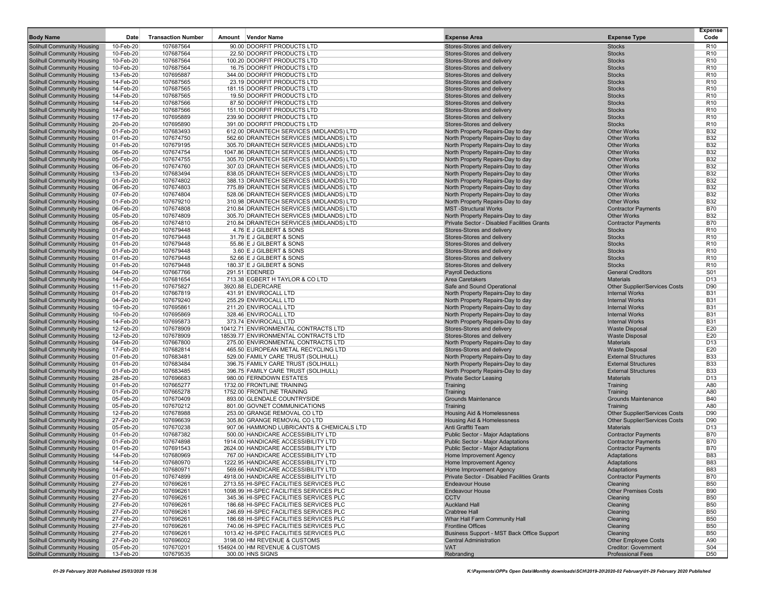| Body Name | Date | Transaction Number | Amount | Vendor Name | Expense Area | Expense Type | Expense Code |
|---|---|---|---|---|---|---|---|
| Solihull Community Housing | 10-Feb-20 | 107687564 | 90.00 | DOORFIT PRODUCTS LTD | Stores-Stores and delivery | Stocks | R10 |
| Solihull Community Housing | 10-Feb-20 | 107687564 | 22.50 | DOORFIT PRODUCTS LTD | Stores-Stores and delivery | Stocks | R10 |
| Solihull Community Housing | 10-Feb-20 | 107687564 | 100.20 | DOORFIT PRODUCTS LTD | Stores-Stores and delivery | Stocks | R10 |
| Solihull Community Housing | 10-Feb-20 | 107687564 | 16.75 | DOORFIT PRODUCTS LTD | Stores-Stores and delivery | Stocks | R10 |
| Solihull Community Housing | 13-Feb-20 | 107695887 | 344.00 | DOORFIT PRODUCTS LTD | Stores-Stores and delivery | Stocks | R10 |
| Solihull Community Housing | 14-Feb-20 | 107687565 | 23.19 | DOORFIT PRODUCTS LTD | Stores-Stores and delivery | Stocks | R10 |
| Solihull Community Housing | 14-Feb-20 | 107687565 | 181.15 | DOORFIT PRODUCTS LTD | Stores-Stores and delivery | Stocks | R10 |
| Solihull Community Housing | 14-Feb-20 | 107687565 | 19.50 | DOORFIT PRODUCTS LTD | Stores-Stores and delivery | Stocks | R10 |
| Solihull Community Housing | 14-Feb-20 | 107687566 | 87.50 | DOORFIT PRODUCTS LTD | Stores-Stores and delivery | Stocks | R10 |
| Solihull Community Housing | 14-Feb-20 | 107687566 | 151.10 | DOORFIT PRODUCTS LTD | Stores-Stores and delivery | Stocks | R10 |
| Solihull Community Housing | 17-Feb-20 | 107695889 | 239.90 | DOORFIT PRODUCTS LTD | Stores-Stores and delivery | Stocks | R10 |
| Solihull Community Housing | 20-Feb-20 | 107695890 | 391.00 | DOORFIT PRODUCTS LTD | Stores-Stores and delivery | Stocks | R10 |
| Solihull Community Housing | 01-Feb-20 | 107683493 | 612.00 | DRAINTECH SERVICES (MIDLANDS) LTD | North Property Repairs-Day to day | Other Works | B32 |
| Solihull Community Housing | 01-Feb-20 | 107674750 | 562.60 | DRAINTECH SERVICES (MIDLANDS) LTD | North Property Repairs-Day to day | Other Works | B32 |
| Solihull Community Housing | 01-Feb-20 | 107679195 | 305.70 | DRAINTECH SERVICES (MIDLANDS) LTD | North Property Repairs-Day to day | Other Works | B32 |
| Solihull Community Housing | 06-Feb-20 | 107674754 | 1047.86 | DRAINTECH SERVICES (MIDLANDS) LTD | North Property Repairs-Day to day | Other Works | B32 |
| Solihull Community Housing | 05-Feb-20 | 107674755 | 305.70 | DRAINTECH SERVICES (MIDLANDS) LTD | North Property Repairs-Day to day | Other Works | B32 |
| Solihull Community Housing | 06-Feb-20 | 107674760 | 307.03 | DRAINTECH SERVICES (MIDLANDS) LTD | North Property Repairs-Day to day | Other Works | B32 |
| Solihull Community Housing | 13-Feb-20 | 107683494 | 838.05 | DRAINTECH SERVICES (MIDLANDS) LTD | North Property Repairs-Day to day | Other Works | B32 |
| Solihull Community Housing | 01-Feb-20 | 107674802 | 388.13 | DRAINTECH SERVICES (MIDLANDS) LTD | North Property Repairs-Day to day | Other Works | B32 |
| Solihull Community Housing | 06-Feb-20 | 107674803 | 775.89 | DRAINTECH SERVICES (MIDLANDS) LTD | North Property Repairs-Day to day | Other Works | B32 |
| Solihull Community Housing | 07-Feb-20 | 107674804 | 528.06 | DRAINTECH SERVICES (MIDLANDS) LTD | North Property Repairs-Day to day | Other Works | B32 |
| Solihull Community Housing | 01-Feb-20 | 107679210 | 310.98 | DRAINTECH SERVICES (MIDLANDS) LTD | North Property Repairs-Day to day | Other Works | B32 |
| Solihull Community Housing | 06-Feb-20 | 107674808 | 210.84 | DRAINTECH SERVICES (MIDLANDS) LTD | MST -Structural Works | Contractor Payments | B70 |
| Solihull Community Housing | 05-Feb-20 | 107674809 | 305.70 | DRAINTECH SERVICES (MIDLANDS) LTD | North Property Repairs-Day to day | Other Works | B32 |
| Solihull Community Housing | 06-Feb-20 | 107674810 | 210.84 | DRAINTECH SERVICES (MIDLANDS) LTD | Private Sector - Disabled Facilities Grants | Contractor Payments | B70 |
| Solihull Community Housing | 01-Feb-20 | 107679448 | 4.76 | E J GILBERT & SONS | Stores-Stores and delivery | Stocks | R10 |
| Solihull Community Housing | 01-Feb-20 | 107679448 | 31.79 | E J GILBERT & SONS | Stores-Stores and delivery | Stocks | R10 |
| Solihull Community Housing | 01-Feb-20 | 107679448 | 55.86 | E J GILBERT & SONS | Stores-Stores and delivery | Stocks | R10 |
| Solihull Community Housing | 01-Feb-20 | 107679448 | 3.60 | E J GILBERT & SONS | Stores-Stores and delivery | Stocks | R10 |
| Solihull Community Housing | 01-Feb-20 | 107679448 | 52.66 | E J GILBERT & SONS | Stores-Stores and delivery | Stocks | R10 |
| Solihull Community Housing | 01-Feb-20 | 107679448 | 180.37 | E J GILBERT & SONS | Stores-Stores and delivery | Stocks | R10 |
| Solihull Community Housing | 04-Feb-20 | 107667766 | 291.51 | EDENRED | Payroll Deductions | General Creditors | S01 |
| Solihull Community Housing | 14-Feb-20 | 107681654 | 713.38 | EGBERT H TAYLOR & CO LTD | Area Caretakers | Materials | D13 |
| Solihull Community Housing | 11-Feb-20 | 107675827 | 3920.88 | ELDERCARE | Safe and Sound Operational | Other Supplier/Services Costs | D90 |
| Solihull Community Housing | 01-Feb-20 | 107667819 | 431.91 | ENVIROCALL LTD | North Property Repairs-Day to day | Internal Works | B31 |
| Solihull Community Housing | 04-Feb-20 | 107679240 | 255.29 | ENVIROCALL LTD | North Property Repairs-Day to day | Internal Works | B31 |
| Solihull Community Housing | 10-Feb-20 | 107695861 | 211.20 | ENVIROCALL LTD | North Property Repairs-Day to day | Internal Works | B31 |
| Solihull Community Housing | 10-Feb-20 | 107695869 | 328.46 | ENVIROCALL LTD | North Property Repairs-Day to day | Internal Works | B31 |
| Solihull Community Housing | 14-Feb-20 | 107695873 | 373.74 | ENVIROCALL LTD | North Property Repairs-Day to day | Internal Works | B31 |
| Solihull Community Housing | 12-Feb-20 | 107678909 | 10412.71 | ENVIRONMENTAL CONTRACTS LTD | Stores-Stores and delivery | Waste Disposal | E20 |
| Solihull Community Housing | 12-Feb-20 | 107678909 | 18539.77 | ENVIRONMENTAL CONTRACTS LTD | Stores-Stores and delivery | Waste Disposal | E20 |
| Solihull Community Housing | 04-Feb-20 | 107667800 | 275.00 | ENVIRONMENTAL CONTRACTS LTD | North Property Repairs-Day to day | Materials | D13 |
| Solihull Community Housing | 17-Feb-20 | 107682814 | 465.50 | EUROPEAN METAL RECYCLING LTD | Stores-Stores and delivery | Waste Disposal | E20 |
| Solihull Community Housing | 01-Feb-20 | 107683481 | 529.00 | FAMILY CARE TRUST (SOLIHULL) | North Property Repairs-Day to day | External Structures | B33 |
| Solihull Community Housing | 01-Feb-20 | 107683484 | 396.75 | FAMILY CARE TRUST (SOLIHULL) | North Property Repairs-Day to day | External Structures | B33 |
| Solihull Community Housing | 01-Feb-20 | 107683485 | 396.75 | FAMILY CARE TRUST (SOLIHULL) | North Property Repairs-Day to day | External Structures | B33 |
| Solihull Community Housing | 28-Feb-20 | 107696683 | 980.00 | FERNDOWN ESTATES | Private Sector Leasing | Materials | D13 |
| Solihull Community Housing | 01-Feb-20 | 107665277 | 1732.00 | FRONTLINE TRAINING | Training | Training | A80 |
| Solihull Community Housing | 01-Feb-20 | 107665278 | 1752.00 | FRONTLINE TRAINING | Training | Training | A80 |
| Solihull Community Housing | 05-Feb-20 | 107670409 | 893.00 | GLENDALE COUNTRYSIDE | Grounds Maintenance | Grounds Maintenance | B40 |
| Solihull Community Housing | 05-Feb-20 | 107670212 | 801.00 | GOVNET COMMUNICATIONS | Training | Training | A80 |
| Solihull Community Housing | 12-Feb-20 | 107678988 | 253.00 | GRANGE REMOVAL CO LTD | Housing Aid & Homelessness | Other Supplier/Services Costs | D90 |
| Solihull Community Housing | 27-Feb-20 | 107696639 | 305.80 | GRANGE REMOVAL CO LTD | Housing Aid & Homelessness | Other Supplier/Services Costs | D90 |
| Solihull Community Housing | 05-Feb-20 | 107670238 | 907.06 | HAMMOND LUBRICANTS & CHEMICALS LTD | Anti Graffiti Team | Materials | D13 |
| Solihull Community Housing | 01-Feb-20 | 107687382 | 500.00 | HANDICARE ACCESSIBILITY LTD | Public Sector - Major Adaptations | Contractor Payments | B70 |
| Solihull Community Housing | 01-Feb-20 | 107674898 | 1914.00 | HANDICARE ACCESSIBILITY LTD | Public Sector - Major Adaptations | Contractor Payments | B70 |
| Solihull Community Housing | 01-Feb-20 | 107691543 | 2624.00 | HANDICARE ACCESSIBILITY LTD | Public Sector - Major Adaptations | Contractor Payments | B70 |
| Solihull Community Housing | 14-Feb-20 | 107680969 | 767.00 | HANDICARE ACCESSIBILITY LTD | Home Improvement Agency | Adaptations | B83 |
| Solihull Community Housing | 14-Feb-20 | 107680970 | 1222.95 | HANDICARE ACCESSIBILITY LTD | Home Improvement Agency | Adaptations | B83 |
| Solihull Community Housing | 14-Feb-20 | 107680971 | 569.66 | HANDICARE ACCESSIBILITY LTD | Home Improvement Agency | Adaptations | B83 |
| Solihull Community Housing | 01-Feb-20 | 107674899 | 4918.00 | HANDICARE ACCESSIBILITY LTD | Private Sector - Disabled Facilities Grants | Contractor Payments | B70 |
| Solihull Community Housing | 27-Feb-20 | 107696261 | 2713.55 | HI-SPEC FACILITIES SERVICES PLC | Endeavour House | Cleaning | B50 |
| Solihull Community Housing | 27-Feb-20 | 107696261 | 1098.99 | HI-SPEC FACILITIES SERVICES PLC | Endeavour House | Other Premises Costs | B90 |
| Solihull Community Housing | 27-Feb-20 | 107696261 | 345.36 | HI-SPEC FACILITIES SERVICES PLC | CCTV | Cleaning | B50 |
| Solihull Community Housing | 27-Feb-20 | 107696261 | 186.68 | HI-SPEC FACILITIES SERVICES PLC | Auckland Hall | Cleaning | B50 |
| Solihull Community Housing | 27-Feb-20 | 107696261 | 246.69 | HI-SPEC FACILITIES SERVICES PLC | Crabtree Hall | Cleaning | B50 |
| Solihull Community Housing | 27-Feb-20 | 107696261 | 186.68 | HI-SPEC FACILITIES SERVICES PLC | Whar Hall Farm Community Hall | Cleaning | B50 |
| Solihull Community Housing | 27-Feb-20 | 107696261 | 740.06 | HI-SPEC FACILITIES SERVICES PLC | Frontline Offices | Cleaning | B50 |
| Solihull Community Housing | 27-Feb-20 | 107696261 | 1013.42 | HI-SPEC FACILITIES SERVICES PLC | Business Support - MST Back Office Support | Cleaning | B50 |
| Solihull Community Housing | 27-Feb-20 | 107696002 | 3198.00 | HM REVENUE & CUSTOMS | Central Administration | Other Employee Costs | A90 |
| Solihull Community Housing | 05-Feb-20 | 107670201 | 154924.00 | HM REVENUE & CUSTOMS | VAT | Creditor: Government | S04 |
| Solihull Community Housing | 13-Feb-20 | 107679535 | 300.00 | HNS SIGNS | Rebranding | Professional Fees | D50 |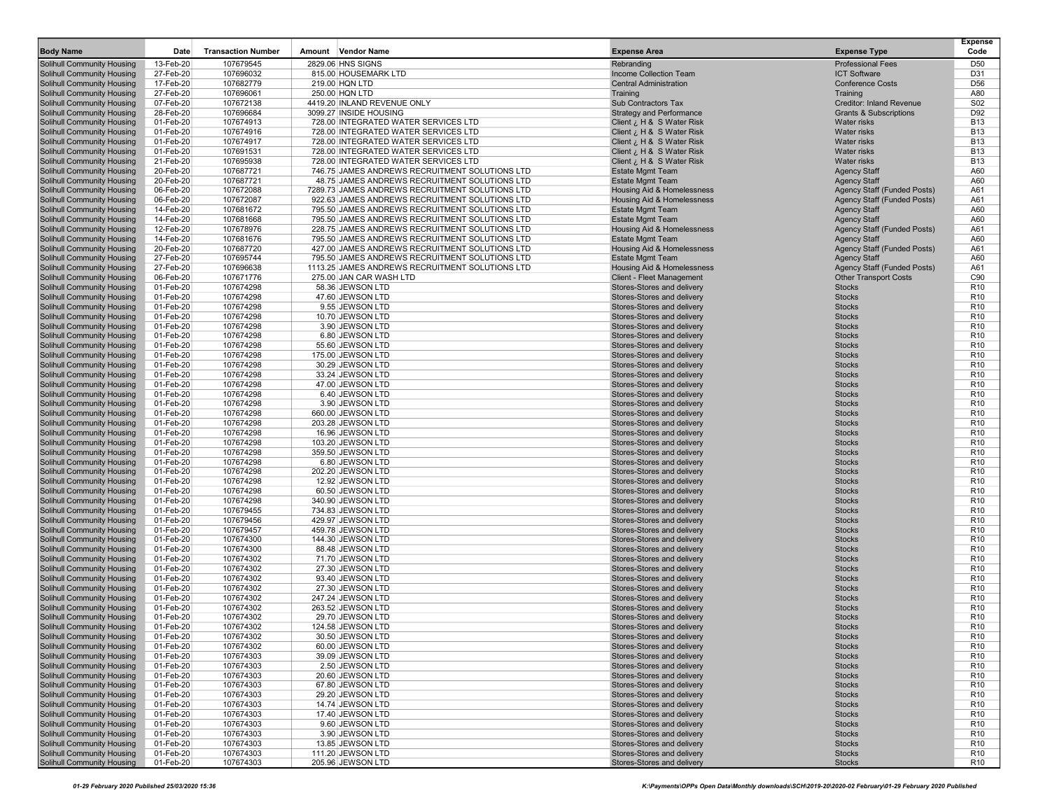| Body Name | Date | Transaction Number | Amount | Vendor Name | Expense Area | Expense Type | Expense Code |
|---|---|---|---|---|---|---|---|
| Solihull Community Housing | 13-Feb-20 | 107679545 | 2829.06 | HNS SIGNS | Rebranding | Professional Fees | D50 |
| Solihull Community Housing | 27-Feb-20 | 107696032 | 815.00 | HOUSEMARK LTD | Income Collection Team | ICT Software | D31 |
| Solihull Community Housing | 17-Feb-20 | 107682779 | 219.00 | HQN LTD | Central Administration | Conference Costs | D56 |
| Solihull Community Housing | 27-Feb-20 | 107696061 | 250.00 | HQN LTD | Training | Training | A80 |
| Solihull Community Housing | 07-Feb-20 | 107672138 | 4419.20 | INLAND REVENUE ONLY | Sub Contractors Tax | Creditor: Inland Revenue | S02 |
| Solihull Community Housing | 28-Feb-20 | 107696684 | 3099.27 | INSIDE HOUSING | Strategy and Performance | Grants & Subscriptions | D92 |
| Solihull Community Housing | 01-Feb-20 | 107674913 | 728.00 | INTEGRATED WATER SERVICES LTD | Client ¿ H & S Water Risk | Water risks | B13 |
| Solihull Community Housing | 01-Feb-20 | 107674916 | 728.00 | INTEGRATED WATER SERVICES LTD | Client ¿ H & S Water Risk | Water risks | B13 |
| Solihull Community Housing | 01-Feb-20 | 107674917 | 728.00 | INTEGRATED WATER SERVICES LTD | Client ¿ H & S Water Risk | Water risks | B13 |
| Solihull Community Housing | 01-Feb-20 | 107691531 | 728.00 | INTEGRATED WATER SERVICES LTD | Client ¿ H & S Water Risk | Water risks | B13 |
| Solihull Community Housing | 21-Feb-20 | 107695938 | 728.00 | INTEGRATED WATER SERVICES LTD | Client ¿ H & S Water Risk | Water risks | B13 |
| Solihull Community Housing | 20-Feb-20 | 107687721 | 746.75 | JAMES ANDREWS RECRUITMENT SOLUTIONS LTD | Estate Mgmt Team | Agency Staff | A60 |
| Solihull Community Housing | 20-Feb-20 | 107687721 | 48.75 | JAMES ANDREWS RECRUITMENT SOLUTIONS LTD | Estate Mgmt Team | Agency Staff | A60 |
| Solihull Community Housing | 06-Feb-20 | 107672088 | 7289.73 | JAMES ANDREWS RECRUITMENT SOLUTIONS LTD | Housing Aid & Homelessness | Agency Staff (Funded Posts) | A61 |
| Solihull Community Housing | 06-Feb-20 | 107672087 | 922.63 | JAMES ANDREWS RECRUITMENT SOLUTIONS LTD | Housing Aid & Homelessness | Agency Staff (Funded Posts) | A61 |
| Solihull Community Housing | 14-Feb-20 | 107681672 | 795.50 | JAMES ANDREWS RECRUITMENT SOLUTIONS LTD | Estate Mgmt Team | Agency Staff | A60 |
| Solihull Community Housing | 14-Feb-20 | 107681668 | 795.50 | JAMES ANDREWS RECRUITMENT SOLUTIONS LTD | Estate Mgmt Team | Agency Staff | A60 |
| Solihull Community Housing | 12-Feb-20 | 107678976 | 228.75 | JAMES ANDREWS RECRUITMENT SOLUTIONS LTD | Housing Aid & Homelessness | Agency Staff (Funded Posts) | A61 |
| Solihull Community Housing | 14-Feb-20 | 107681676 | 795.50 | JAMES ANDREWS RECRUITMENT SOLUTIONS LTD | Estate Mgmt Team | Agency Staff | A60 |
| Solihull Community Housing | 20-Feb-20 | 107687720 | 427.00 | JAMES ANDREWS RECRUITMENT SOLUTIONS LTD | Housing Aid & Homelessness | Agency Staff (Funded Posts) | A61 |
| Solihull Community Housing | 27-Feb-20 | 107695744 | 795.50 | JAMES ANDREWS RECRUITMENT SOLUTIONS LTD | Estate Mgmt Team | Agency Staff | A60 |
| Solihull Community Housing | 27-Feb-20 | 107696638 | 1113.25 | JAMES ANDREWS RECRUITMENT SOLUTIONS LTD | Housing Aid & Homelessness | Agency Staff (Funded Posts) | A61 |
| Solihull Community Housing | 06-Feb-20 | 107671776 | 275.00 | JAN CAR WASH LTD | Client - Fleet Management | Other Transport Costs | C90 |
| Solihull Community Housing | 01-Feb-20 | 107674298 | 58.36 | JEWSON LTD | Stores-Stores and delivery | Stocks | R10 |
| Solihull Community Housing | 01-Feb-20 | 107674298 | 47.60 | JEWSON LTD | Stores-Stores and delivery | Stocks | R10 |
| Solihull Community Housing | 01-Feb-20 | 107674298 | 9.55 | JEWSON LTD | Stores-Stores and delivery | Stocks | R10 |
| Solihull Community Housing | 01-Feb-20 | 107674298 | 10.70 | JEWSON LTD | Stores-Stores and delivery | Stocks | R10 |
| Solihull Community Housing | 01-Feb-20 | 107674298 | 3.90 | JEWSON LTD | Stores-Stores and delivery | Stocks | R10 |
| Solihull Community Housing | 01-Feb-20 | 107674298 | 6.80 | JEWSON LTD | Stores-Stores and delivery | Stocks | R10 |
| Solihull Community Housing | 01-Feb-20 | 107674298 | 55.60 | JEWSON LTD | Stores-Stores and delivery | Stocks | R10 |
| Solihull Community Housing | 01-Feb-20 | 107674298 | 175.00 | JEWSON LTD | Stores-Stores and delivery | Stocks | R10 |
| Solihull Community Housing | 01-Feb-20 | 107674298 | 30.29 | JEWSON LTD | Stores-Stores and delivery | Stocks | R10 |
| Solihull Community Housing | 01-Feb-20 | 107674298 | 33.24 | JEWSON LTD | Stores-Stores and delivery | Stocks | R10 |
| Solihull Community Housing | 01-Feb-20 | 107674298 | 47.00 | JEWSON LTD | Stores-Stores and delivery | Stocks | R10 |
| Solihull Community Housing | 01-Feb-20 | 107674298 | 6.40 | JEWSON LTD | Stores-Stores and delivery | Stocks | R10 |
| Solihull Community Housing | 01-Feb-20 | 107674298 | 3.90 | JEWSON LTD | Stores-Stores and delivery | Stocks | R10 |
| Solihull Community Housing | 01-Feb-20 | 107674298 | 660.00 | JEWSON LTD | Stores-Stores and delivery | Stocks | R10 |
| Solihull Community Housing | 01-Feb-20 | 107674298 | 203.28 | JEWSON LTD | Stores-Stores and delivery | Stocks | R10 |
| Solihull Community Housing | 01-Feb-20 | 107674298 | 16.96 | JEWSON LTD | Stores-Stores and delivery | Stocks | R10 |
| Solihull Community Housing | 01-Feb-20 | 107674298 | 103.20 | JEWSON LTD | Stores-Stores and delivery | Stocks | R10 |
| Solihull Community Housing | 01-Feb-20 | 107674298 | 359.50 | JEWSON LTD | Stores-Stores and delivery | Stocks | R10 |
| Solihull Community Housing | 01-Feb-20 | 107674298 | 6.80 | JEWSON LTD | Stores-Stores and delivery | Stocks | R10 |
| Solihull Community Housing | 01-Feb-20 | 107674298 | 202.20 | JEWSON LTD | Stores-Stores and delivery | Stocks | R10 |
| Solihull Community Housing | 01-Feb-20 | 107674298 | 12.92 | JEWSON LTD | Stores-Stores and delivery | Stocks | R10 |
| Solihull Community Housing | 01-Feb-20 | 107674298 | 60.50 | JEWSON LTD | Stores-Stores and delivery | Stocks | R10 |
| Solihull Community Housing | 01-Feb-20 | 107674298 | 340.90 | JEWSON LTD | Stores-Stores and delivery | Stocks | R10 |
| Solihull Community Housing | 01-Feb-20 | 107679455 | 734.83 | JEWSON LTD | Stores-Stores and delivery | Stocks | R10 |
| Solihull Community Housing | 01-Feb-20 | 107679456 | 429.97 | JEWSON LTD | Stores-Stores and delivery | Stocks | R10 |
| Solihull Community Housing | 01-Feb-20 | 107679457 | 459.78 | JEWSON LTD | Stores-Stores and delivery | Stocks | R10 |
| Solihull Community Housing | 01-Feb-20 | 107674300 | 144.30 | JEWSON LTD | Stores-Stores and delivery | Stocks | R10 |
| Solihull Community Housing | 01-Feb-20 | 107674300 | 88.48 | JEWSON LTD | Stores-Stores and delivery | Stocks | R10 |
| Solihull Community Housing | 01-Feb-20 | 107674302 | 71.70 | JEWSON LTD | Stores-Stores and delivery | Stocks | R10 |
| Solihull Community Housing | 01-Feb-20 | 107674302 | 27.30 | JEWSON LTD | Stores-Stores and delivery | Stocks | R10 |
| Solihull Community Housing | 01-Feb-20 | 107674302 | 93.40 | JEWSON LTD | Stores-Stores and delivery | Stocks | R10 |
| Solihull Community Housing | 01-Feb-20 | 107674302 | 27.30 | JEWSON LTD | Stores-Stores and delivery | Stocks | R10 |
| Solihull Community Housing | 01-Feb-20 | 107674302 | 247.24 | JEWSON LTD | Stores-Stores and delivery | Stocks | R10 |
| Solihull Community Housing | 01-Feb-20 | 107674302 | 263.52 | JEWSON LTD | Stores-Stores and delivery | Stocks | R10 |
| Solihull Community Housing | 01-Feb-20 | 107674302 | 29.70 | JEWSON LTD | Stores-Stores and delivery | Stocks | R10 |
| Solihull Community Housing | 01-Feb-20 | 107674302 | 124.58 | JEWSON LTD | Stores-Stores and delivery | Stocks | R10 |
| Solihull Community Housing | 01-Feb-20 | 107674302 | 30.50 | JEWSON LTD | Stores-Stores and delivery | Stocks | R10 |
| Solihull Community Housing | 01-Feb-20 | 107674302 | 60.00 | JEWSON LTD | Stores-Stores and delivery | Stocks | R10 |
| Solihull Community Housing | 01-Feb-20 | 107674303 | 39.09 | JEWSON LTD | Stores-Stores and delivery | Stocks | R10 |
| Solihull Community Housing | 01-Feb-20 | 107674303 | 2.50 | JEWSON LTD | Stores-Stores and delivery | Stocks | R10 |
| Solihull Community Housing | 01-Feb-20 | 107674303 | 20.60 | JEWSON LTD | Stores-Stores and delivery | Stocks | R10 |
| Solihull Community Housing | 01-Feb-20 | 107674303 | 67.80 | JEWSON LTD | Stores-Stores and delivery | Stocks | R10 |
| Solihull Community Housing | 01-Feb-20 | 107674303 | 29.20 | JEWSON LTD | Stores-Stores and delivery | Stocks | R10 |
| Solihull Community Housing | 01-Feb-20 | 107674303 | 14.74 | JEWSON LTD | Stores-Stores and delivery | Stocks | R10 |
| Solihull Community Housing | 01-Feb-20 | 107674303 | 17.40 | JEWSON LTD | Stores-Stores and delivery | Stocks | R10 |
| Solihull Community Housing | 01-Feb-20 | 107674303 | 9.60 | JEWSON LTD | Stores-Stores and delivery | Stocks | R10 |
| Solihull Community Housing | 01-Feb-20 | 107674303 | 3.90 | JEWSON LTD | Stores-Stores and delivery | Stocks | R10 |
| Solihull Community Housing | 01-Feb-20 | 107674303 | 13.85 | JEWSON LTD | Stores-Stores and delivery | Stocks | R10 |
| Solihull Community Housing | 01-Feb-20 | 107674303 | 111.20 | JEWSON LTD | Stores-Stores and delivery | Stocks | R10 |
| Solihull Community Housing | 01-Feb-20 | 107674303 | 205.96 | JEWSON LTD | Stores-Stores and delivery | Stocks | R10 |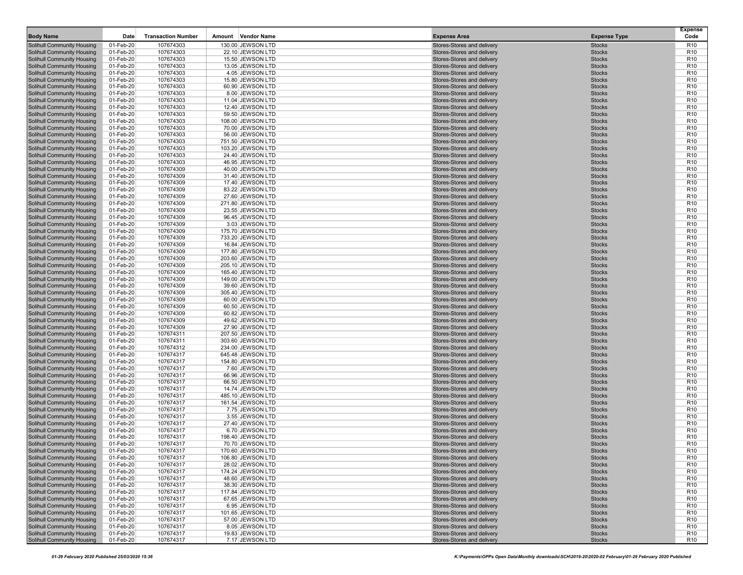| Body Name | Date | Transaction Number | Amount | Vendor Name | Expense Area | Expense Type | Expense Code |
|---|---|---|---|---|---|---|---|
| Solihull Community Housing | 01-Feb-20 | 107674303 | 130.00 | JEWSON LTD | Stores-Stores and delivery | Stocks | R10 |
| Solihull Community Housing | 01-Feb-20 | 107674303 | 22.10 | JEWSON LTD | Stores-Stores and delivery | Stocks | R10 |
| Solihull Community Housing | 01-Feb-20 | 107674303 | 15.50 | JEWSON LTD | Stores-Stores and delivery | Stocks | R10 |
| Solihull Community Housing | 01-Feb-20 | 107674303 | 13.05 | JEWSON LTD | Stores-Stores and delivery | Stocks | R10 |
| Solihull Community Housing | 01-Feb-20 | 107674303 | 4.05 | JEWSON LTD | Stores-Stores and delivery | Stocks | R10 |
| Solihull Community Housing | 01-Feb-20 | 107674303 | 15.80 | JEWSON LTD | Stores-Stores and delivery | Stocks | R10 |
| Solihull Community Housing | 01-Feb-20 | 107674303 | 60.90 | JEWSON LTD | Stores-Stores and delivery | Stocks | R10 |
| Solihull Community Housing | 01-Feb-20 | 107674303 | 8.00 | JEWSON LTD | Stores-Stores and delivery | Stocks | R10 |
| Solihull Community Housing | 01-Feb-20 | 107674303 | 11.04 | JEWSON LTD | Stores-Stores and delivery | Stocks | R10 |
| Solihull Community Housing | 01-Feb-20 | 107674303 | 12.40 | JEWSON LTD | Stores-Stores and delivery | Stocks | R10 |
| Solihull Community Housing | 01-Feb-20 | 107674303 | 59.50 | JEWSON LTD | Stores-Stores and delivery | Stocks | R10 |
| Solihull Community Housing | 01-Feb-20 | 107674303 | 108.00 | JEWSON LTD | Stores-Stores and delivery | Stocks | R10 |
| Solihull Community Housing | 01-Feb-20 | 107674303 | 70.00 | JEWSON LTD | Stores-Stores and delivery | Stocks | R10 |
| Solihull Community Housing | 01-Feb-20 | 107674303 | 56.00 | JEWSON LTD | Stores-Stores and delivery | Stocks | R10 |
| Solihull Community Housing | 01-Feb-20 | 107674303 | 751.50 | JEWSON LTD | Stores-Stores and delivery | Stocks | R10 |
| Solihull Community Housing | 01-Feb-20 | 107674303 | 103.20 | JEWSON LTD | Stores-Stores and delivery | Stocks | R10 |
| Solihull Community Housing | 01-Feb-20 | 107674303 | 24.40 | JEWSON LTD | Stores-Stores and delivery | Stocks | R10 |
| Solihull Community Housing | 01-Feb-20 | 107674303 | 46.95 | JEWSON LTD | Stores-Stores and delivery | Stocks | R10 |
| Solihull Community Housing | 01-Feb-20 | 107674309 | 40.00 | JEWSON LTD | Stores-Stores and delivery | Stocks | R10 |
| Solihull Community Housing | 01-Feb-20 | 107674309 | 31.40 | JEWSON LTD | Stores-Stores and delivery | Stocks | R10 |
| Solihull Community Housing | 01-Feb-20 | 107674309 | 17.40 | JEWSON LTD | Stores-Stores and delivery | Stocks | R10 |
| Solihull Community Housing | 01-Feb-20 | 107674309 | 83.22 | JEWSON LTD | Stores-Stores and delivery | Stocks | R10 |
| Solihull Community Housing | 01-Feb-20 | 107674309 | 27.60 | JEWSON LTD | Stores-Stores and delivery | Stocks | R10 |
| Solihull Community Housing | 01-Feb-20 | 107674309 | 271.80 | JEWSON LTD | Stores-Stores and delivery | Stocks | R10 |
| Solihull Community Housing | 01-Feb-20 | 107674309 | 23.55 | JEWSON LTD | Stores-Stores and delivery | Stocks | R10 |
| Solihull Community Housing | 01-Feb-20 | 107674309 | 96.45 | JEWSON LTD | Stores-Stores and delivery | Stocks | R10 |
| Solihull Community Housing | 01-Feb-20 | 107674309 | 3.03 | JEWSON LTD | Stores-Stores and delivery | Stocks | R10 |
| Solihull Community Housing | 01-Feb-20 | 107674309 | 175.70 | JEWSON LTD | Stores-Stores and delivery | Stocks | R10 |
| Solihull Community Housing | 01-Feb-20 | 107674309 | 733.20 | JEWSON LTD | Stores-Stores and delivery | Stocks | R10 |
| Solihull Community Housing | 01-Feb-20 | 107674309 | 16.84 | JEWSON LTD | Stores-Stores and delivery | Stocks | R10 |
| Solihull Community Housing | 01-Feb-20 | 107674309 | 177.80 | JEWSON LTD | Stores-Stores and delivery | Stocks | R10 |
| Solihull Community Housing | 01-Feb-20 | 107674309 | 203.60 | JEWSON LTD | Stores-Stores and delivery | Stocks | R10 |
| Solihull Community Housing | 01-Feb-20 | 107674309 | 205.10 | JEWSON LTD | Stores-Stores and delivery | Stocks | R10 |
| Solihull Community Housing | 01-Feb-20 | 107674309 | 165.40 | JEWSON LTD | Stores-Stores and delivery | Stocks | R10 |
| Solihull Community Housing | 01-Feb-20 | 107674309 | 149.00 | JEWSON LTD | Stores-Stores and delivery | Stocks | R10 |
| Solihull Community Housing | 01-Feb-20 | 107674309 | 39.60 | JEWSON LTD | Stores-Stores and delivery | Stocks | R10 |
| Solihull Community Housing | 01-Feb-20 | 107674309 | 305.40 | JEWSON LTD | Stores-Stores and delivery | Stocks | R10 |
| Solihull Community Housing | 01-Feb-20 | 107674309 | 60.00 | JEWSON LTD | Stores-Stores and delivery | Stocks | R10 |
| Solihull Community Housing | 01-Feb-20 | 107674309 | 60.50 | JEWSON LTD | Stores-Stores and delivery | Stocks | R10 |
| Solihull Community Housing | 01-Feb-20 | 107674309 | 60.82 | JEWSON LTD | Stores-Stores and delivery | Stocks | R10 |
| Solihull Community Housing | 01-Feb-20 | 107674309 | 49.62 | JEWSON LTD | Stores-Stores and delivery | Stocks | R10 |
| Solihull Community Housing | 01-Feb-20 | 107674309 | 27.90 | JEWSON LTD | Stores-Stores and delivery | Stocks | R10 |
| Solihull Community Housing | 01-Feb-20 | 107674311 | 207.50 | JEWSON LTD | Stores-Stores and delivery | Stocks | R10 |
| Solihull Community Housing | 01-Feb-20 | 107674311 | 303.60 | JEWSON LTD | Stores-Stores and delivery | Stocks | R10 |
| Solihull Community Housing | 01-Feb-20 | 107674312 | 234.00 | JEWSON LTD | Stores-Stores and delivery | Stocks | R10 |
| Solihull Community Housing | 01-Feb-20 | 107674317 | 645.48 | JEWSON LTD | Stores-Stores and delivery | Stocks | R10 |
| Solihull Community Housing | 01-Feb-20 | 107674317 | 154.80 | JEWSON LTD | Stores-Stores and delivery | Stocks | R10 |
| Solihull Community Housing | 01-Feb-20 | 107674317 | 7.60 | JEWSON LTD | Stores-Stores and delivery | Stocks | R10 |
| Solihull Community Housing | 01-Feb-20 | 107674317 | 66.96 | JEWSON LTD | Stores-Stores and delivery | Stocks | R10 |
| Solihull Community Housing | 01-Feb-20 | 107674317 | 66.50 | JEWSON LTD | Stores-Stores and delivery | Stocks | R10 |
| Solihull Community Housing | 01-Feb-20 | 107674317 | 14.74 | JEWSON LTD | Stores-Stores and delivery | Stocks | R10 |
| Solihull Community Housing | 01-Feb-20 | 107674317 | 485.10 | JEWSON LTD | Stores-Stores and delivery | Stocks | R10 |
| Solihull Community Housing | 01-Feb-20 | 107674317 | 161.54 | JEWSON LTD | Stores-Stores and delivery | Stocks | R10 |
| Solihull Community Housing | 01-Feb-20 | 107674317 | 7.75 | JEWSON LTD | Stores-Stores and delivery | Stocks | R10 |
| Solihull Community Housing | 01-Feb-20 | 107674317 | 3.55 | JEWSON LTD | Stores-Stores and delivery | Stocks | R10 |
| Solihull Community Housing | 01-Feb-20 | 107674317 | 27.40 | JEWSON LTD | Stores-Stores and delivery | Stocks | R10 |
| Solihull Community Housing | 01-Feb-20 | 107674317 | 6.70 | JEWSON LTD | Stores-Stores and delivery | Stocks | R10 |
| Solihull Community Housing | 01-Feb-20 | 107674317 | 198.40 | JEWSON LTD | Stores-Stores and delivery | Stocks | R10 |
| Solihull Community Housing | 01-Feb-20 | 107674317 | 70.70 | JEWSON LTD | Stores-Stores and delivery | Stocks | R10 |
| Solihull Community Housing | 01-Feb-20 | 107674317 | 170.60 | JEWSON LTD | Stores-Stores and delivery | Stocks | R10 |
| Solihull Community Housing | 01-Feb-20 | 107674317 | 106.80 | JEWSON LTD | Stores-Stores and delivery | Stocks | R10 |
| Solihull Community Housing | 01-Feb-20 | 107674317 | 28.02 | JEWSON LTD | Stores-Stores and delivery | Stocks | R10 |
| Solihull Community Housing | 01-Feb-20 | 107674317 | 174.24 | JEWSON LTD | Stores-Stores and delivery | Stocks | R10 |
| Solihull Community Housing | 01-Feb-20 | 107674317 | 48.60 | JEWSON LTD | Stores-Stores and delivery | Stocks | R10 |
| Solihull Community Housing | 01-Feb-20 | 107674317 | 38.30 | JEWSON LTD | Stores-Stores and delivery | Stocks | R10 |
| Solihull Community Housing | 01-Feb-20 | 107674317 | 117.84 | JEWSON LTD | Stores-Stores and delivery | Stocks | R10 |
| Solihull Community Housing | 01-Feb-20 | 107674317 | 67.65 | JEWSON LTD | Stores-Stores and delivery | Stocks | R10 |
| Solihull Community Housing | 01-Feb-20 | 107674317 | 6.95 | JEWSON LTD | Stores-Stores and delivery | Stocks | R10 |
| Solihull Community Housing | 01-Feb-20 | 107674317 | 101.65 | JEWSON LTD | Stores-Stores and delivery | Stocks | R10 |
| Solihull Community Housing | 01-Feb-20 | 107674317 | 57.00 | JEWSON LTD | Stores-Stores and delivery | Stocks | R10 |
| Solihull Community Housing | 01-Feb-20 | 107674317 | 8.05 | JEWSON LTD | Stores-Stores and delivery | Stocks | R10 |
| Solihull Community Housing | 01-Feb-20 | 107674317 | 19.83 | JEWSON LTD | Stores-Stores and delivery | Stocks | R10 |
| Solihull Community Housing | 01-Feb-20 | 107674317 | 7.17 | JEWSON LTD | Stores-Stores and delivery | Stocks | R10 |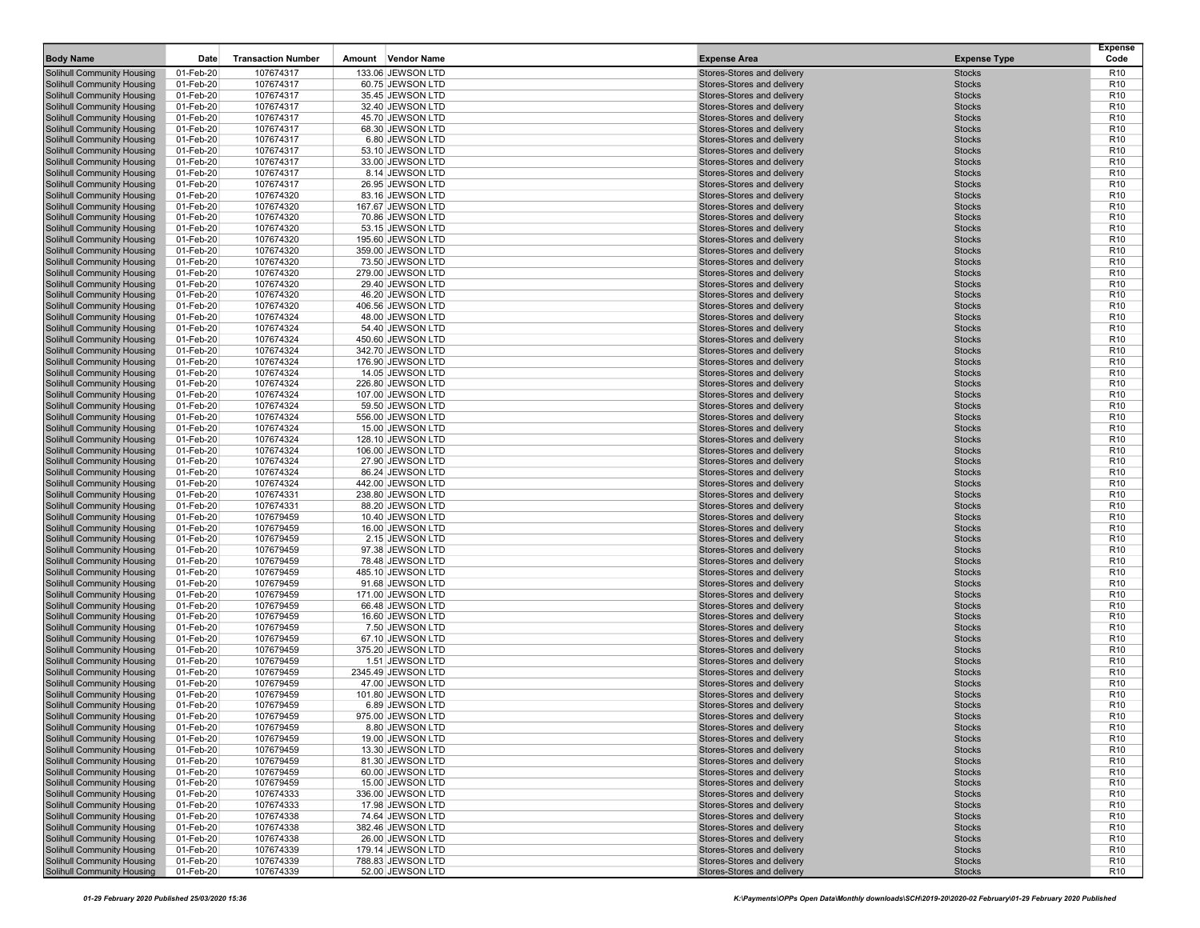| Body Name | Date | Transaction Number | Amount | Vendor Name | Expense Area | Expense Type | Expense Code |
|---|---|---|---|---|---|---|---|
| Solihull Community Housing | 01-Feb-20 | 107674317 | 133.06 | JEWSON LTD | Stores-Stores and delivery | Stocks | R10 |
| Solihull Community Housing | 01-Feb-20 | 107674317 | 60.75 | JEWSON LTD | Stores-Stores and delivery | Stocks | R10 |
| Solihull Community Housing | 01-Feb-20 | 107674317 | 35.45 | JEWSON LTD | Stores-Stores and delivery | Stocks | R10 |
| Solihull Community Housing | 01-Feb-20 | 107674317 | 32.40 | JEWSON LTD | Stores-Stores and delivery | Stocks | R10 |
| Solihull Community Housing | 01-Feb-20 | 107674317 | 45.70 | JEWSON LTD | Stores-Stores and delivery | Stocks | R10 |
| Solihull Community Housing | 01-Feb-20 | 107674317 | 68.30 | JEWSON LTD | Stores-Stores and delivery | Stocks | R10 |
| Solihull Community Housing | 01-Feb-20 | 107674317 | 6.80 | JEWSON LTD | Stores-Stores and delivery | Stocks | R10 |
| Solihull Community Housing | 01-Feb-20 | 107674317 | 53.10 | JEWSON LTD | Stores-Stores and delivery | Stocks | R10 |
| Solihull Community Housing | 01-Feb-20 | 107674317 | 33.00 | JEWSON LTD | Stores-Stores and delivery | Stocks | R10 |
| Solihull Community Housing | 01-Feb-20 | 107674317 | 8.14 | JEWSON LTD | Stores-Stores and delivery | Stocks | R10 |
| Solihull Community Housing | 01-Feb-20 | 107674317 | 26.95 | JEWSON LTD | Stores-Stores and delivery | Stocks | R10 |
| Solihull Community Housing | 01-Feb-20 | 107674320 | 83.16 | JEWSON LTD | Stores-Stores and delivery | Stocks | R10 |
| Solihull Community Housing | 01-Feb-20 | 107674320 | 167.67 | JEWSON LTD | Stores-Stores and delivery | Stocks | R10 |
| Solihull Community Housing | 01-Feb-20 | 107674320 | 70.86 | JEWSON LTD | Stores-Stores and delivery | Stocks | R10 |
| Solihull Community Housing | 01-Feb-20 | 107674320 | 53.15 | JEWSON LTD | Stores-Stores and delivery | Stocks | R10 |
| Solihull Community Housing | 01-Feb-20 | 107674320 | 195.60 | JEWSON LTD | Stores-Stores and delivery | Stocks | R10 |
| Solihull Community Housing | 01-Feb-20 | 107674320 | 359.00 | JEWSON LTD | Stores-Stores and delivery | Stocks | R10 |
| Solihull Community Housing | 01-Feb-20 | 107674320 | 73.50 | JEWSON LTD | Stores-Stores and delivery | Stocks | R10 |
| Solihull Community Housing | 01-Feb-20 | 107674320 | 279.00 | JEWSON LTD | Stores-Stores and delivery | Stocks | R10 |
| Solihull Community Housing | 01-Feb-20 | 107674320 | 29.40 | JEWSON LTD | Stores-Stores and delivery | Stocks | R10 |
| Solihull Community Housing | 01-Feb-20 | 107674320 | 46.20 | JEWSON LTD | Stores-Stores and delivery | Stocks | R10 |
| Solihull Community Housing | 01-Feb-20 | 107674320 | 406.56 | JEWSON LTD | Stores-Stores and delivery | Stocks | R10 |
| Solihull Community Housing | 01-Feb-20 | 107674324 | 48.00 | JEWSON LTD | Stores-Stores and delivery | Stocks | R10 |
| Solihull Community Housing | 01-Feb-20 | 107674324 | 54.40 | JEWSON LTD | Stores-Stores and delivery | Stocks | R10 |
| Solihull Community Housing | 01-Feb-20 | 107674324 | 450.60 | JEWSON LTD | Stores-Stores and delivery | Stocks | R10 |
| Solihull Community Housing | 01-Feb-20 | 107674324 | 342.70 | JEWSON LTD | Stores-Stores and delivery | Stocks | R10 |
| Solihull Community Housing | 01-Feb-20 | 107674324 | 176.90 | JEWSON LTD | Stores-Stores and delivery | Stocks | R10 |
| Solihull Community Housing | 01-Feb-20 | 107674324 | 14.05 | JEWSON LTD | Stores-Stores and delivery | Stocks | R10 |
| Solihull Community Housing | 01-Feb-20 | 107674324 | 226.80 | JEWSON LTD | Stores-Stores and delivery | Stocks | R10 |
| Solihull Community Housing | 01-Feb-20 | 107674324 | 107.00 | JEWSON LTD | Stores-Stores and delivery | Stocks | R10 |
| Solihull Community Housing | 01-Feb-20 | 107674324 | 59.50 | JEWSON LTD | Stores-Stores and delivery | Stocks | R10 |
| Solihull Community Housing | 01-Feb-20 | 107674324 | 556.00 | JEWSON LTD | Stores-Stores and delivery | Stocks | R10 |
| Solihull Community Housing | 01-Feb-20 | 107674324 | 15.00 | JEWSON LTD | Stores-Stores and delivery | Stocks | R10 |
| Solihull Community Housing | 01-Feb-20 | 107674324 | 128.10 | JEWSON LTD | Stores-Stores and delivery | Stocks | R10 |
| Solihull Community Housing | 01-Feb-20 | 107674324 | 106.00 | JEWSON LTD | Stores-Stores and delivery | Stocks | R10 |
| Solihull Community Housing | 01-Feb-20 | 107674324 | 27.90 | JEWSON LTD | Stores-Stores and delivery | Stocks | R10 |
| Solihull Community Housing | 01-Feb-20 | 107674324 | 86.24 | JEWSON LTD | Stores-Stores and delivery | Stocks | R10 |
| Solihull Community Housing | 01-Feb-20 | 107674324 | 442.00 | JEWSON LTD | Stores-Stores and delivery | Stocks | R10 |
| Solihull Community Housing | 01-Feb-20 | 107674331 | 238.80 | JEWSON LTD | Stores-Stores and delivery | Stocks | R10 |
| Solihull Community Housing | 01-Feb-20 | 107674331 | 88.20 | JEWSON LTD | Stores-Stores and delivery | Stocks | R10 |
| Solihull Community Housing | 01-Feb-20 | 107679459 | 10.40 | JEWSON LTD | Stores-Stores and delivery | Stocks | R10 |
| Solihull Community Housing | 01-Feb-20 | 107679459 | 16.00 | JEWSON LTD | Stores-Stores and delivery | Stocks | R10 |
| Solihull Community Housing | 01-Feb-20 | 107679459 | 2.15 | JEWSON LTD | Stores-Stores and delivery | Stocks | R10 |
| Solihull Community Housing | 01-Feb-20 | 107679459 | 97.38 | JEWSON LTD | Stores-Stores and delivery | Stocks | R10 |
| Solihull Community Housing | 01-Feb-20 | 107679459 | 78.48 | JEWSON LTD | Stores-Stores and delivery | Stocks | R10 |
| Solihull Community Housing | 01-Feb-20 | 107679459 | 485.10 | JEWSON LTD | Stores-Stores and delivery | Stocks | R10 |
| Solihull Community Housing | 01-Feb-20 | 107679459 | 91.68 | JEWSON LTD | Stores-Stores and delivery | Stocks | R10 |
| Solihull Community Housing | 01-Feb-20 | 107679459 | 171.00 | JEWSON LTD | Stores-Stores and delivery | Stocks | R10 |
| Solihull Community Housing | 01-Feb-20 | 107679459 | 66.48 | JEWSON LTD | Stores-Stores and delivery | Stocks | R10 |
| Solihull Community Housing | 01-Feb-20 | 107679459 | 16.60 | JEWSON LTD | Stores-Stores and delivery | Stocks | R10 |
| Solihull Community Housing | 01-Feb-20 | 107679459 | 7.50 | JEWSON LTD | Stores-Stores and delivery | Stocks | R10 |
| Solihull Community Housing | 01-Feb-20 | 107679459 | 67.10 | JEWSON LTD | Stores-Stores and delivery | Stocks | R10 |
| Solihull Community Housing | 01-Feb-20 | 107679459 | 375.20 | JEWSON LTD | Stores-Stores and delivery | Stocks | R10 |
| Solihull Community Housing | 01-Feb-20 | 107679459 | 1.51 | JEWSON LTD | Stores-Stores and delivery | Stocks | R10 |
| Solihull Community Housing | 01-Feb-20 | 107679459 | 2345.49 | JEWSON LTD | Stores-Stores and delivery | Stocks | R10 |
| Solihull Community Housing | 01-Feb-20 | 107679459 | 47.00 | JEWSON LTD | Stores-Stores and delivery | Stocks | R10 |
| Solihull Community Housing | 01-Feb-20 | 107679459 | 101.80 | JEWSON LTD | Stores-Stores and delivery | Stocks | R10 |
| Solihull Community Housing | 01-Feb-20 | 107679459 | 6.89 | JEWSON LTD | Stores-Stores and delivery | Stocks | R10 |
| Solihull Community Housing | 01-Feb-20 | 107679459 | 975.00 | JEWSON LTD | Stores-Stores and delivery | Stocks | R10 |
| Solihull Community Housing | 01-Feb-20 | 107679459 | 8.80 | JEWSON LTD | Stores-Stores and delivery | Stocks | R10 |
| Solihull Community Housing | 01-Feb-20 | 107679459 | 19.00 | JEWSON LTD | Stores-Stores and delivery | Stocks | R10 |
| Solihull Community Housing | 01-Feb-20 | 107679459 | 13.30 | JEWSON LTD | Stores-Stores and delivery | Stocks | R10 |
| Solihull Community Housing | 01-Feb-20 | 107679459 | 81.30 | JEWSON LTD | Stores-Stores and delivery | Stocks | R10 |
| Solihull Community Housing | 01-Feb-20 | 107679459 | 60.00 | JEWSON LTD | Stores-Stores and delivery | Stocks | R10 |
| Solihull Community Housing | 01-Feb-20 | 107679459 | 15.00 | JEWSON LTD | Stores-Stores and delivery | Stocks | R10 |
| Solihull Community Housing | 01-Feb-20 | 107674333 | 336.00 | JEWSON LTD | Stores-Stores and delivery | Stocks | R10 |
| Solihull Community Housing | 01-Feb-20 | 107674333 | 17.98 | JEWSON LTD | Stores-Stores and delivery | Stocks | R10 |
| Solihull Community Housing | 01-Feb-20 | 107674338 | 74.64 | JEWSON LTD | Stores-Stores and delivery | Stocks | R10 |
| Solihull Community Housing | 01-Feb-20 | 107674338 | 382.46 | JEWSON LTD | Stores-Stores and delivery | Stocks | R10 |
| Solihull Community Housing | 01-Feb-20 | 107674338 | 26.00 | JEWSON LTD | Stores-Stores and delivery | Stocks | R10 |
| Solihull Community Housing | 01-Feb-20 | 107674339 | 179.14 | JEWSON LTD | Stores-Stores and delivery | Stocks | R10 |
| Solihull Community Housing | 01-Feb-20 | 107674339 | 788.83 | JEWSON LTD | Stores-Stores and delivery | Stocks | R10 |
| Solihull Community Housing | 01-Feb-20 | 107674339 | 52.00 | JEWSON LTD | Stores-Stores and delivery | Stocks | R10 |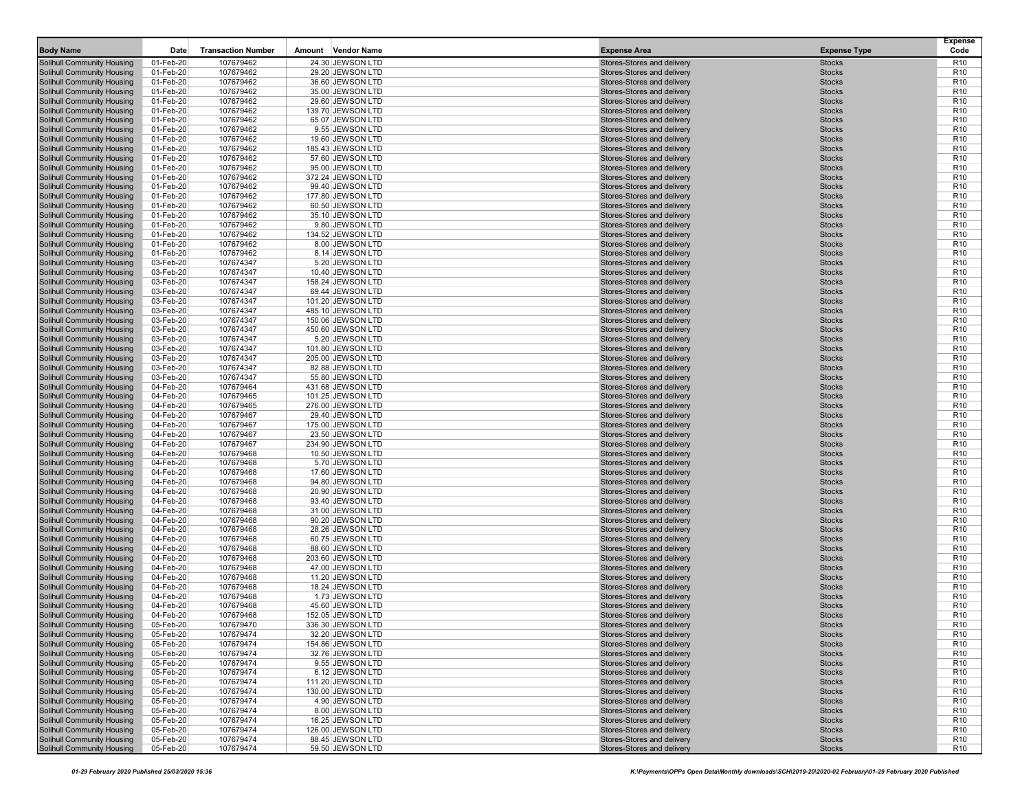| Body Name | Date | Transaction Number | Amount | Vendor Name | Expense Area | Expense Type | Expense Code |
|---|---|---|---|---|---|---|---|
| Solihull Community Housing | 01-Feb-20 | 107679462 | 24.30 | JEWSON LTD | Stores-Stores and delivery | Stocks | R10 |
| Solihull Community Housing | 01-Feb-20 | 107679462 | 29.20 | JEWSON LTD | Stores-Stores and delivery | Stocks | R10 |
| Solihull Community Housing | 01-Feb-20 | 107679462 | 36.60 | JEWSON LTD | Stores-Stores and delivery | Stocks | R10 |
| Solihull Community Housing | 01-Feb-20 | 107679462 | 35.00 | JEWSON LTD | Stores-Stores and delivery | Stocks | R10 |
| Solihull Community Housing | 01-Feb-20 | 107679462 | 29.60 | JEWSON LTD | Stores-Stores and delivery | Stocks | R10 |
| Solihull Community Housing | 01-Feb-20 | 107679462 | 139.70 | JEWSON LTD | Stores-Stores and delivery | Stocks | R10 |
| Solihull Community Housing | 01-Feb-20 | 107679462 | 65.07 | JEWSON LTD | Stores-Stores and delivery | Stocks | R10 |
| Solihull Community Housing | 01-Feb-20 | 107679462 | 9.55 | JEWSON LTD | Stores-Stores and delivery | Stocks | R10 |
| Solihull Community Housing | 01-Feb-20 | 107679462 | 19.60 | JEWSON LTD | Stores-Stores and delivery | Stocks | R10 |
| Solihull Community Housing | 01-Feb-20 | 107679462 | 185.43 | JEWSON LTD | Stores-Stores and delivery | Stocks | R10 |
| Solihull Community Housing | 01-Feb-20 | 107679462 | 57.60 | JEWSON LTD | Stores-Stores and delivery | Stocks | R10 |
| Solihull Community Housing | 01-Feb-20 | 107679462 | 95.00 | JEWSON LTD | Stores-Stores and delivery | Stocks | R10 |
| Solihull Community Housing | 01-Feb-20 | 107679462 | 372.24 | JEWSON LTD | Stores-Stores and delivery | Stocks | R10 |
| Solihull Community Housing | 01-Feb-20 | 107679462 | 99.40 | JEWSON LTD | Stores-Stores and delivery | Stocks | R10 |
| Solihull Community Housing | 01-Feb-20 | 107679462 | 177.80 | JEWSON LTD | Stores-Stores and delivery | Stocks | R10 |
| Solihull Community Housing | 01-Feb-20 | 107679462 | 60.50 | JEWSON LTD | Stores-Stores and delivery | Stocks | R10 |
| Solihull Community Housing | 01-Feb-20 | 107679462 | 35.10 | JEWSON LTD | Stores-Stores and delivery | Stocks | R10 |
| Solihull Community Housing | 01-Feb-20 | 107679462 | 9.80 | JEWSON LTD | Stores-Stores and delivery | Stocks | R10 |
| Solihull Community Housing | 01-Feb-20 | 107679462 | 134.52 | JEWSON LTD | Stores-Stores and delivery | Stocks | R10 |
| Solihull Community Housing | 01-Feb-20 | 107679462 | 8.00 | JEWSON LTD | Stores-Stores and delivery | Stocks | R10 |
| Solihull Community Housing | 01-Feb-20 | 107679462 | 8.14 | JEWSON LTD | Stores-Stores and delivery | Stocks | R10 |
| Solihull Community Housing | 03-Feb-20 | 107674347 | 5.20 | JEWSON LTD | Stores-Stores and delivery | Stocks | R10 |
| Solihull Community Housing | 03-Feb-20 | 107674347 | 10.40 | JEWSON LTD | Stores-Stores and delivery | Stocks | R10 |
| Solihull Community Housing | 03-Feb-20 | 107674347 | 158.24 | JEWSON LTD | Stores-Stores and delivery | Stocks | R10 |
| Solihull Community Housing | 03-Feb-20 | 107674347 | 69.44 | JEWSON LTD | Stores-Stores and delivery | Stocks | R10 |
| Solihull Community Housing | 03-Feb-20 | 107674347 | 101.20 | JEWSON LTD | Stores-Stores and delivery | Stocks | R10 |
| Solihull Community Housing | 03-Feb-20 | 107674347 | 485.10 | JEWSON LTD | Stores-Stores and delivery | Stocks | R10 |
| Solihull Community Housing | 03-Feb-20 | 107674347 | 150.06 | JEWSON LTD | Stores-Stores and delivery | Stocks | R10 |
| Solihull Community Housing | 03-Feb-20 | 107674347 | 450.60 | JEWSON LTD | Stores-Stores and delivery | Stocks | R10 |
| Solihull Community Housing | 03-Feb-20 | 107674347 | 5.20 | JEWSON LTD | Stores-Stores and delivery | Stocks | R10 |
| Solihull Community Housing | 03-Feb-20 | 107674347 | 101.80 | JEWSON LTD | Stores-Stores and delivery | Stocks | R10 |
| Solihull Community Housing | 03-Feb-20 | 107674347 | 205.00 | JEWSON LTD | Stores-Stores and delivery | Stocks | R10 |
| Solihull Community Housing | 03-Feb-20 | 107674347 | 82.88 | JEWSON LTD | Stores-Stores and delivery | Stocks | R10 |
| Solihull Community Housing | 03-Feb-20 | 107674347 | 55.80 | JEWSON LTD | Stores-Stores and delivery | Stocks | R10 |
| Solihull Community Housing | 04-Feb-20 | 107679464 | 431.68 | JEWSON LTD | Stores-Stores and delivery | Stocks | R10 |
| Solihull Community Housing | 04-Feb-20 | 107679465 | 101.25 | JEWSON LTD | Stores-Stores and delivery | Stocks | R10 |
| Solihull Community Housing | 04-Feb-20 | 107679465 | 276.00 | JEWSON LTD | Stores-Stores and delivery | Stocks | R10 |
| Solihull Community Housing | 04-Feb-20 | 107679467 | 29.40 | JEWSON LTD | Stores-Stores and delivery | Stocks | R10 |
| Solihull Community Housing | 04-Feb-20 | 107679467 | 175.00 | JEWSON LTD | Stores-Stores and delivery | Stocks | R10 |
| Solihull Community Housing | 04-Feb-20 | 107679467 | 23.50 | JEWSON LTD | Stores-Stores and delivery | Stocks | R10 |
| Solihull Community Housing | 04-Feb-20 | 107679467 | 234.90 | JEWSON LTD | Stores-Stores and delivery | Stocks | R10 |
| Solihull Community Housing | 04-Feb-20 | 107679468 | 10.50 | JEWSON LTD | Stores-Stores and delivery | Stocks | R10 |
| Solihull Community Housing | 04-Feb-20 | 107679468 | 5.70 | JEWSON LTD | Stores-Stores and delivery | Stocks | R10 |
| Solihull Community Housing | 04-Feb-20 | 107679468 | 17.60 | JEWSON LTD | Stores-Stores and delivery | Stocks | R10 |
| Solihull Community Housing | 04-Feb-20 | 107679468 | 94.80 | JEWSON LTD | Stores-Stores and delivery | Stocks | R10 |
| Solihull Community Housing | 04-Feb-20 | 107679468 | 20.90 | JEWSON LTD | Stores-Stores and delivery | Stocks | R10 |
| Solihull Community Housing | 04-Feb-20 | 107679468 | 93.40 | JEWSON LTD | Stores-Stores and delivery | Stocks | R10 |
| Solihull Community Housing | 04-Feb-20 | 107679468 | 31.00 | JEWSON LTD | Stores-Stores and delivery | Stocks | R10 |
| Solihull Community Housing | 04-Feb-20 | 107679468 | 90.20 | JEWSON LTD | Stores-Stores and delivery | Stocks | R10 |
| Solihull Community Housing | 04-Feb-20 | 107679468 | 28.26 | JEWSON LTD | Stores-Stores and delivery | Stocks | R10 |
| Solihull Community Housing | 04-Feb-20 | 107679468 | 60.75 | JEWSON LTD | Stores-Stores and delivery | Stocks | R10 |
| Solihull Community Housing | 04-Feb-20 | 107679468 | 88.60 | JEWSON LTD | Stores-Stores and delivery | Stocks | R10 |
| Solihull Community Housing | 04-Feb-20 | 107679468 | 203.60 | JEWSON LTD | Stores-Stores and delivery | Stocks | R10 |
| Solihull Community Housing | 04-Feb-20 | 107679468 | 47.00 | JEWSON LTD | Stores-Stores and delivery | Stocks | R10 |
| Solihull Community Housing | 04-Feb-20 | 107679468 | 11.20 | JEWSON LTD | Stores-Stores and delivery | Stocks | R10 |
| Solihull Community Housing | 04-Feb-20 | 107679468 | 18.24 | JEWSON LTD | Stores-Stores and delivery | Stocks | R10 |
| Solihull Community Housing | 04-Feb-20 | 107679468 | 1.73 | JEWSON LTD | Stores-Stores and delivery | Stocks | R10 |
| Solihull Community Housing | 04-Feb-20 | 107679468 | 45.60 | JEWSON LTD | Stores-Stores and delivery | Stocks | R10 |
| Solihull Community Housing | 04-Feb-20 | 107679468 | 152.05 | JEWSON LTD | Stores-Stores and delivery | Stocks | R10 |
| Solihull Community Housing | 05-Feb-20 | 107679470 | 336.30 | JEWSON LTD | Stores-Stores and delivery | Stocks | R10 |
| Solihull Community Housing | 05-Feb-20 | 107679474 | 32.20 | JEWSON LTD | Stores-Stores and delivery | Stocks | R10 |
| Solihull Community Housing | 05-Feb-20 | 107679474 | 154.86 | JEWSON LTD | Stores-Stores and delivery | Stocks | R10 |
| Solihull Community Housing | 05-Feb-20 | 107679474 | 32.76 | JEWSON LTD | Stores-Stores and delivery | Stocks | R10 |
| Solihull Community Housing | 05-Feb-20 | 107679474 | 9.55 | JEWSON LTD | Stores-Stores and delivery | Stocks | R10 |
| Solihull Community Housing | 05-Feb-20 | 107679474 | 6.12 | JEWSON LTD | Stores-Stores and delivery | Stocks | R10 |
| Solihull Community Housing | 05-Feb-20 | 107679474 | 111.20 | JEWSON LTD | Stores-Stores and delivery | Stocks | R10 |
| Solihull Community Housing | 05-Feb-20 | 107679474 | 130.00 | JEWSON LTD | Stores-Stores and delivery | Stocks | R10 |
| Solihull Community Housing | 05-Feb-20 | 107679474 | 4.90 | JEWSON LTD | Stores-Stores and delivery | Stocks | R10 |
| Solihull Community Housing | 05-Feb-20 | 107679474 | 8.00 | JEWSON LTD | Stores-Stores and delivery | Stocks | R10 |
| Solihull Community Housing | 05-Feb-20 | 107679474 | 16.25 | JEWSON LTD | Stores-Stores and delivery | Stocks | R10 |
| Solihull Community Housing | 05-Feb-20 | 107679474 | 126.00 | JEWSON LTD | Stores-Stores and delivery | Stocks | R10 |
| Solihull Community Housing | 05-Feb-20 | 107679474 | 88.45 | JEWSON LTD | Stores-Stores and delivery | Stocks | R10 |
| Solihull Community Housing | 05-Feb-20 | 107679474 | 59.50 | JEWSON LTD | Stores-Stores and delivery | Stocks | R10 |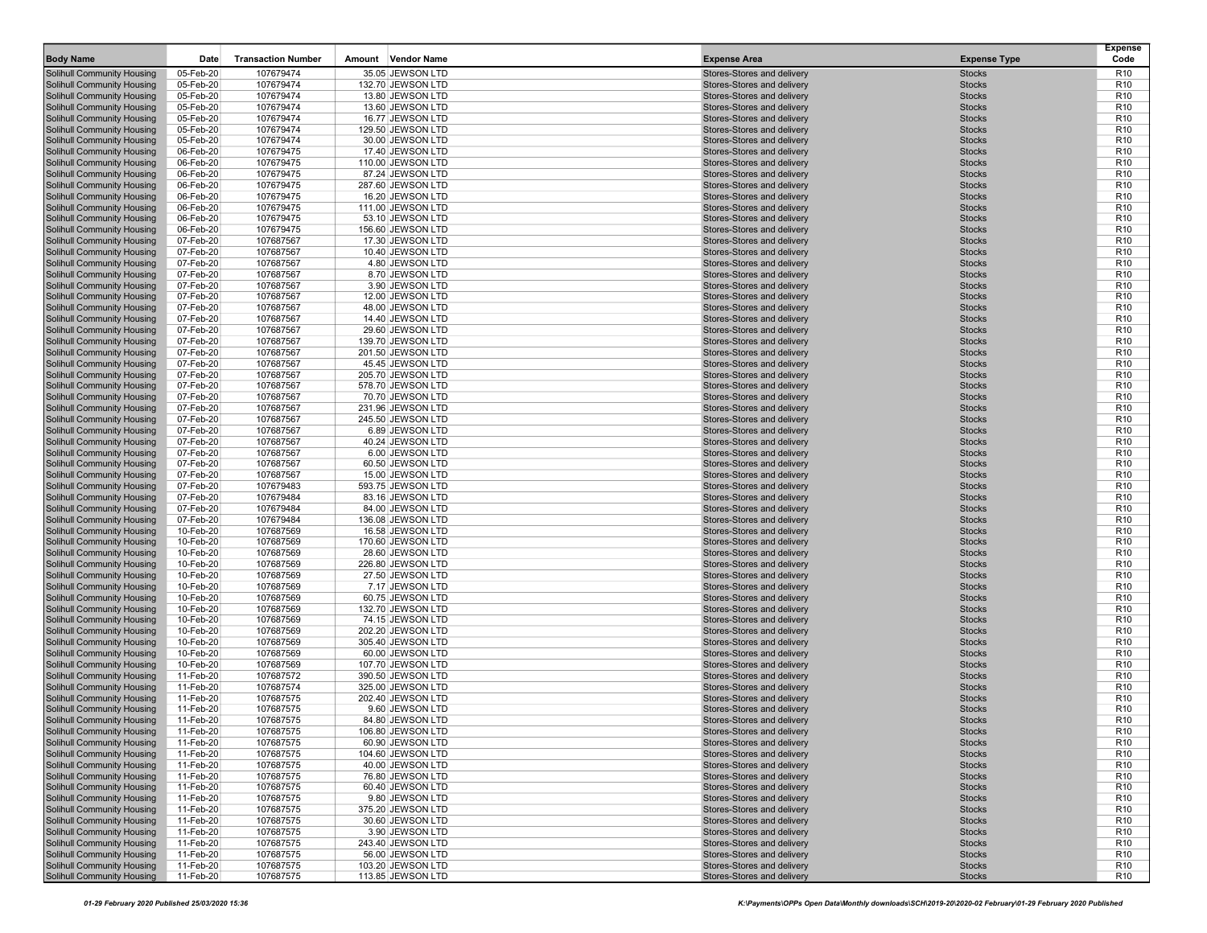| Body Name | Date | Transaction Number | Amount | Vendor Name | Expense Area | Expense Type | Expense Code |
|---|---|---|---|---|---|---|---|
| Solihull Community Housing | 05-Feb-20 | 107679474 | 35.05 | JEWSON LTD | Stores-Stores and delivery | Stocks | R10 |
| Solihull Community Housing | 05-Feb-20 | 107679474 | 132.70 | JEWSON LTD | Stores-Stores and delivery | Stocks | R10 |
| Solihull Community Housing | 05-Feb-20 | 107679474 | 13.80 | JEWSON LTD | Stores-Stores and delivery | Stocks | R10 |
| Solihull Community Housing | 05-Feb-20 | 107679474 | 13.60 | JEWSON LTD | Stores-Stores and delivery | Stocks | R10 |
| Solihull Community Housing | 05-Feb-20 | 107679474 | 16.77 | JEWSON LTD | Stores-Stores and delivery | Stocks | R10 |
| Solihull Community Housing | 05-Feb-20 | 107679474 | 129.50 | JEWSON LTD | Stores-Stores and delivery | Stocks | R10 |
| Solihull Community Housing | 05-Feb-20 | 107679474 | 30.00 | JEWSON LTD | Stores-Stores and delivery | Stocks | R10 |
| Solihull Community Housing | 06-Feb-20 | 107679475 | 17.40 | JEWSON LTD | Stores-Stores and delivery | Stocks | R10 |
| Solihull Community Housing | 06-Feb-20 | 107679475 | 110.00 | JEWSON LTD | Stores-Stores and delivery | Stocks | R10 |
| Solihull Community Housing | 06-Feb-20 | 107679475 | 87.24 | JEWSON LTD | Stores-Stores and delivery | Stocks | R10 |
| Solihull Community Housing | 06-Feb-20 | 107679475 | 287.60 | JEWSON LTD | Stores-Stores and delivery | Stocks | R10 |
| Solihull Community Housing | 06-Feb-20 | 107679475 | 16.20 | JEWSON LTD | Stores-Stores and delivery | Stocks | R10 |
| Solihull Community Housing | 06-Feb-20 | 107679475 | 111.00 | JEWSON LTD | Stores-Stores and delivery | Stocks | R10 |
| Solihull Community Housing | 06-Feb-20 | 107679475 | 53.10 | JEWSON LTD | Stores-Stores and delivery | Stocks | R10 |
| Solihull Community Housing | 06-Feb-20 | 107679475 | 156.60 | JEWSON LTD | Stores-Stores and delivery | Stocks | R10 |
| Solihull Community Housing | 07-Feb-20 | 107687567 | 17.30 | JEWSON LTD | Stores-Stores and delivery | Stocks | R10 |
| Solihull Community Housing | 07-Feb-20 | 107687567 | 10.40 | JEWSON LTD | Stores-Stores and delivery | Stocks | R10 |
| Solihull Community Housing | 07-Feb-20 | 107687567 | 4.80 | JEWSON LTD | Stores-Stores and delivery | Stocks | R10 |
| Solihull Community Housing | 07-Feb-20 | 107687567 | 8.70 | JEWSON LTD | Stores-Stores and delivery | Stocks | R10 |
| Solihull Community Housing | 07-Feb-20 | 107687567 | 3.90 | JEWSON LTD | Stores-Stores and delivery | Stocks | R10 |
| Solihull Community Housing | 07-Feb-20 | 107687567 | 12.00 | JEWSON LTD | Stores-Stores and delivery | Stocks | R10 |
| Solihull Community Housing | 07-Feb-20 | 107687567 | 48.00 | JEWSON LTD | Stores-Stores and delivery | Stocks | R10 |
| Solihull Community Housing | 07-Feb-20 | 107687567 | 14.40 | JEWSON LTD | Stores-Stores and delivery | Stocks | R10 |
| Solihull Community Housing | 07-Feb-20 | 107687567 | 29.60 | JEWSON LTD | Stores-Stores and delivery | Stocks | R10 |
| Solihull Community Housing | 07-Feb-20 | 107687567 | 139.70 | JEWSON LTD | Stores-Stores and delivery | Stocks | R10 |
| Solihull Community Housing | 07-Feb-20 | 107687567 | 201.50 | JEWSON LTD | Stores-Stores and delivery | Stocks | R10 |
| Solihull Community Housing | 07-Feb-20 | 107687567 | 45.45 | JEWSON LTD | Stores-Stores and delivery | Stocks | R10 |
| Solihull Community Housing | 07-Feb-20 | 107687567 | 205.70 | JEWSON LTD | Stores-Stores and delivery | Stocks | R10 |
| Solihull Community Housing | 07-Feb-20 | 107687567 | 578.70 | JEWSON LTD | Stores-Stores and delivery | Stocks | R10 |
| Solihull Community Housing | 07-Feb-20 | 107687567 | 70.70 | JEWSON LTD | Stores-Stores and delivery | Stocks | R10 |
| Solihull Community Housing | 07-Feb-20 | 107687567 | 231.96 | JEWSON LTD | Stores-Stores and delivery | Stocks | R10 |
| Solihull Community Housing | 07-Feb-20 | 107687567 | 245.50 | JEWSON LTD | Stores-Stores and delivery | Stocks | R10 |
| Solihull Community Housing | 07-Feb-20 | 107687567 | 6.89 | JEWSON LTD | Stores-Stores and delivery | Stocks | R10 |
| Solihull Community Housing | 07-Feb-20 | 107687567 | 40.24 | JEWSON LTD | Stores-Stores and delivery | Stocks | R10 |
| Solihull Community Housing | 07-Feb-20 | 107687567 | 6.00 | JEWSON LTD | Stores-Stores and delivery | Stocks | R10 |
| Solihull Community Housing | 07-Feb-20 | 107687567 | 60.50 | JEWSON LTD | Stores-Stores and delivery | Stocks | R10 |
| Solihull Community Housing | 07-Feb-20 | 107687567 | 15.00 | JEWSON LTD | Stores-Stores and delivery | Stocks | R10 |
| Solihull Community Housing | 07-Feb-20 | 107679483 | 593.75 | JEWSON LTD | Stores-Stores and delivery | Stocks | R10 |
| Solihull Community Housing | 07-Feb-20 | 107679484 | 83.16 | JEWSON LTD | Stores-Stores and delivery | Stocks | R10 |
| Solihull Community Housing | 07-Feb-20 | 107679484 | 84.00 | JEWSON LTD | Stores-Stores and delivery | Stocks | R10 |
| Solihull Community Housing | 07-Feb-20 | 107679484 | 136.08 | JEWSON LTD | Stores-Stores and delivery | Stocks | R10 |
| Solihull Community Housing | 10-Feb-20 | 107687569 | 16.58 | JEWSON LTD | Stores-Stores and delivery | Stocks | R10 |
| Solihull Community Housing | 10-Feb-20 | 107687569 | 170.60 | JEWSON LTD | Stores-Stores and delivery | Stocks | R10 |
| Solihull Community Housing | 10-Feb-20 | 107687569 | 28.60 | JEWSON LTD | Stores-Stores and delivery | Stocks | R10 |
| Solihull Community Housing | 10-Feb-20 | 107687569 | 226.80 | JEWSON LTD | Stores-Stores and delivery | Stocks | R10 |
| Solihull Community Housing | 10-Feb-20 | 107687569 | 27.50 | JEWSON LTD | Stores-Stores and delivery | Stocks | R10 |
| Solihull Community Housing | 10-Feb-20 | 107687569 | 7.17 | JEWSON LTD | Stores-Stores and delivery | Stocks | R10 |
| Solihull Community Housing | 10-Feb-20 | 107687569 | 60.75 | JEWSON LTD | Stores-Stores and delivery | Stocks | R10 |
| Solihull Community Housing | 10-Feb-20 | 107687569 | 132.70 | JEWSON LTD | Stores-Stores and delivery | Stocks | R10 |
| Solihull Community Housing | 10-Feb-20 | 107687569 | 74.15 | JEWSON LTD | Stores-Stores and delivery | Stocks | R10 |
| Solihull Community Housing | 10-Feb-20 | 107687569 | 202.20 | JEWSON LTD | Stores-Stores and delivery | Stocks | R10 |
| Solihull Community Housing | 10-Feb-20 | 107687569 | 305.40 | JEWSON LTD | Stores-Stores and delivery | Stocks | R10 |
| Solihull Community Housing | 10-Feb-20 | 107687569 | 60.00 | JEWSON LTD | Stores-Stores and delivery | Stocks | R10 |
| Solihull Community Housing | 10-Feb-20 | 107687569 | 107.70 | JEWSON LTD | Stores-Stores and delivery | Stocks | R10 |
| Solihull Community Housing | 11-Feb-20 | 107687572 | 390.50 | JEWSON LTD | Stores-Stores and delivery | Stocks | R10 |
| Solihull Community Housing | 11-Feb-20 | 107687574 | 325.00 | JEWSON LTD | Stores-Stores and delivery | Stocks | R10 |
| Solihull Community Housing | 11-Feb-20 | 107687575 | 202.40 | JEWSON LTD | Stores-Stores and delivery | Stocks | R10 |
| Solihull Community Housing | 11-Feb-20 | 107687575 | 9.60 | JEWSON LTD | Stores-Stores and delivery | Stocks | R10 |
| Solihull Community Housing | 11-Feb-20 | 107687575 | 84.80 | JEWSON LTD | Stores-Stores and delivery | Stocks | R10 |
| Solihull Community Housing | 11-Feb-20 | 107687575 | 106.80 | JEWSON LTD | Stores-Stores and delivery | Stocks | R10 |
| Solihull Community Housing | 11-Feb-20 | 107687575 | 60.90 | JEWSON LTD | Stores-Stores and delivery | Stocks | R10 |
| Solihull Community Housing | 11-Feb-20 | 107687575 | 104.60 | JEWSON LTD | Stores-Stores and delivery | Stocks | R10 |
| Solihull Community Housing | 11-Feb-20 | 107687575 | 40.00 | JEWSON LTD | Stores-Stores and delivery | Stocks | R10 |
| Solihull Community Housing | 11-Feb-20 | 107687575 | 76.80 | JEWSON LTD | Stores-Stores and delivery | Stocks | R10 |
| Solihull Community Housing | 11-Feb-20 | 107687575 | 60.40 | JEWSON LTD | Stores-Stores and delivery | Stocks | R10 |
| Solihull Community Housing | 11-Feb-20 | 107687575 | 9.80 | JEWSON LTD | Stores-Stores and delivery | Stocks | R10 |
| Solihull Community Housing | 11-Feb-20 | 107687575 | 375.20 | JEWSON LTD | Stores-Stores and delivery | Stocks | R10 |
| Solihull Community Housing | 11-Feb-20 | 107687575 | 30.60 | JEWSON LTD | Stores-Stores and delivery | Stocks | R10 |
| Solihull Community Housing | 11-Feb-20 | 107687575 | 3.90 | JEWSON LTD | Stores-Stores and delivery | Stocks | R10 |
| Solihull Community Housing | 11-Feb-20 | 107687575 | 243.40 | JEWSON LTD | Stores-Stores and delivery | Stocks | R10 |
| Solihull Community Housing | 11-Feb-20 | 107687575 | 56.00 | JEWSON LTD | Stores-Stores and delivery | Stocks | R10 |
| Solihull Community Housing | 11-Feb-20 | 107687575 | 103.20 | JEWSON LTD | Stores-Stores and delivery | Stocks | R10 |
| Solihull Community Housing | 11-Feb-20 | 107687575 | 113.85 | JEWSON LTD | Stores-Stores and delivery | Stocks | R10 |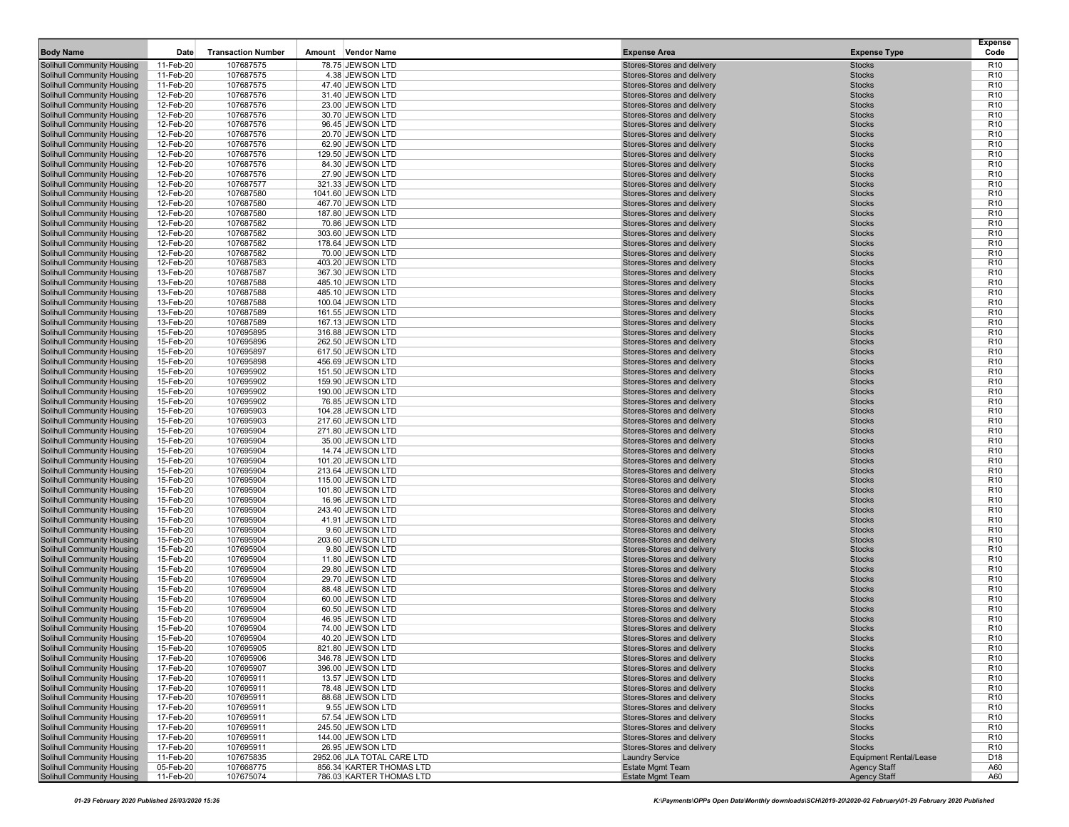| Body Name | Date | Transaction Number | Amount | Vendor Name | Expense Area | Expense Type | Expense Code |
|---|---|---|---|---|---|---|---|
| Solihull Community Housing | 11-Feb-20 | 107687575 | 78.75 | JEWSON LTD | Stores-Stores and delivery | Stocks | R10 |
| Solihull Community Housing | 11-Feb-20 | 107687575 | 4.38 | JEWSON LTD | Stores-Stores and delivery | Stocks | R10 |
| Solihull Community Housing | 11-Feb-20 | 107687575 | 47.40 | JEWSON LTD | Stores-Stores and delivery | Stocks | R10 |
| Solihull Community Housing | 12-Feb-20 | 107687576 | 31.40 | JEWSON LTD | Stores-Stores and delivery | Stocks | R10 |
| Solihull Community Housing | 12-Feb-20 | 107687576 | 23.00 | JEWSON LTD | Stores-Stores and delivery | Stocks | R10 |
| Solihull Community Housing | 12-Feb-20 | 107687576 | 30.70 | JEWSON LTD | Stores-Stores and delivery | Stocks | R10 |
| Solihull Community Housing | 12-Feb-20 | 107687576 | 96.45 | JEWSON LTD | Stores-Stores and delivery | Stocks | R10 |
| Solihull Community Housing | 12-Feb-20 | 107687576 | 20.70 | JEWSON LTD | Stores-Stores and delivery | Stocks | R10 |
| Solihull Community Housing | 12-Feb-20 | 107687576 | 62.90 | JEWSON LTD | Stores-Stores and delivery | Stocks | R10 |
| Solihull Community Housing | 12-Feb-20 | 107687576 | 129.50 | JEWSON LTD | Stores-Stores and delivery | Stocks | R10 |
| Solihull Community Housing | 12-Feb-20 | 107687576 | 84.30 | JEWSON LTD | Stores-Stores and delivery | Stocks | R10 |
| Solihull Community Housing | 12-Feb-20 | 107687576 | 27.90 | JEWSON LTD | Stores-Stores and delivery | Stocks | R10 |
| Solihull Community Housing | 12-Feb-20 | 107687577 | 321.33 | JEWSON LTD | Stores-Stores and delivery | Stocks | R10 |
| Solihull Community Housing | 12-Feb-20 | 107687580 | 1041.60 | JEWSON LTD | Stores-Stores and delivery | Stocks | R10 |
| Solihull Community Housing | 12-Feb-20 | 107687580 | 467.70 | JEWSON LTD | Stores-Stores and delivery | Stocks | R10 |
| Solihull Community Housing | 12-Feb-20 | 107687580 | 187.80 | JEWSON LTD | Stores-Stores and delivery | Stocks | R10 |
| Solihull Community Housing | 12-Feb-20 | 107687582 | 70.86 | JEWSON LTD | Stores-Stores and delivery | Stocks | R10 |
| Solihull Community Housing | 12-Feb-20 | 107687582 | 303.60 | JEWSON LTD | Stores-Stores and delivery | Stocks | R10 |
| Solihull Community Housing | 12-Feb-20 | 107687582 | 178.64 | JEWSON LTD | Stores-Stores and delivery | Stocks | R10 |
| Solihull Community Housing | 12-Feb-20 | 107687582 | 70.00 | JEWSON LTD | Stores-Stores and delivery | Stocks | R10 |
| Solihull Community Housing | 12-Feb-20 | 107687583 | 403.20 | JEWSON LTD | Stores-Stores and delivery | Stocks | R10 |
| Solihull Community Housing | 13-Feb-20 | 107687587 | 367.30 | JEWSON LTD | Stores-Stores and delivery | Stocks | R10 |
| Solihull Community Housing | 13-Feb-20 | 107687588 | 485.10 | JEWSON LTD | Stores-Stores and delivery | Stocks | R10 |
| Solihull Community Housing | 13-Feb-20 | 107687588 | 485.10 | JEWSON LTD | Stores-Stores and delivery | Stocks | R10 |
| Solihull Community Housing | 13-Feb-20 | 107687588 | 100.04 | JEWSON LTD | Stores-Stores and delivery | Stocks | R10 |
| Solihull Community Housing | 13-Feb-20 | 107687589 | 161.55 | JEWSON LTD | Stores-Stores and delivery | Stocks | R10 |
| Solihull Community Housing | 13-Feb-20 | 107687589 | 167.13 | JEWSON LTD | Stores-Stores and delivery | Stocks | R10 |
| Solihull Community Housing | 15-Feb-20 | 107695895 | 316.88 | JEWSON LTD | Stores-Stores and delivery | Stocks | R10 |
| Solihull Community Housing | 15-Feb-20 | 107695896 | 262.50 | JEWSON LTD | Stores-Stores and delivery | Stocks | R10 |
| Solihull Community Housing | 15-Feb-20 | 107695897 | 617.50 | JEWSON LTD | Stores-Stores and delivery | Stocks | R10 |
| Solihull Community Housing | 15-Feb-20 | 107695898 | 456.69 | JEWSON LTD | Stores-Stores and delivery | Stocks | R10 |
| Solihull Community Housing | 15-Feb-20 | 107695902 | 151.50 | JEWSON LTD | Stores-Stores and delivery | Stocks | R10 |
| Solihull Community Housing | 15-Feb-20 | 107695902 | 159.90 | JEWSON LTD | Stores-Stores and delivery | Stocks | R10 |
| Solihull Community Housing | 15-Feb-20 | 107695902 | 190.00 | JEWSON LTD | Stores-Stores and delivery | Stocks | R10 |
| Solihull Community Housing | 15-Feb-20 | 107695902 | 76.85 | JEWSON LTD | Stores-Stores and delivery | Stocks | R10 |
| Solihull Community Housing | 15-Feb-20 | 107695903 | 104.28 | JEWSON LTD | Stores-Stores and delivery | Stocks | R10 |
| Solihull Community Housing | 15-Feb-20 | 107695903 | 217.60 | JEWSON LTD | Stores-Stores and delivery | Stocks | R10 |
| Solihull Community Housing | 15-Feb-20 | 107695904 | 271.80 | JEWSON LTD | Stores-Stores and delivery | Stocks | R10 |
| Solihull Community Housing | 15-Feb-20 | 107695904 | 35.00 | JEWSON LTD | Stores-Stores and delivery | Stocks | R10 |
| Solihull Community Housing | 15-Feb-20 | 107695904 | 14.74 | JEWSON LTD | Stores-Stores and delivery | Stocks | R10 |
| Solihull Community Housing | 15-Feb-20 | 107695904 | 101.20 | JEWSON LTD | Stores-Stores and delivery | Stocks | R10 |
| Solihull Community Housing | 15-Feb-20 | 107695904 | 213.64 | JEWSON LTD | Stores-Stores and delivery | Stocks | R10 |
| Solihull Community Housing | 15-Feb-20 | 107695904 | 115.00 | JEWSON LTD | Stores-Stores and delivery | Stocks | R10 |
| Solihull Community Housing | 15-Feb-20 | 107695904 | 101.80 | JEWSON LTD | Stores-Stores and delivery | Stocks | R10 |
| Solihull Community Housing | 15-Feb-20 | 107695904 | 16.96 | JEWSON LTD | Stores-Stores and delivery | Stocks | R10 |
| Solihull Community Housing | 15-Feb-20 | 107695904 | 243.40 | JEWSON LTD | Stores-Stores and delivery | Stocks | R10 |
| Solihull Community Housing | 15-Feb-20 | 107695904 | 41.91 | JEWSON LTD | Stores-Stores and delivery | Stocks | R10 |
| Solihull Community Housing | 15-Feb-20 | 107695904 | 9.60 | JEWSON LTD | Stores-Stores and delivery | Stocks | R10 |
| Solihull Community Housing | 15-Feb-20 | 107695904 | 203.60 | JEWSON LTD | Stores-Stores and delivery | Stocks | R10 |
| Solihull Community Housing | 15-Feb-20 | 107695904 | 9.80 | JEWSON LTD | Stores-Stores and delivery | Stocks | R10 |
| Solihull Community Housing | 15-Feb-20 | 107695904 | 11.80 | JEWSON LTD | Stores-Stores and delivery | Stocks | R10 |
| Solihull Community Housing | 15-Feb-20 | 107695904 | 29.80 | JEWSON LTD | Stores-Stores and delivery | Stocks | R10 |
| Solihull Community Housing | 15-Feb-20 | 107695904 | 29.70 | JEWSON LTD | Stores-Stores and delivery | Stocks | R10 |
| Solihull Community Housing | 15-Feb-20 | 107695904 | 88.48 | JEWSON LTD | Stores-Stores and delivery | Stocks | R10 |
| Solihull Community Housing | 15-Feb-20 | 107695904 | 60.00 | JEWSON LTD | Stores-Stores and delivery | Stocks | R10 |
| Solihull Community Housing | 15-Feb-20 | 107695904 | 60.50 | JEWSON LTD | Stores-Stores and delivery | Stocks | R10 |
| Solihull Community Housing | 15-Feb-20 | 107695904 | 46.95 | JEWSON LTD | Stores-Stores and delivery | Stocks | R10 |
| Solihull Community Housing | 15-Feb-20 | 107695904 | 74.00 | JEWSON LTD | Stores-Stores and delivery | Stocks | R10 |
| Solihull Community Housing | 15-Feb-20 | 107695904 | 40.20 | JEWSON LTD | Stores-Stores and delivery | Stocks | R10 |
| Solihull Community Housing | 15-Feb-20 | 107695905 | 821.80 | JEWSON LTD | Stores-Stores and delivery | Stocks | R10 |
| Solihull Community Housing | 17-Feb-20 | 107695906 | 346.78 | JEWSON LTD | Stores-Stores and delivery | Stocks | R10 |
| Solihull Community Housing | 17-Feb-20 | 107695907 | 396.00 | JEWSON LTD | Stores-Stores and delivery | Stocks | R10 |
| Solihull Community Housing | 17-Feb-20 | 107695911 | 13.57 | JEWSON LTD | Stores-Stores and delivery | Stocks | R10 |
| Solihull Community Housing | 17-Feb-20 | 107695911 | 78.48 | JEWSON LTD | Stores-Stores and delivery | Stocks | R10 |
| Solihull Community Housing | 17-Feb-20 | 107695911 | 88.68 | JEWSON LTD | Stores-Stores and delivery | Stocks | R10 |
| Solihull Community Housing | 17-Feb-20 | 107695911 | 9.55 | JEWSON LTD | Stores-Stores and delivery | Stocks | R10 |
| Solihull Community Housing | 17-Feb-20 | 107695911 | 57.54 | JEWSON LTD | Stores-Stores and delivery | Stocks | R10 |
| Solihull Community Housing | 17-Feb-20 | 107695911 | 245.50 | JEWSON LTD | Stores-Stores and delivery | Stocks | R10 |
| Solihull Community Housing | 17-Feb-20 | 107695911 | 144.00 | JEWSON LTD | Stores-Stores and delivery | Stocks | R10 |
| Solihull Community Housing | 17-Feb-20 | 107695911 | 26.95 | JEWSON LTD | Stores-Stores and delivery | Stocks | R10 |
| Solihull Community Housing | 11-Feb-20 | 107675835 | 2952.06 | JLA TOTAL CARE LTD | Laundry Service | Equipment Rental/Lease | D18 |
| Solihull Community Housing | 05-Feb-20 | 107668775 | 856.34 | KARTER THOMAS LTD | Estate Mgmt Team | Agency Staff | A60 |
| Solihull Community Housing | 11-Feb-20 | 107675074 | 786.03 | KARTER THOMAS LTD | Estate Mgmt Team | Agency Staff | A60 |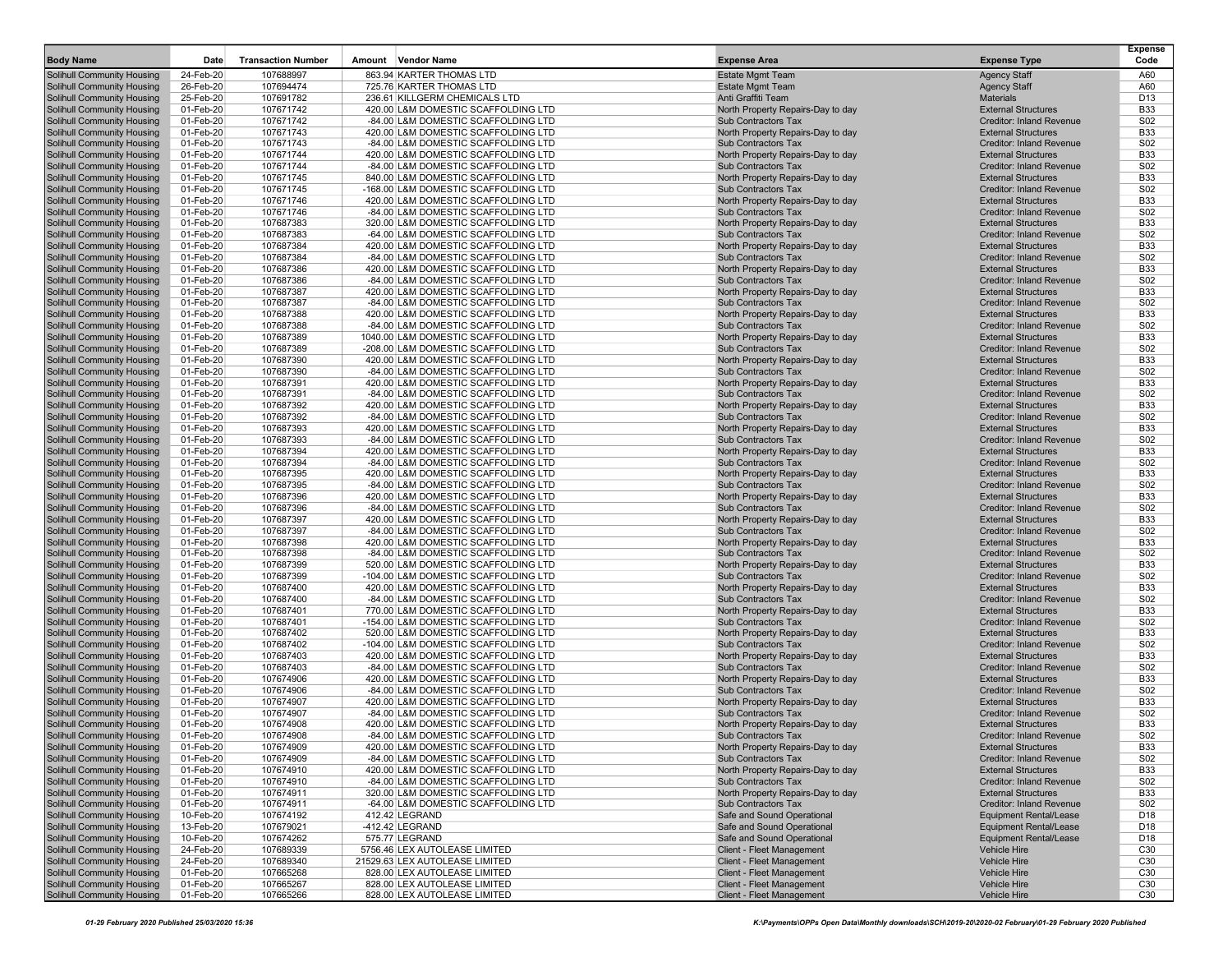| Body Name | Date | Transaction Number | Amount | Vendor Name | Expense Area | Expense Type | Expense Code |
|---|---|---|---|---|---|---|---|
| Solihull Community Housing | 24-Feb-20 | 107688997 | 863.94 | KARTER THOMAS LTD | Estate Mgmt Team | Agency Staff | A60 |
| Solihull Community Housing | 26-Feb-20 | 107694474 | 725.76 | KARTER THOMAS LTD | Estate Mgmt Team | Agency Staff | A60 |
| Solihull Community Housing | 25-Feb-20 | 107691782 | 236.61 | KILLGERM CHEMICALS LTD | Anti Graffiti Team | Materials | D13 |
| Solihull Community Housing | 01-Feb-20 | 107671742 | 420.00 | L&M DOMESTIC SCAFFOLDING LTD | North Property Repairs-Day to day | External Structures | B33 |
| Solihull Community Housing | 01-Feb-20 | 107671742 | -84.00 | L&M DOMESTIC SCAFFOLDING LTD | Sub Contractors Tax | Creditor: Inland Revenue | S02 |
| Solihull Community Housing | 01-Feb-20 | 107671743 | 420.00 | L&M DOMESTIC SCAFFOLDING LTD | North Property Repairs-Day to day | External Structures | B33 |
| Solihull Community Housing | 01-Feb-20 | 107671743 | -84.00 | L&M DOMESTIC SCAFFOLDING LTD | Sub Contractors Tax | Creditor: Inland Revenue | S02 |
| Solihull Community Housing | 01-Feb-20 | 107671744 | 420.00 | L&M DOMESTIC SCAFFOLDING LTD | North Property Repairs-Day to day | External Structures | B33 |
| Solihull Community Housing | 01-Feb-20 | 107671744 | -84.00 | L&M DOMESTIC SCAFFOLDING LTD | Sub Contractors Tax | Creditor: Inland Revenue | S02 |
| Solihull Community Housing | 01-Feb-20 | 107671745 | 840.00 | L&M DOMESTIC SCAFFOLDING LTD | North Property Repairs-Day to day | External Structures | B33 |
| Solihull Community Housing | 01-Feb-20 | 107671745 | -168.00 | L&M DOMESTIC SCAFFOLDING LTD | Sub Contractors Tax | Creditor: Inland Revenue | S02 |
| Solihull Community Housing | 01-Feb-20 | 107671746 | 420.00 | L&M DOMESTIC SCAFFOLDING LTD | North Property Repairs-Day to day | External Structures | B33 |
| Solihull Community Housing | 01-Feb-20 | 107671746 | -84.00 | L&M DOMESTIC SCAFFOLDING LTD | Sub Contractors Tax | Creditor: Inland Revenue | S02 |
| Solihull Community Housing | 01-Feb-20 | 107687383 | 320.00 | L&M DOMESTIC SCAFFOLDING LTD | North Property Repairs-Day to day | External Structures | B33 |
| Solihull Community Housing | 01-Feb-20 | 107687383 | -64.00 | L&M DOMESTIC SCAFFOLDING LTD | Sub Contractors Tax | Creditor: Inland Revenue | S02 |
| Solihull Community Housing | 01-Feb-20 | 107687384 | 420.00 | L&M DOMESTIC SCAFFOLDING LTD | North Property Repairs-Day to day | External Structures | B33 |
| Solihull Community Housing | 01-Feb-20 | 107687384 | -84.00 | L&M DOMESTIC SCAFFOLDING LTD | Sub Contractors Tax | Creditor: Inland Revenue | S02 |
| Solihull Community Housing | 01-Feb-20 | 107687386 | 420.00 | L&M DOMESTIC SCAFFOLDING LTD | North Property Repairs-Day to day | External Structures | B33 |
| Solihull Community Housing | 01-Feb-20 | 107687386 | -84.00 | L&M DOMESTIC SCAFFOLDING LTD | Sub Contractors Tax | Creditor: Inland Revenue | S02 |
| Solihull Community Housing | 01-Feb-20 | 107687387 | 420.00 | L&M DOMESTIC SCAFFOLDING LTD | North Property Repairs-Day to day | External Structures | B33 |
| Solihull Community Housing | 01-Feb-20 | 107687387 | -84.00 | L&M DOMESTIC SCAFFOLDING LTD | Sub Contractors Tax | Creditor: Inland Revenue | S02 |
| Solihull Community Housing | 01-Feb-20 | 107687388 | 420.00 | L&M DOMESTIC SCAFFOLDING LTD | North Property Repairs-Day to day | External Structures | B33 |
| Solihull Community Housing | 01-Feb-20 | 107687388 | -84.00 | L&M DOMESTIC SCAFFOLDING LTD | Sub Contractors Tax | Creditor: Inland Revenue | S02 |
| Solihull Community Housing | 01-Feb-20 | 107687389 | 1040.00 | L&M DOMESTIC SCAFFOLDING LTD | North Property Repairs-Day to day | External Structures | B33 |
| Solihull Community Housing | 01-Feb-20 | 107687389 | -208.00 | L&M DOMESTIC SCAFFOLDING LTD | Sub Contractors Tax | Creditor: Inland Revenue | S02 |
| Solihull Community Housing | 01-Feb-20 | 107687390 | 420.00 | L&M DOMESTIC SCAFFOLDING LTD | North Property Repairs-Day to day | External Structures | B33 |
| Solihull Community Housing | 01-Feb-20 | 107687390 | -84.00 | L&M DOMESTIC SCAFFOLDING LTD | Sub Contractors Tax | Creditor: Inland Revenue | S02 |
| Solihull Community Housing | 01-Feb-20 | 107687391 | 420.00 | L&M DOMESTIC SCAFFOLDING LTD | North Property Repairs-Day to day | External Structures | B33 |
| Solihull Community Housing | 01-Feb-20 | 107687391 | -84.00 | L&M DOMESTIC SCAFFOLDING LTD | Sub Contractors Tax | Creditor: Inland Revenue | S02 |
| Solihull Community Housing | 01-Feb-20 | 107687392 | 420.00 | L&M DOMESTIC SCAFFOLDING LTD | North Property Repairs-Day to day | External Structures | B33 |
| Solihull Community Housing | 01-Feb-20 | 107687392 | -84.00 | L&M DOMESTIC SCAFFOLDING LTD | Sub Contractors Tax | Creditor: Inland Revenue | S02 |
| Solihull Community Housing | 01-Feb-20 | 107687393 | 420.00 | L&M DOMESTIC SCAFFOLDING LTD | North Property Repairs-Day to day | External Structures | B33 |
| Solihull Community Housing | 01-Feb-20 | 107687393 | -84.00 | L&M DOMESTIC SCAFFOLDING LTD | Sub Contractors Tax | Creditor: Inland Revenue | S02 |
| Solihull Community Housing | 01-Feb-20 | 107687394 | 420.00 | L&M DOMESTIC SCAFFOLDING LTD | North Property Repairs-Day to day | External Structures | B33 |
| Solihull Community Housing | 01-Feb-20 | 107687394 | -84.00 | L&M DOMESTIC SCAFFOLDING LTD | Sub Contractors Tax | Creditor: Inland Revenue | S02 |
| Solihull Community Housing | 01-Feb-20 | 107687395 | 420.00 | L&M DOMESTIC SCAFFOLDING LTD | North Property Repairs-Day to day | External Structures | B33 |
| Solihull Community Housing | 01-Feb-20 | 107687395 | -84.00 | L&M DOMESTIC SCAFFOLDING LTD | Sub Contractors Tax | Creditor: Inland Revenue | S02 |
| Solihull Community Housing | 01-Feb-20 | 107687396 | 420.00 | L&M DOMESTIC SCAFFOLDING LTD | North Property Repairs-Day to day | External Structures | B33 |
| Solihull Community Housing | 01-Feb-20 | 107687396 | -84.00 | L&M DOMESTIC SCAFFOLDING LTD | Sub Contractors Tax | Creditor: Inland Revenue | S02 |
| Solihull Community Housing | 01-Feb-20 | 107687397 | 420.00 | L&M DOMESTIC SCAFFOLDING LTD | North Property Repairs-Day to day | External Structures | B33 |
| Solihull Community Housing | 01-Feb-20 | 107687397 | -84.00 | L&M DOMESTIC SCAFFOLDING LTD | Sub Contractors Tax | Creditor: Inland Revenue | S02 |
| Solihull Community Housing | 01-Feb-20 | 107687398 | 420.00 | L&M DOMESTIC SCAFFOLDING LTD | North Property Repairs-Day to day | External Structures | B33 |
| Solihull Community Housing | 01-Feb-20 | 107687398 | -84.00 | L&M DOMESTIC SCAFFOLDING LTD | Sub Contractors Tax | Creditor: Inland Revenue | S02 |
| Solihull Community Housing | 01-Feb-20 | 107687399 | 520.00 | L&M DOMESTIC SCAFFOLDING LTD | North Property Repairs-Day to day | External Structures | B33 |
| Solihull Community Housing | 01-Feb-20 | 107687399 | -104.00 | L&M DOMESTIC SCAFFOLDING LTD | Sub Contractors Tax | Creditor: Inland Revenue | S02 |
| Solihull Community Housing | 01-Feb-20 | 107687400 | 420.00 | L&M DOMESTIC SCAFFOLDING LTD | North Property Repairs-Day to day | External Structures | B33 |
| Solihull Community Housing | 01-Feb-20 | 107687400 | -84.00 | L&M DOMESTIC SCAFFOLDING LTD | Sub Contractors Tax | Creditor: Inland Revenue | S02 |
| Solihull Community Housing | 01-Feb-20 | 107687401 | 770.00 | L&M DOMESTIC SCAFFOLDING LTD | North Property Repairs-Day to day | External Structures | B33 |
| Solihull Community Housing | 01-Feb-20 | 107687401 | -154.00 | L&M DOMESTIC SCAFFOLDING LTD | Sub Contractors Tax | Creditor: Inland Revenue | S02 |
| Solihull Community Housing | 01-Feb-20 | 107687402 | 520.00 | L&M DOMESTIC SCAFFOLDING LTD | North Property Repairs-Day to day | External Structures | B33 |
| Solihull Community Housing | 01-Feb-20 | 107687402 | -104.00 | L&M DOMESTIC SCAFFOLDING LTD | Sub Contractors Tax | Creditor: Inland Revenue | S02 |
| Solihull Community Housing | 01-Feb-20 | 107687403 | 420.00 | L&M DOMESTIC SCAFFOLDING LTD | North Property Repairs-Day to day | External Structures | B33 |
| Solihull Community Housing | 01-Feb-20 | 107687403 | -84.00 | L&M DOMESTIC SCAFFOLDING LTD | Sub Contractors Tax | Creditor: Inland Revenue | S02 |
| Solihull Community Housing | 01-Feb-20 | 107674906 | 420.00 | L&M DOMESTIC SCAFFOLDING LTD | North Property Repairs-Day to day | External Structures | B33 |
| Solihull Community Housing | 01-Feb-20 | 107674906 | -84.00 | L&M DOMESTIC SCAFFOLDING LTD | Sub Contractors Tax | Creditor: Inland Revenue | S02 |
| Solihull Community Housing | 01-Feb-20 | 107674907 | 420.00 | L&M DOMESTIC SCAFFOLDING LTD | North Property Repairs-Day to day | External Structures | B33 |
| Solihull Community Housing | 01-Feb-20 | 107674907 | -84.00 | L&M DOMESTIC SCAFFOLDING LTD | Sub Contractors Tax | Creditor: Inland Revenue | S02 |
| Solihull Community Housing | 01-Feb-20 | 107674908 | 420.00 | L&M DOMESTIC SCAFFOLDING LTD | North Property Repairs-Day to day | External Structures | B33 |
| Solihull Community Housing | 01-Feb-20 | 107674908 | -84.00 | L&M DOMESTIC SCAFFOLDING LTD | Sub Contractors Tax | Creditor: Inland Revenue | S02 |
| Solihull Community Housing | 01-Feb-20 | 107674909 | 420.00 | L&M DOMESTIC SCAFFOLDING LTD | North Property Repairs-Day to day | External Structures | B33 |
| Solihull Community Housing | 01-Feb-20 | 107674909 | -84.00 | L&M DOMESTIC SCAFFOLDING LTD | Sub Contractors Tax | Creditor: Inland Revenue | S02 |
| Solihull Community Housing | 01-Feb-20 | 107674910 | 420.00 | L&M DOMESTIC SCAFFOLDING LTD | North Property Repairs-Day to day | External Structures | B33 |
| Solihull Community Housing | 01-Feb-20 | 107674910 | -84.00 | L&M DOMESTIC SCAFFOLDING LTD | Sub Contractors Tax | Creditor: Inland Revenue | S02 |
| Solihull Community Housing | 01-Feb-20 | 107674911 | 320.00 | L&M DOMESTIC SCAFFOLDING LTD | North Property Repairs-Day to day | External Structures | B33 |
| Solihull Community Housing | 01-Feb-20 | 107674911 | -64.00 | L&M DOMESTIC SCAFFOLDING LTD | Sub Contractors Tax | Creditor: Inland Revenue | S02 |
| Solihull Community Housing | 10-Feb-20 | 107674192 | 412.42 | LEGRAND | Safe and Sound Operational | Equipment Rental/Lease | D18 |
| Solihull Community Housing | 13-Feb-20 | 107679021 | -412.42 | LEGRAND | Safe and Sound Operational | Equipment Rental/Lease | D18 |
| Solihull Community Housing | 10-Feb-20 | 107674262 | 575.77 | LEGRAND | Safe and Sound Operational | Equipment Rental/Lease | D18 |
| Solihull Community Housing | 24-Feb-20 | 107689339 | 5756.46 | LEX AUTOLEASE LIMITED | Client - Fleet Management | Vehicle Hire | C30 |
| Solihull Community Housing | 24-Feb-20 | 107689340 | 21529.63 | LEX AUTOLEASE LIMITED | Client - Fleet Management | Vehicle Hire | C30 |
| Solihull Community Housing | 01-Feb-20 | 107665268 | 828.00 | LEX AUTOLEASE LIMITED | Client - Fleet Management | Vehicle Hire | C30 |
| Solihull Community Housing | 01-Feb-20 | 107665267 | 828.00 | LEX AUTOLEASE LIMITED | Client - Fleet Management | Vehicle Hire | C30 |
| Solihull Community Housing | 01-Feb-20 | 107665266 | 828.00 | LEX AUTOLEASE LIMITED | Client - Fleet Management | Vehicle Hire | C30 |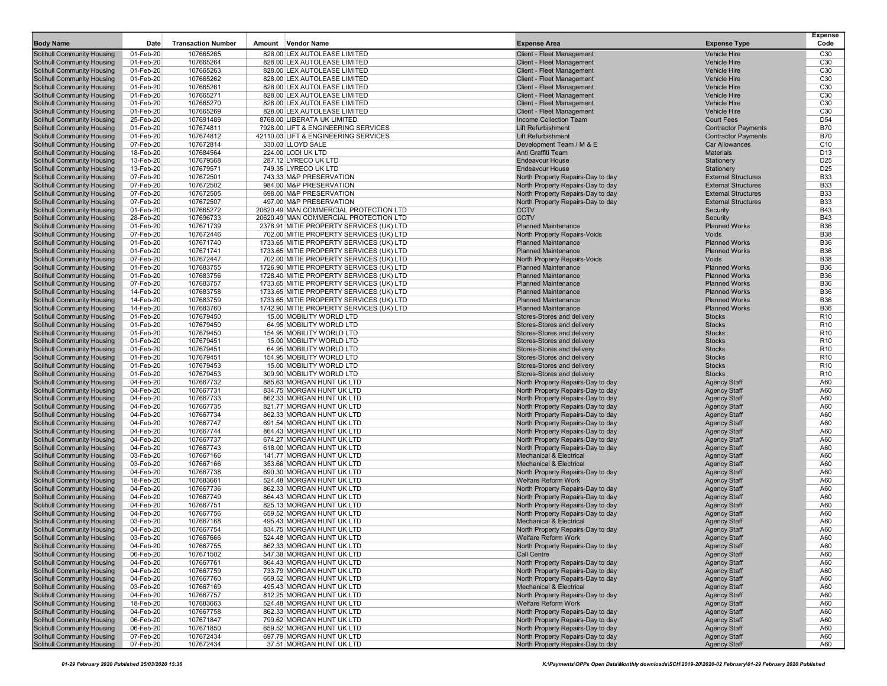| Body Name | Date | Transaction Number | Amount | Vendor Name | Expense Area | Expense Type | Expense Code |
|---|---|---|---|---|---|---|---|
| Solihull Community Housing | 01-Feb-20 | 107665265 | 828.00 | LEX AUTOLEASE LIMITED | Client - Fleet Management | Vehicle Hire | C30 |
| Solihull Community Housing | 01-Feb-20 | 107665264 | 828.00 | LEX AUTOLEASE LIMITED | Client - Fleet Management | Vehicle Hire | C30 |
| Solihull Community Housing | 01-Feb-20 | 107665263 | 828.00 | LEX AUTOLEASE LIMITED | Client - Fleet Management | Vehicle Hire | C30 |
| Solihull Community Housing | 01-Feb-20 | 107665262 | 828.00 | LEX AUTOLEASE LIMITED | Client - Fleet Management | Vehicle Hire | C30 |
| Solihull Community Housing | 01-Feb-20 | 107665261 | 828.00 | LEX AUTOLEASE LIMITED | Client - Fleet Management | Vehicle Hire | C30 |
| Solihull Community Housing | 01-Feb-20 | 107665271 | 828.00 | LEX AUTOLEASE LIMITED | Client - Fleet Management | Vehicle Hire | C30 |
| Solihull Community Housing | 01-Feb-20 | 107665270 | 828.00 | LEX AUTOLEASE LIMITED | Client - Fleet Management | Vehicle Hire | C30 |
| Solihull Community Housing | 01-Feb-20 | 107665269 | 828.00 | LEX AUTOLEASE LIMITED | Client - Fleet Management | Vehicle Hire | C30 |
| Solihull Community Housing | 25-Feb-20 | 107691489 | 8768.00 | LIBERATA UK LIMITED | Income Collection Team | Court Fees | D54 |
| Solihull Community Housing | 01-Feb-20 | 107674811 | 7928.00 | LIFT & ENGINEERING SERVICES | Lift Refurbishment | Contractor Payments | B70 |
| Solihull Community Housing | 01-Feb-20 | 107674812 | 42110.03 | LIFT & ENGINEERING SERVICES | Lift Refurbishment | Contractor Payments | B70 |
| Solihull Community Housing | 07-Feb-20 | 107672814 | 330.03 | LLOYD SALE | Development Team / M & E | Car Allowances | C10 |
| Solihull Community Housing | 18-Feb-20 | 107684564 | 224.00 | LODI UK LTD | Anti Graffiti Team | Materials | D13 |
| Solihull Community Housing | 13-Feb-20 | 107679568 | 287.12 | LYRECO UK LTD | Endeavour House | Stationery | D25 |
| Solihull Community Housing | 13-Feb-20 | 107679571 | 749.35 | LYRECO UK LTD | Endeavour House | Stationery | D25 |
| Solihull Community Housing | 07-Feb-20 | 107672501 | 743.33 | M&P PRESERVATION | North Property Repairs-Day to day | External Structures | B33 |
| Solihull Community Housing | 07-Feb-20 | 107672502 | 984.00 | M&P PRESERVATION | North Property Repairs-Day to day | External Structures | B33 |
| Solihull Community Housing | 07-Feb-20 | 107672505 | 698.00 | M&P PRESERVATION | North Property Repairs-Day to day | External Structures | B33 |
| Solihull Community Housing | 07-Feb-20 | 107672507 | 497.00 | M&P PRESERVATION | North Property Repairs-Day to day | External Structures | B33 |
| Solihull Community Housing | 01-Feb-20 | 107665272 | 20620.49 | MAN COMMERCIAL PROTECTION LTD | CCTV | Security | B43 |
| Solihull Community Housing | 28-Feb-20 | 107696733 | 20620.49 | MAN COMMERCIAL PROTECTION LTD | CCTV | Security | B43 |
| Solihull Community Housing | 01-Feb-20 | 107671739 | 2378.91 | MITIE PROPERTY SERVICES (UK) LTD | Planned Maintenance | Planned Works | B36 |
| Solihull Community Housing | 07-Feb-20 | 107672446 | 702.00 | MITIE PROPERTY SERVICES (UK) LTD | North Property Repairs-Voids | Voids | B38 |
| Solihull Community Housing | 01-Feb-20 | 107671740 | 1733.65 | MITIE PROPERTY SERVICES (UK) LTD | Planned Maintenance | Planned Works | B36 |
| Solihull Community Housing | 01-Feb-20 | 107671741 | 1733.65 | MITIE PROPERTY SERVICES (UK) LTD | Planned Maintenance | Planned Works | B36 |
| Solihull Community Housing | 07-Feb-20 | 107672447 | 702.00 | MITIE PROPERTY SERVICES (UK) LTD | North Property Repairs-Voids | Voids | B38 |
| Solihull Community Housing | 01-Feb-20 | 107683755 | 1726.90 | MITIE PROPERTY SERVICES (UK) LTD | Planned Maintenance | Planned Works | B36 |
| Solihull Community Housing | 01-Feb-20 | 107683756 | 1728.40 | MITIE PROPERTY SERVICES (UK) LTD | Planned Maintenance | Planned Works | B36 |
| Solihull Community Housing | 07-Feb-20 | 107683757 | 1733.65 | MITIE PROPERTY SERVICES (UK) LTD | Planned Maintenance | Planned Works | B36 |
| Solihull Community Housing | 14-Feb-20 | 107683758 | 1733.65 | MITIE PROPERTY SERVICES (UK) LTD | Planned Maintenance | Planned Works | B36 |
| Solihull Community Housing | 14-Feb-20 | 107683759 | 1733.65 | MITIE PROPERTY SERVICES (UK) LTD | Planned Maintenance | Planned Works | B36 |
| Solihull Community Housing | 14-Feb-20 | 107683760 | 1742.90 | MITIE PROPERTY SERVICES (UK) LTD | Planned Maintenance | Planned Works | B36 |
| Solihull Community Housing | 01-Feb-20 | 107679450 | 15.00 | MOBILITY WORLD LTD | Stores-Stores and delivery | Stocks | R10 |
| Solihull Community Housing | 01-Feb-20 | 107679450 | 64.95 | MOBILITY WORLD LTD | Stores-Stores and delivery | Stocks | R10 |
| Solihull Community Housing | 01-Feb-20 | 107679450 | 154.95 | MOBILITY WORLD LTD | Stores-Stores and delivery | Stocks | R10 |
| Solihull Community Housing | 01-Feb-20 | 107679451 | 15.00 | MOBILITY WORLD LTD | Stores-Stores and delivery | Stocks | R10 |
| Solihull Community Housing | 01-Feb-20 | 107679451 | 64.95 | MOBILITY WORLD LTD | Stores-Stores and delivery | Stocks | R10 |
| Solihull Community Housing | 01-Feb-20 | 107679451 | 154.95 | MOBILITY WORLD LTD | Stores-Stores and delivery | Stocks | R10 |
| Solihull Community Housing | 01-Feb-20 | 107679453 | 15.00 | MOBILITY WORLD LTD | Stores-Stores and delivery | Stocks | R10 |
| Solihull Community Housing | 01-Feb-20 | 107679453 | 309.90 | MOBILITY WORLD LTD | Stores-Stores and delivery | Stocks | R10 |
| Solihull Community Housing | 04-Feb-20 | 107667732 | 885.63 | MORGAN HUNT UK LTD | North Property Repairs-Day to day | Agency Staff | A60 |
| Solihull Community Housing | 04-Feb-20 | 107667731 | 834.75 | MORGAN HUNT UK LTD | North Property Repairs-Day to day | Agency Staff | A60 |
| Solihull Community Housing | 04-Feb-20 | 107667733 | 862.33 | MORGAN HUNT UK LTD | North Property Repairs-Day to day | Agency Staff | A60 |
| Solihull Community Housing | 04-Feb-20 | 107667735 | 821.77 | MORGAN HUNT UK LTD | North Property Repairs-Day to day | Agency Staff | A60 |
| Solihull Community Housing | 04-Feb-20 | 107667734 | 862.33 | MORGAN HUNT UK LTD | North Property Repairs-Day to day | Agency Staff | A60 |
| Solihull Community Housing | 04-Feb-20 | 107667747 | 691.54 | MORGAN HUNT UK LTD | North Property Repairs-Day to day | Agency Staff | A60 |
| Solihull Community Housing | 04-Feb-20 | 107667744 | 864.43 | MORGAN HUNT UK LTD | North Property Repairs-Day to day | Agency Staff | A60 |
| Solihull Community Housing | 04-Feb-20 | 107667737 | 674.27 | MORGAN HUNT UK LTD | North Property Repairs-Day to day | Agency Staff | A60 |
| Solihull Community Housing | 04-Feb-20 | 107667743 | 618.00 | MORGAN HUNT UK LTD | North Property Repairs-Day to day | Agency Staff | A60 |
| Solihull Community Housing | 03-Feb-20 | 107667166 | 141.77 | MORGAN HUNT UK LTD | Mechanical & Electrical | Agency Staff | A60 |
| Solihull Community Housing | 03-Feb-20 | 107667166 | 353.66 | MORGAN HUNT UK LTD | Mechanical & Electrical | Agency Staff | A60 |
| Solihull Community Housing | 04-Feb-20 | 107667738 | 690.30 | MORGAN HUNT UK LTD | North Property Repairs-Day to day | Agency Staff | A60 |
| Solihull Community Housing | 18-Feb-20 | 107683661 | 524.48 | MORGAN HUNT UK LTD | Welfare Reform Work | Agency Staff | A60 |
| Solihull Community Housing | 04-Feb-20 | 107667736 | 862.33 | MORGAN HUNT UK LTD | North Property Repairs-Day to day | Agency Staff | A60 |
| Solihull Community Housing | 04-Feb-20 | 107667749 | 864.43 | MORGAN HUNT UK LTD | North Property Repairs-Day to day | Agency Staff | A60 |
| Solihull Community Housing | 04-Feb-20 | 107667751 | 825.13 | MORGAN HUNT UK LTD | North Property Repairs-Day to day | Agency Staff | A60 |
| Solihull Community Housing | 04-Feb-20 | 107667756 | 659.52 | MORGAN HUNT UK LTD | North Property Repairs-Day to day | Agency Staff | A60 |
| Solihull Community Housing | 03-Feb-20 | 107667168 | 495.43 | MORGAN HUNT UK LTD | Mechanical & Electrical | Agency Staff | A60 |
| Solihull Community Housing | 04-Feb-20 | 107667754 | 834.75 | MORGAN HUNT UK LTD | North Property Repairs-Day to day | Agency Staff | A60 |
| Solihull Community Housing | 03-Feb-20 | 107667666 | 524.48 | MORGAN HUNT UK LTD | Welfare Reform Work | Agency Staff | A60 |
| Solihull Community Housing | 04-Feb-20 | 107667755 | 862.33 | MORGAN HUNT UK LTD | North Property Repairs-Day to day | Agency Staff | A60 |
| Solihull Community Housing | 06-Feb-20 | 107671502 | 547.38 | MORGAN HUNT UK LTD | Call Centre | Agency Staff | A60 |
| Solihull Community Housing | 04-Feb-20 | 107667761 | 864.43 | MORGAN HUNT UK LTD | North Property Repairs-Day to day | Agency Staff | A60 |
| Solihull Community Housing | 04-Feb-20 | 107667759 | 733.79 | MORGAN HUNT UK LTD | North Property Repairs-Day to day | Agency Staff | A60 |
| Solihull Community Housing | 04-Feb-20 | 107667760 | 659.52 | MORGAN HUNT UK LTD | North Property Repairs-Day to day | Agency Staff | A60 |
| Solihull Community Housing | 03-Feb-20 | 107667169 | 495.43 | MORGAN HUNT UK LTD | Mechanical & Electrical | Agency Staff | A60 |
| Solihull Community Housing | 04-Feb-20 | 107667757 | 812.25 | MORGAN HUNT UK LTD | North Property Repairs-Day to day | Agency Staff | A60 |
| Solihull Community Housing | 18-Feb-20 | 107683663 | 524.48 | MORGAN HUNT UK LTD | Welfare Reform Work | Agency Staff | A60 |
| Solihull Community Housing | 04-Feb-20 | 107667758 | 862.33 | MORGAN HUNT UK LTD | North Property Repairs-Day to day | Agency Staff | A60 |
| Solihull Community Housing | 06-Feb-20 | 107671847 | 799.62 | MORGAN HUNT UK LTD | North Property Repairs-Day to day | Agency Staff | A60 |
| Solihull Community Housing | 06-Feb-20 | 107671850 | 659.52 | MORGAN HUNT UK LTD | North Property Repairs-Day to day | Agency Staff | A60 |
| Solihull Community Housing | 07-Feb-20 | 107672434 | 697.79 | MORGAN HUNT UK LTD | North Property Repairs-Day to day | Agency Staff | A60 |
| Solihull Community Housing | 07-Feb-20 | 107672434 | 37.51 | MORGAN HUNT UK LTD | North Property Repairs-Day to day | Agency Staff | A60 |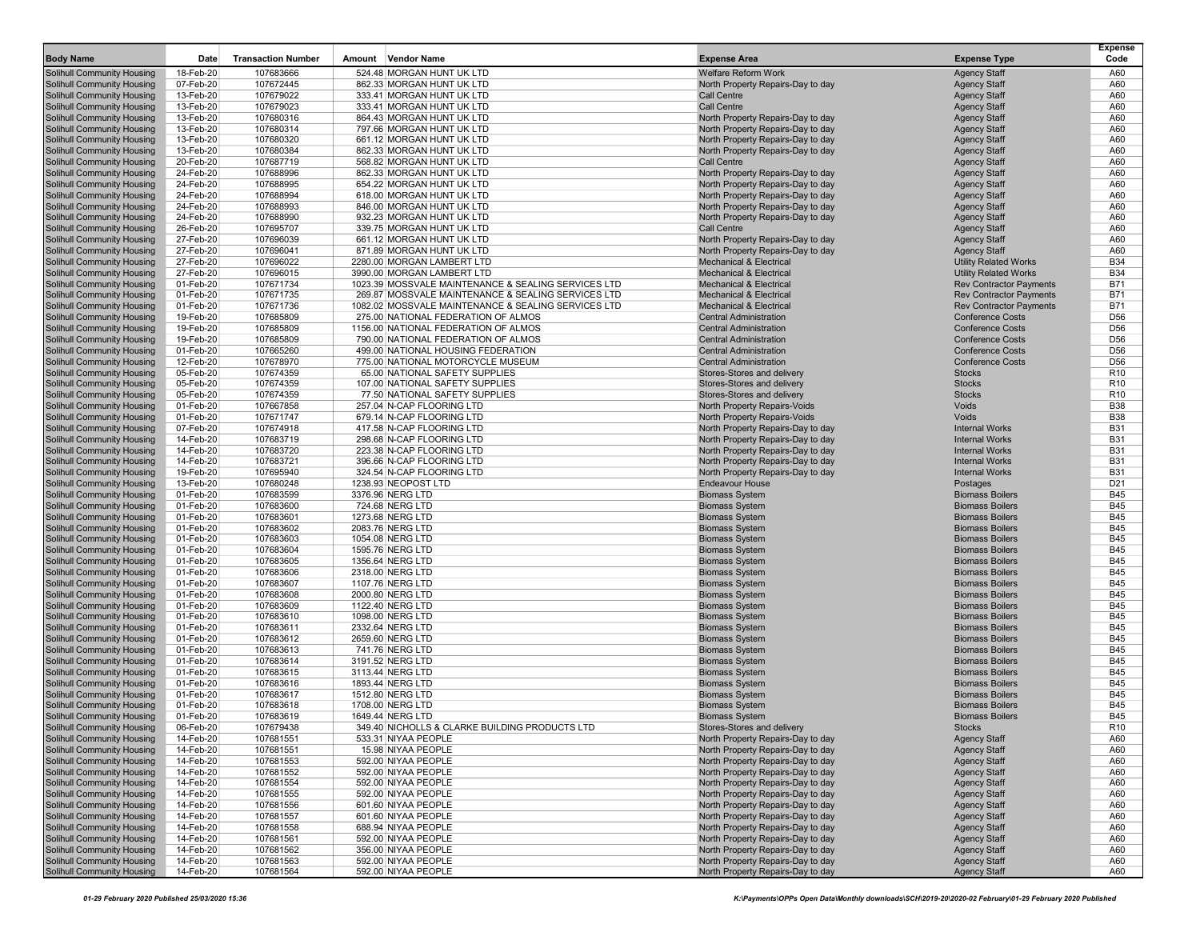| Body Name | Date | Transaction Number | Amount | Vendor Name | Expense Area | Expense Type | Expense Code |
|---|---|---|---|---|---|---|---|
| Solihull Community Housing | 18-Feb-20 | 107683666 | 524.48 | MORGAN HUNT UK LTD | Welfare Reform Work | Agency Staff | A60 |
| Solihull Community Housing | 07-Feb-20 | 107672445 | 862.33 | MORGAN HUNT UK LTD | North Property Repairs-Day to day | Agency Staff | A60 |
| Solihull Community Housing | 13-Feb-20 | 107679022 | 333.41 | MORGAN HUNT UK LTD | Call Centre | Agency Staff | A60 |
| Solihull Community Housing | 13-Feb-20 | 107679023 | 333.41 | MORGAN HUNT UK LTD | Call Centre | Agency Staff | A60 |
| Solihull Community Housing | 13-Feb-20 | 107680316 | 864.43 | MORGAN HUNT UK LTD | North Property Repairs-Day to day | Agency Staff | A60 |
| Solihull Community Housing | 13-Feb-20 | 107680314 | 797.66 | MORGAN HUNT UK LTD | North Property Repairs-Day to day | Agency Staff | A60 |
| Solihull Community Housing | 13-Feb-20 | 107680320 | 661.12 | MORGAN HUNT UK LTD | North Property Repairs-Day to day | Agency Staff | A60 |
| Solihull Community Housing | 13-Feb-20 | 107680384 | 862.33 | MORGAN HUNT UK LTD | North Property Repairs-Day to day | Agency Staff | A60 |
| Solihull Community Housing | 20-Feb-20 | 107687719 | 568.82 | MORGAN HUNT UK LTD | Call Centre | Agency Staff | A60 |
| Solihull Community Housing | 24-Feb-20 | 107688996 | 862.33 | MORGAN HUNT UK LTD | North Property Repairs-Day to day | Agency Staff | A60 |
| Solihull Community Housing | 24-Feb-20 | 107688995 | 654.22 | MORGAN HUNT UK LTD | North Property Repairs-Day to day | Agency Staff | A60 |
| Solihull Community Housing | 24-Feb-20 | 107688994 | 618.00 | MORGAN HUNT UK LTD | North Property Repairs-Day to day | Agency Staff | A60 |
| Solihull Community Housing | 24-Feb-20 | 107688993 | 846.00 | MORGAN HUNT UK LTD | North Property Repairs-Day to day | Agency Staff | A60 |
| Solihull Community Housing | 24-Feb-20 | 107688990 | 932.23 | MORGAN HUNT UK LTD | North Property Repairs-Day to day | Agency Staff | A60 |
| Solihull Community Housing | 26-Feb-20 | 107695707 | 339.75 | MORGAN HUNT UK LTD | Call Centre | Agency Staff | A60 |
| Solihull Community Housing | 27-Feb-20 | 107696039 | 661.12 | MORGAN HUNT UK LTD | North Property Repairs-Day to day | Agency Staff | A60 |
| Solihull Community Housing | 27-Feb-20 | 107696041 | 871.89 | MORGAN HUNT UK LTD | North Property Repairs-Day to day | Agency Staff | A60 |
| Solihull Community Housing | 27-Feb-20 | 107696022 | 2280.00 | MORGAN LAMBERT LTD | Mechanical & Electrical | Utility Related Works | B34 |
| Solihull Community Housing | 27-Feb-20 | 107696015 | 3990.00 | MORGAN LAMBERT LTD | Mechanical & Electrical | Utility Related Works | B34 |
| Solihull Community Housing | 01-Feb-20 | 107671734 | 1023.39 | MOSSVALE MAINTENANCE & SEALING SERVICES LTD | Mechanical & Electrical | Rev Contractor Payments | B71 |
| Solihull Community Housing | 01-Feb-20 | 107671735 | 269.87 | MOSSVALE MAINTENANCE & SEALING SERVICES LTD | Mechanical & Electrical | Rev Contractor Payments | B71 |
| Solihull Community Housing | 01-Feb-20 | 107671736 | 1082.02 | MOSSVALE MAINTENANCE & SEALING SERVICES LTD | Mechanical & Electrical | Rev Contractor Payments | B71 |
| Solihull Community Housing | 19-Feb-20 | 107685809 | 275.00 | NATIONAL FEDERATION OF ALMOS | Central Administration | Conference Costs | D56 |
| Solihull Community Housing | 19-Feb-20 | 107685809 | 1156.00 | NATIONAL FEDERATION OF ALMOS | Central Administration | Conference Costs | D56 |
| Solihull Community Housing | 19-Feb-20 | 107685809 | 790.00 | NATIONAL FEDERATION OF ALMOS | Central Administration | Conference Costs | D56 |
| Solihull Community Housing | 01-Feb-20 | 107665260 | 499.00 | NATIONAL HOUSING FEDERATION | Central Administration | Conference Costs | D56 |
| Solihull Community Housing | 12-Feb-20 | 107678970 | 775.00 | NATIONAL MOTORCYCLE MUSEUM | Central Administration | Conference Costs | D56 |
| Solihull Community Housing | 05-Feb-20 | 107674359 | 65.00 | NATIONAL SAFETY SUPPLIES | Stores-Stores and delivery | Stocks | R10 |
| Solihull Community Housing | 05-Feb-20 | 107674359 | 107.00 | NATIONAL SAFETY SUPPLIES | Stores-Stores and delivery | Stocks | R10 |
| Solihull Community Housing | 05-Feb-20 | 107674359 | 77.50 | NATIONAL SAFETY SUPPLIES | Stores-Stores and delivery | Stocks | R10 |
| Solihull Community Housing | 01-Feb-20 | 107667858 | 257.04 | N-CAP FLOORING LTD | North Property Repairs-Voids | Voids | B38 |
| Solihull Community Housing | 01-Feb-20 | 107671747 | 679.14 | N-CAP FLOORING LTD | North Property Repairs-Voids | Voids | B38 |
| Solihull Community Housing | 07-Feb-20 | 107674918 | 417.58 | N-CAP FLOORING LTD | North Property Repairs-Day to day | Internal Works | B31 |
| Solihull Community Housing | 14-Feb-20 | 107683719 | 298.68 | N-CAP FLOORING LTD | North Property Repairs-Day to day | Internal Works | B31 |
| Solihull Community Housing | 14-Feb-20 | 107683720 | 223.38 | N-CAP FLOORING LTD | North Property Repairs-Day to day | Internal Works | B31 |
| Solihull Community Housing | 14-Feb-20 | 107683721 | 396.66 | N-CAP FLOORING LTD | North Property Repairs-Day to day | Internal Works | B31 |
| Solihull Community Housing | 19-Feb-20 | 107695940 | 324.54 | N-CAP FLOORING LTD | North Property Repairs-Day to day | Internal Works | B31 |
| Solihull Community Housing | 13-Feb-20 | 107680248 | 1238.93 | NEOPOST LTD | Endeavour House | Postages | D21 |
| Solihull Community Housing | 01-Feb-20 | 107683599 | 3376.96 | NERG LTD | Biomass System | Biomass Boilers | B45 |
| Solihull Community Housing | 01-Feb-20 | 107683600 | 724.68 | NERG LTD | Biomass System | Biomass Boilers | B45 |
| Solihull Community Housing | 01-Feb-20 | 107683601 | 1273.68 | NERG LTD | Biomass System | Biomass Boilers | B45 |
| Solihull Community Housing | 01-Feb-20 | 107683602 | 2083.76 | NERG LTD | Biomass System | Biomass Boilers | B45 |
| Solihull Community Housing | 01-Feb-20 | 107683603 | 1054.08 | NERG LTD | Biomass System | Biomass Boilers | B45 |
| Solihull Community Housing | 01-Feb-20 | 107683604 | 1595.76 | NERG LTD | Biomass System | Biomass Boilers | B45 |
| Solihull Community Housing | 01-Feb-20 | 107683605 | 1356.64 | NERG LTD | Biomass System | Biomass Boilers | B45 |
| Solihull Community Housing | 01-Feb-20 | 107683606 | 2318.00 | NERG LTD | Biomass System | Biomass Boilers | B45 |
| Solihull Community Housing | 01-Feb-20 | 107683607 | 1107.76 | NERG LTD | Biomass System | Biomass Boilers | B45 |
| Solihull Community Housing | 01-Feb-20 | 107683608 | 2000.80 | NERG LTD | Biomass System | Biomass Boilers | B45 |
| Solihull Community Housing | 01-Feb-20 | 107683609 | 1122.40 | NERG LTD | Biomass System | Biomass Boilers | B45 |
| Solihull Community Housing | 01-Feb-20 | 107683610 | 1098.00 | NERG LTD | Biomass System | Biomass Boilers | B45 |
| Solihull Community Housing | 01-Feb-20 | 107683611 | 2332.64 | NERG LTD | Biomass System | Biomass Boilers | B45 |
| Solihull Community Housing | 01-Feb-20 | 107683612 | 2659.60 | NERG LTD | Biomass System | Biomass Boilers | B45 |
| Solihull Community Housing | 01-Feb-20 | 107683613 | 741.76 | NERG LTD | Biomass System | Biomass Boilers | B45 |
| Solihull Community Housing | 01-Feb-20 | 107683614 | 3191.52 | NERG LTD | Biomass System | Biomass Boilers | B45 |
| Solihull Community Housing | 01-Feb-20 | 107683615 | 3113.44 | NERG LTD | Biomass System | Biomass Boilers | B45 |
| Solihull Community Housing | 01-Feb-20 | 107683616 | 1893.44 | NERG LTD | Biomass System | Biomass Boilers | B45 |
| Solihull Community Housing | 01-Feb-20 | 107683617 | 1512.80 | NERG LTD | Biomass System | Biomass Boilers | B45 |
| Solihull Community Housing | 01-Feb-20 | 107683618 | 1708.00 | NERG LTD | Biomass System | Biomass Boilers | B45 |
| Solihull Community Housing | 01-Feb-20 | 107683619 | 1649.44 | NERG LTD | Biomass System | Biomass Boilers | B45 |
| Solihull Community Housing | 06-Feb-20 | 107679438 | 349.40 | NICHOLLS & CLARKE BUILDING PRODUCTS LTD | Stores-Stores and delivery | Stocks | R10 |
| Solihull Community Housing | 14-Feb-20 | 107681551 | 533.31 | NIYAA PEOPLE | North Property Repairs-Day to day | Agency Staff | A60 |
| Solihull Community Housing | 14-Feb-20 | 107681551 | 15.98 | NIYAA PEOPLE | North Property Repairs-Day to day | Agency Staff | A60 |
| Solihull Community Housing | 14-Feb-20 | 107681553 | 592.00 | NIYAA PEOPLE | North Property Repairs-Day to day | Agency Staff | A60 |
| Solihull Community Housing | 14-Feb-20 | 107681552 | 592.00 | NIYAA PEOPLE | North Property Repairs-Day to day | Agency Staff | A60 |
| Solihull Community Housing | 14-Feb-20 | 107681554 | 592.00 | NIYAA PEOPLE | North Property Repairs-Day to day | Agency Staff | A60 |
| Solihull Community Housing | 14-Feb-20 | 107681555 | 592.00 | NIYAA PEOPLE | North Property Repairs-Day to day | Agency Staff | A60 |
| Solihull Community Housing | 14-Feb-20 | 107681556 | 601.60 | NIYAA PEOPLE | North Property Repairs-Day to day | Agency Staff | A60 |
| Solihull Community Housing | 14-Feb-20 | 107681557 | 601.60 | NIYAA PEOPLE | North Property Repairs-Day to day | Agency Staff | A60 |
| Solihull Community Housing | 14-Feb-20 | 107681558 | 688.94 | NIYAA PEOPLE | North Property Repairs-Day to day | Agency Staff | A60 |
| Solihull Community Housing | 14-Feb-20 | 107681561 | 592.00 | NIYAA PEOPLE | North Property Repairs-Day to day | Agency Staff | A60 |
| Solihull Community Housing | 14-Feb-20 | 107681562 | 356.00 | NIYAA PEOPLE | North Property Repairs-Day to day | Agency Staff | A60 |
| Solihull Community Housing | 14-Feb-20 | 107681563 | 592.00 | NIYAA PEOPLE | North Property Repairs-Day to day | Agency Staff | A60 |
| Solihull Community Housing | 14-Feb-20 | 107681564 | 592.00 | NIYAA PEOPLE | North Property Repairs-Day to day | Agency Staff | A60 |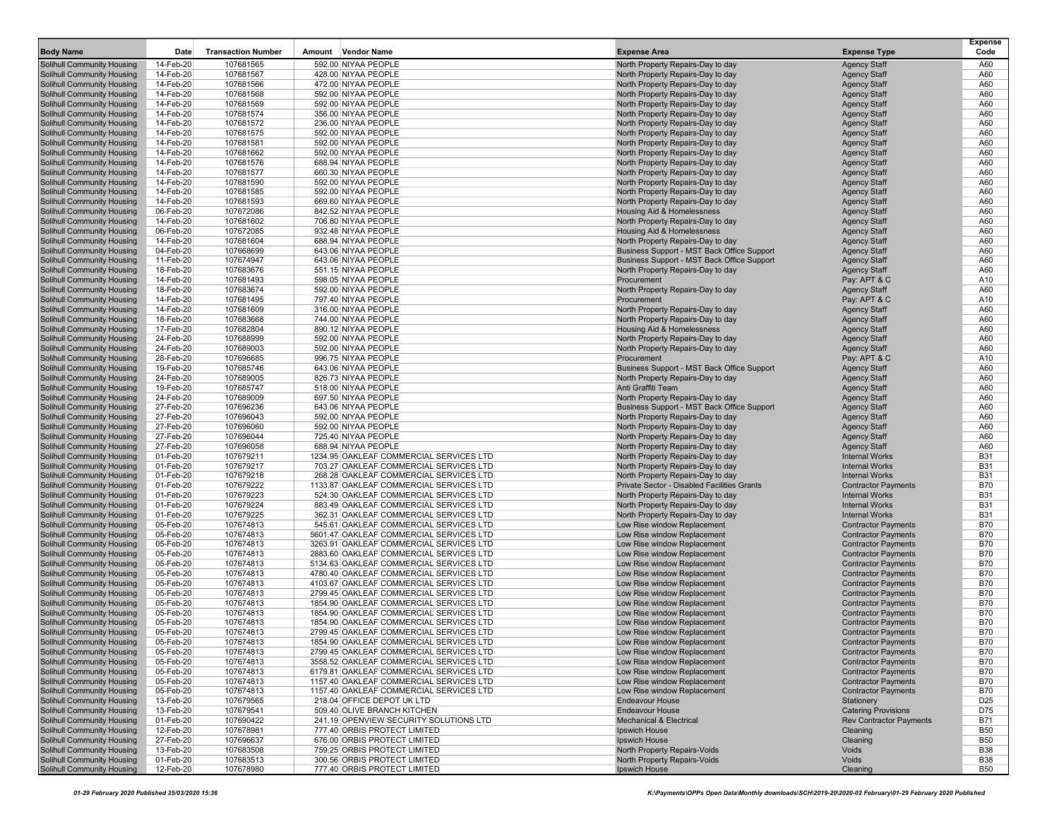| Body Name | Date | Transaction Number | Amount | Vendor Name | Expense Area | Expense Type | Expense Code |
|---|---|---|---|---|---|---|---|
| Solihull Community Housing | 14-Feb-20 | 107681565 | 592.00 | NIYAA PEOPLE | North Property Repairs-Day to day | Agency Staff | A60 |
| Solihull Community Housing | 14-Feb-20 | 107681567 | 428.00 | NIYAA PEOPLE | North Property Repairs-Day to day | Agency Staff | A60 |
| Solihull Community Housing | 14-Feb-20 | 107681566 | 472.00 | NIYAA PEOPLE | North Property Repairs-Day to day | Agency Staff | A60 |
| Solihull Community Housing | 14-Feb-20 | 107681568 | 592.00 | NIYAA PEOPLE | North Property Repairs-Day to day | Agency Staff | A60 |
| Solihull Community Housing | 14-Feb-20 | 107681569 | 592.00 | NIYAA PEOPLE | North Property Repairs-Day to day | Agency Staff | A60 |
| Solihull Community Housing | 14-Feb-20 | 107681574 | 356.00 | NIYAA PEOPLE | North Property Repairs-Day to day | Agency Staff | A60 |
| Solihull Community Housing | 14-Feb-20 | 107681572 | 236.00 | NIYAA PEOPLE | North Property Repairs-Day to day | Agency Staff | A60 |
| Solihull Community Housing | 14-Feb-20 | 107681575 | 592.00 | NIYAA PEOPLE | North Property Repairs-Day to day | Agency Staff | A60 |
| Solihull Community Housing | 14-Feb-20 | 107681581 | 592.00 | NIYAA PEOPLE | North Property Repairs-Day to day | Agency Staff | A60 |
| Solihull Community Housing | 14-Feb-20 | 107681662 | 592.00 | NIYAA PEOPLE | North Property Repairs-Day to day | Agency Staff | A60 |
| Solihull Community Housing | 14-Feb-20 | 107681576 | 688.94 | NIYAA PEOPLE | North Property Repairs-Day to day | Agency Staff | A60 |
| Solihull Community Housing | 14-Feb-20 | 107681577 | 660.30 | NIYAA PEOPLE | North Property Repairs-Day to day | Agency Staff | A60 |
| Solihull Community Housing | 14-Feb-20 | 107681590 | 592.00 | NIYAA PEOPLE | North Property Repairs-Day to day | Agency Staff | A60 |
| Solihull Community Housing | 14-Feb-20 | 107681585 | 592.00 | NIYAA PEOPLE | North Property Repairs-Day to day | Agency Staff | A60 |
| Solihull Community Housing | 14-Feb-20 | 107681593 | 669.60 | NIYAA PEOPLE | North Property Repairs-Day to day | Agency Staff | A60 |
| Solihull Community Housing | 06-Feb-20 | 107672086 | 842.52 | NIYAA PEOPLE | Housing Aid & Homelessness | Agency Staff | A60 |
| Solihull Community Housing | 14-Feb-20 | 107681602 | 706.80 | NIYAA PEOPLE | North Property Repairs-Day to day | Agency Staff | A60 |
| Solihull Community Housing | 06-Feb-20 | 107672085 | 932.48 | NIYAA PEOPLE | Housing Aid & Homelessness | Agency Staff | A60 |
| Solihull Community Housing | 14-Feb-20 | 107681604 | 688.94 | NIYAA PEOPLE | North Property Repairs-Day to day | Agency Staff | A60 |
| Solihull Community Housing | 04-Feb-20 | 107668699 | 643.06 | NIYAA PEOPLE | Business Support - MST Back Office Support | Agency Staff | A60 |
| Solihull Community Housing | 11-Feb-20 | 107674947 | 643.06 | NIYAA PEOPLE | Business Support - MST Back Office Support | Agency Staff | A60 |
| Solihull Community Housing | 18-Feb-20 | 107683676 | 551.15 | NIYAA PEOPLE | North Property Repairs-Day to day | Agency Staff | A60 |
| Solihull Community Housing | 14-Feb-20 | 107681493 | 598.05 | NIYAA PEOPLE | Procurement | Pay: APT & C | A10 |
| Solihull Community Housing | 18-Feb-20 | 107683674 | 592.00 | NIYAA PEOPLE | North Property Repairs-Day to day | Agency Staff | A60 |
| Solihull Community Housing | 14-Feb-20 | 107681495 | 797.40 | NIYAA PEOPLE | Procurement | Pay: APT & C | A10 |
| Solihull Community Housing | 14-Feb-20 | 107681609 | 316.00 | NIYAA PEOPLE | North Property Repairs-Day to day | Agency Staff | A60 |
| Solihull Community Housing | 18-Feb-20 | 107683668 | 744.00 | NIYAA PEOPLE | North Property Repairs-Day to day | Agency Staff | A60 |
| Solihull Community Housing | 17-Feb-20 | 107682804 | 890.12 | NIYAA PEOPLE | Housing Aid & Homelessness | Agency Staff | A60 |
| Solihull Community Housing | 24-Feb-20 | 107688999 | 592.00 | NIYAA PEOPLE | North Property Repairs-Day to day | Agency Staff | A60 |
| Solihull Community Housing | 24-Feb-20 | 107689003 | 592.00 | NIYAA PEOPLE | North Property Repairs-Day to day | Agency Staff | A60 |
| Solihull Community Housing | 28-Feb-20 | 107696685 | 996.75 | NIYAA PEOPLE | Procurement | Pay: APT & C | A10 |
| Solihull Community Housing | 19-Feb-20 | 107685746 | 643.06 | NIYAA PEOPLE | Business Support - MST Back Office Support | Agency Staff | A60 |
| Solihull Community Housing | 24-Feb-20 | 107689005 | 826.73 | NIYAA PEOPLE | North Property Repairs-Day to day | Agency Staff | A60 |
| Solihull Community Housing | 19-Feb-20 | 107685747 | 518.00 | NIYAA PEOPLE | Anti Graffiti Team | Agency Staff | A60 |
| Solihull Community Housing | 24-Feb-20 | 107689009 | 697.50 | NIYAA PEOPLE | North Property Repairs-Day to day | Agency Staff | A60 |
| Solihull Community Housing | 27-Feb-20 | 107696236 | 643.06 | NIYAA PEOPLE | Business Support - MST Back Office Support | Agency Staff | A60 |
| Solihull Community Housing | 27-Feb-20 | 107696043 | 592.00 | NIYAA PEOPLE | North Property Repairs-Day to day | Agency Staff | A60 |
| Solihull Community Housing | 27-Feb-20 | 107696060 | 592.00 | NIYAA PEOPLE | North Property Repairs-Day to day | Agency Staff | A60 |
| Solihull Community Housing | 27-Feb-20 | 107696044 | 725.40 | NIYAA PEOPLE | North Property Repairs-Day to day | Agency Staff | A60 |
| Solihull Community Housing | 27-Feb-20 | 107696058 | 688.94 | NIYAA PEOPLE | North Property Repairs-Day to day | Agency Staff | A60 |
| Solihull Community Housing | 01-Feb-20 | 107679211 | 1234.95 | OAKLEAF COMMERCIAL SERVICES LTD | North Property Repairs-Day to day | Internal Works | B31 |
| Solihull Community Housing | 01-Feb-20 | 107679217 | 703.27 | OAKLEAF COMMERCIAL SERVICES LTD | North Property Repairs-Day to day | Internal Works | B31 |
| Solihull Community Housing | 01-Feb-20 | 107679218 | 268.28 | OAKLEAF COMMERCIAL SERVICES LTD | North Property Repairs-Day to day | Internal Works | B31 |
| Solihull Community Housing | 01-Feb-20 | 107679222 | 1133.87 | OAKLEAF COMMERCIAL SERVICES LTD | Private Sector - Disabled Facilities Grants | Contractor Payments | B70 |
| Solihull Community Housing | 01-Feb-20 | 107679223 | 524.30 | OAKLEAF COMMERCIAL SERVICES LTD | North Property Repairs-Day to day | Internal Works | B31 |
| Solihull Community Housing | 01-Feb-20 | 107679224 | 883.49 | OAKLEAF COMMERCIAL SERVICES LTD | North Property Repairs-Day to day | Internal Works | B31 |
| Solihull Community Housing | 01-Feb-20 | 107679225 | 362.31 | OAKLEAF COMMERCIAL SERVICES LTD | North Property Repairs-Day to day | Internal Works | B31 |
| Solihull Community Housing | 05-Feb-20 | 107674813 | 545.61 | OAKLEAF COMMERCIAL SERVICES LTD | Low Rise window Replacement | Contractor Payments | B70 |
| Solihull Community Housing | 05-Feb-20 | 107674813 | 5601.47 | OAKLEAF COMMERCIAL SERVICES LTD | Low Rise window Replacement | Contractor Payments | B70 |
| Solihull Community Housing | 05-Feb-20 | 107674813 | 3263.91 | OAKLEAF COMMERCIAL SERVICES LTD | Low Rise window Replacement | Contractor Payments | B70 |
| Solihull Community Housing | 05-Feb-20 | 107674813 | 2883.60 | OAKLEAF COMMERCIAL SERVICES LTD | Low Rise window Replacement | Contractor Payments | B70 |
| Solihull Community Housing | 05-Feb-20 | 107674813 | 5134.63 | OAKLEAF COMMERCIAL SERVICES LTD | Low Rise window Replacement | Contractor Payments | B70 |
| Solihull Community Housing | 05-Feb-20 | 107674813 | 4780.40 | OAKLEAF COMMERCIAL SERVICES LTD | Low Rise window Replacement | Contractor Payments | B70 |
| Solihull Community Housing | 05-Feb-20 | 107674813 | 4103.67 | OAKLEAF COMMERCIAL SERVICES LTD | Low Rise window Replacement | Contractor Payments | B70 |
| Solihull Community Housing | 05-Feb-20 | 107674813 | 2799.45 | OAKLEAF COMMERCIAL SERVICES LTD | Low Rise window Replacement | Contractor Payments | B70 |
| Solihull Community Housing | 05-Feb-20 | 107674813 | 1854.90 | OAKLEAF COMMERCIAL SERVICES LTD | Low Rise window Replacement | Contractor Payments | B70 |
| Solihull Community Housing | 05-Feb-20 | 107674813 | 1854.90 | OAKLEAF COMMERCIAL SERVICES LTD | Low Rise window Replacement | Contractor Payments | B70 |
| Solihull Community Housing | 05-Feb-20 | 107674813 | 1854.90 | OAKLEAF COMMERCIAL SERVICES LTD | Low Rise window Replacement | Contractor Payments | B70 |
| Solihull Community Housing | 05-Feb-20 | 107674813 | 2799.45 | OAKLEAF COMMERCIAL SERVICES LTD | Low Rise window Replacement | Contractor Payments | B70 |
| Solihull Community Housing | 05-Feb-20 | 107674813 | 1854.90 | OAKLEAF COMMERCIAL SERVICES LTD | Low Rise window Replacement | Contractor Payments | B70 |
| Solihull Community Housing | 05-Feb-20 | 107674813 | 2799.45 | OAKLEAF COMMERCIAL SERVICES LTD | Low Rise window Replacement | Contractor Payments | B70 |
| Solihull Community Housing | 05-Feb-20 | 107674813 | 3558.52 | OAKLEAF COMMERCIAL SERVICES LTD | Low Rise window Replacement | Contractor Payments | B70 |
| Solihull Community Housing | 05-Feb-20 | 107674813 | 6179.81 | OAKLEAF COMMERCIAL SERVICES LTD | Low Rise window Replacement | Contractor Payments | B70 |
| Solihull Community Housing | 05-Feb-20 | 107674813 | 1157.40 | OAKLEAF COMMERCIAL SERVICES LTD | Low Rise window Replacement | Contractor Payments | B70 |
| Solihull Community Housing | 05-Feb-20 | 107674813 | 1157.40 | OAKLEAF COMMERCIAL SERVICES LTD | Low Rise window Replacement | Contractor Payments | B70 |
| Solihull Community Housing | 13-Feb-20 | 107679565 | 218.04 | OFFICE DEPOT UK LTD | Endeavour House | Stationery | D25 |
| Solihull Community Housing | 13-Feb-20 | 107679541 | 509.40 | OLIVE BRANCH KITCHEN | Endeavour House | Catering Provisions | D75 |
| Solihull Community Housing | 01-Feb-20 | 107690422 | 241.19 | OPENVIEW SECURITY SOLUTIONS LTD | Mechanical & Electrical | Rev Contractor Payments | B71 |
| Solihull Community Housing | 12-Feb-20 | 107678981 | 777.40 | ORBIS PROTECT LIMITED | Ipswich House | Cleaning | B50 |
| Solihull Community Housing | 27-Feb-20 | 107696637 | 676.00 | ORBIS PROTECT LIMITED | Ipswich House | Cleaning | B50 |
| Solihull Community Housing | 13-Feb-20 | 107683508 | 759.25 | ORBIS PROTECT LIMITED | North Property Repairs-Voids | Voids | B38 |
| Solihull Community Housing | 01-Feb-20 | 107683513 | 300.56 | ORBIS PROTECT LIMITED | North Property Repairs-Voids | Voids | B38 |
| Solihull Community Housing | 12-Feb-20 | 107678980 | 777.40 | ORBIS PROTECT LIMITED | Ipswich House | Cleaning | B50 |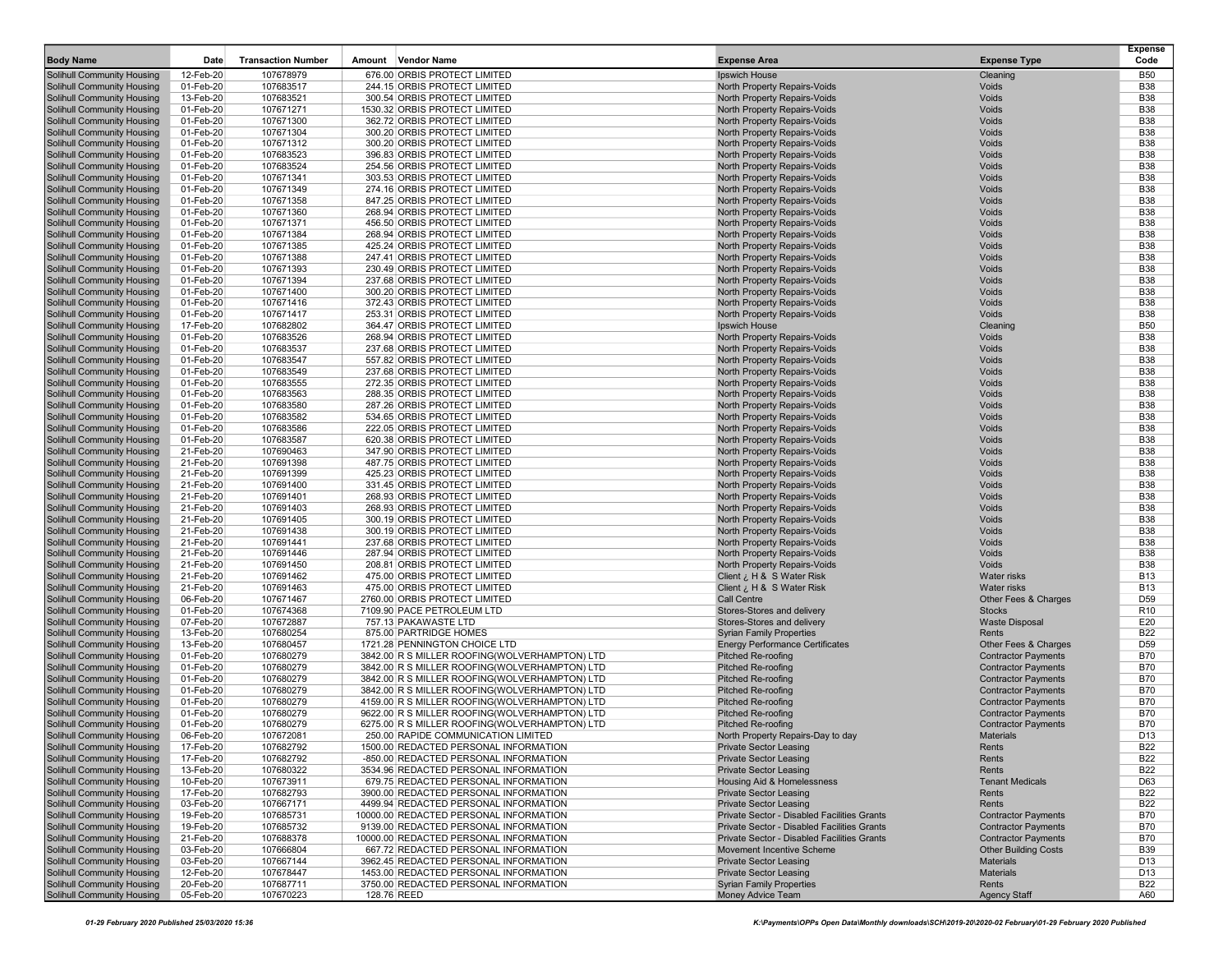| Body Name | Date | Transaction Number | Amount | Vendor Name | Expense Area | Expense Type | Expense Code |
|---|---|---|---|---|---|---|---|
| Solihull Community Housing | 12-Feb-20 | 107678979 | 676.00 | ORBIS PROTECT LIMITED | Ipswich House | Cleaning | B50 |
| Solihull Community Housing | 01-Feb-20 | 107683517 | 244.15 | ORBIS PROTECT LIMITED | North Property Repairs-Voids | Voids | B38 |
| Solihull Community Housing | 13-Feb-20 | 107683521 | 300.54 | ORBIS PROTECT LIMITED | North Property Repairs-Voids | Voids | B38 |
| Solihull Community Housing | 01-Feb-20 | 107671271 | 1530.32 | ORBIS PROTECT LIMITED | North Property Repairs-Voids | Voids | B38 |
| Solihull Community Housing | 01-Feb-20 | 107671300 | 362.72 | ORBIS PROTECT LIMITED | North Property Repairs-Voids | Voids | B38 |
| Solihull Community Housing | 01-Feb-20 | 107671304 | 300.20 | ORBIS PROTECT LIMITED | North Property Repairs-Voids | Voids | B38 |
| Solihull Community Housing | 01-Feb-20 | 107671312 | 300.20 | ORBIS PROTECT LIMITED | North Property Repairs-Voids | Voids | B38 |
| Solihull Community Housing | 01-Feb-20 | 107683523 | 396.83 | ORBIS PROTECT LIMITED | North Property Repairs-Voids | Voids | B38 |
| Solihull Community Housing | 01-Feb-20 | 107683524 | 254.56 | ORBIS PROTECT LIMITED | North Property Repairs-Voids | Voids | B38 |
| Solihull Community Housing | 01-Feb-20 | 107671341 | 303.53 | ORBIS PROTECT LIMITED | North Property Repairs-Voids | Voids | B38 |
| Solihull Community Housing | 01-Feb-20 | 107671349 | 274.16 | ORBIS PROTECT LIMITED | North Property Repairs-Voids | Voids | B38 |
| Solihull Community Housing | 01-Feb-20 | 107671358 | 847.25 | ORBIS PROTECT LIMITED | North Property Repairs-Voids | Voids | B38 |
| Solihull Community Housing | 01-Feb-20 | 107671360 | 268.94 | ORBIS PROTECT LIMITED | North Property Repairs-Voids | Voids | B38 |
| Solihull Community Housing | 01-Feb-20 | 107671371 | 456.50 | ORBIS PROTECT LIMITED | North Property Repairs-Voids | Voids | B38 |
| Solihull Community Housing | 01-Feb-20 | 107671384 | 268.94 | ORBIS PROTECT LIMITED | North Property Repairs-Voids | Voids | B38 |
| Solihull Community Housing | 01-Feb-20 | 107671385 | 425.24 | ORBIS PROTECT LIMITED | North Property Repairs-Voids | Voids | B38 |
| Solihull Community Housing | 01-Feb-20 | 107671388 | 247.41 | ORBIS PROTECT LIMITED | North Property Repairs-Voids | Voids | B38 |
| Solihull Community Housing | 01-Feb-20 | 107671393 | 230.49 | ORBIS PROTECT LIMITED | North Property Repairs-Voids | Voids | B38 |
| Solihull Community Housing | 01-Feb-20 | 107671394 | 237.68 | ORBIS PROTECT LIMITED | North Property Repairs-Voids | Voids | B38 |
| Solihull Community Housing | 01-Feb-20 | 107671400 | 300.20 | ORBIS PROTECT LIMITED | North Property Repairs-Voids | Voids | B38 |
| Solihull Community Housing | 01-Feb-20 | 107671416 | 372.43 | ORBIS PROTECT LIMITED | North Property Repairs-Voids | Voids | B38 |
| Solihull Community Housing | 01-Feb-20 | 107671417 | 253.31 | ORBIS PROTECT LIMITED | North Property Repairs-Voids | Voids | B38 |
| Solihull Community Housing | 17-Feb-20 | 107682802 | 364.47 | ORBIS PROTECT LIMITED | Ipswich House | Cleaning | B50 |
| Solihull Community Housing | 01-Feb-20 | 107683526 | 268.94 | ORBIS PROTECT LIMITED | North Property Repairs-Voids | Voids | B38 |
| Solihull Community Housing | 01-Feb-20 | 107683537 | 237.68 | ORBIS PROTECT LIMITED | North Property Repairs-Voids | Voids | B38 |
| Solihull Community Housing | 01-Feb-20 | 107683547 | 557.82 | ORBIS PROTECT LIMITED | North Property Repairs-Voids | Voids | B38 |
| Solihull Community Housing | 01-Feb-20 | 107683549 | 237.68 | ORBIS PROTECT LIMITED | North Property Repairs-Voids | Voids | B38 |
| Solihull Community Housing | 01-Feb-20 | 107683555 | 272.35 | ORBIS PROTECT LIMITED | North Property Repairs-Voids | Voids | B38 |
| Solihull Community Housing | 01-Feb-20 | 107683563 | 288.35 | ORBIS PROTECT LIMITED | North Property Repairs-Voids | Voids | B38 |
| Solihull Community Housing | 01-Feb-20 | 107683580 | 287.26 | ORBIS PROTECT LIMITED | North Property Repairs-Voids | Voids | B38 |
| Solihull Community Housing | 01-Feb-20 | 107683582 | 534.65 | ORBIS PROTECT LIMITED | North Property Repairs-Voids | Voids | B38 |
| Solihull Community Housing | 01-Feb-20 | 107683586 | 222.05 | ORBIS PROTECT LIMITED | North Property Repairs-Voids | Voids | B38 |
| Solihull Community Housing | 01-Feb-20 | 107683587 | 620.38 | ORBIS PROTECT LIMITED | North Property Repairs-Voids | Voids | B38 |
| Solihull Community Housing | 21-Feb-20 | 107690463 | 347.90 | ORBIS PROTECT LIMITED | North Property Repairs-Voids | Voids | B38 |
| Solihull Community Housing | 21-Feb-20 | 107691398 | 487.75 | ORBIS PROTECT LIMITED | North Property Repairs-Voids | Voids | B38 |
| Solihull Community Housing | 21-Feb-20 | 107691399 | 425.23 | ORBIS PROTECT LIMITED | North Property Repairs-Voids | Voids | B38 |
| Solihull Community Housing | 21-Feb-20 | 107691400 | 331.45 | ORBIS PROTECT LIMITED | North Property Repairs-Voids | Voids | B38 |
| Solihull Community Housing | 21-Feb-20 | 107691401 | 268.93 | ORBIS PROTECT LIMITED | North Property Repairs-Voids | Voids | B38 |
| Solihull Community Housing | 21-Feb-20 | 107691403 | 268.93 | ORBIS PROTECT LIMITED | North Property Repairs-Voids | Voids | B38 |
| Solihull Community Housing | 21-Feb-20 | 107691405 | 300.19 | ORBIS PROTECT LIMITED | North Property Repairs-Voids | Voids | B38 |
| Solihull Community Housing | 21-Feb-20 | 107691438 | 300.19 | ORBIS PROTECT LIMITED | North Property Repairs-Voids | Voids | B38 |
| Solihull Community Housing | 21-Feb-20 | 107691441 | 237.68 | ORBIS PROTECT LIMITED | North Property Repairs-Voids | Voids | B38 |
| Solihull Community Housing | 21-Feb-20 | 107691446 | 287.94 | ORBIS PROTECT LIMITED | North Property Repairs-Voids | Voids | B38 |
| Solihull Community Housing | 21-Feb-20 | 107691450 | 208.81 | ORBIS PROTECT LIMITED | North Property Repairs-Voids | Voids | B38 |
| Solihull Community Housing | 21-Feb-20 | 107691462 | 475.00 | ORBIS PROTECT LIMITED | Client ¿ H & S Water Risk | Water risks | B13 |
| Solihull Community Housing | 21-Feb-20 | 107691463 | 475.00 | ORBIS PROTECT LIMITED | Client ¿ H & S Water Risk | Water risks | B13 |
| Solihull Community Housing | 06-Feb-20 | 107671467 | 2760.00 | ORBIS PROTECT LIMITED | Call Centre | Other Fees & Charges | D59 |
| Solihull Community Housing | 01-Feb-20 | 107674368 | 7109.90 | PACE PETROLEUM LTD | Stores-Stores and delivery | Stocks | R10 |
| Solihull Community Housing | 07-Feb-20 | 107672887 | 757.13 | PAKAWASTE LTD | Stores-Stores and delivery | Waste Disposal | E20 |
| Solihull Community Housing | 13-Feb-20 | 107680254 | 875.00 | PARTRIDGE HOMES | Syrian Family Properties | Rents | B22 |
| Solihull Community Housing | 13-Feb-20 | 107680457 | 1721.28 | PENNINGTON CHOICE LTD | Energy Performance Certificates | Other Fees & Charges | D59 |
| Solihull Community Housing | 01-Feb-20 | 107680279 | 3842.00 | R S MILLER ROOFING(WOLVERHAMPTON) LTD | Pitched Re-roofing | Contractor Payments | B70 |
| Solihull Community Housing | 01-Feb-20 | 107680279 | 3842.00 | R S MILLER ROOFING(WOLVERHAMPTON) LTD | Pitched Re-roofing | Contractor Payments | B70 |
| Solihull Community Housing | 01-Feb-20 | 107680279 | 3842.00 | R S MILLER ROOFING(WOLVERHAMPTON) LTD | Pitched Re-roofing | Contractor Payments | B70 |
| Solihull Community Housing | 01-Feb-20 | 107680279 | 3842.00 | R S MILLER ROOFING(WOLVERHAMPTON) LTD | Pitched Re-roofing | Contractor Payments | B70 |
| Solihull Community Housing | 01-Feb-20 | 107680279 | 4159.00 | R S MILLER ROOFING(WOLVERHAMPTON) LTD | Pitched Re-roofing | Contractor Payments | B70 |
| Solihull Community Housing | 01-Feb-20 | 107680279 | 9622.00 | R S MILLER ROOFING(WOLVERHAMPTON) LTD | Pitched Re-roofing | Contractor Payments | B70 |
| Solihull Community Housing | 01-Feb-20 | 107680279 | 6275.00 | R S MILLER ROOFING(WOLVERHAMPTON) LTD | Pitched Re-roofing | Contractor Payments | B70 |
| Solihull Community Housing | 06-Feb-20 | 107672081 | 250.00 | RAPIDE COMMUNICATION LIMITED | North Property Repairs-Day to day | Materials | D13 |
| Solihull Community Housing | 17-Feb-20 | 107682792 | 1500.00 | REDACTED PERSONAL INFORMATION | Private Sector Leasing | Rents | B22 |
| Solihull Community Housing | 17-Feb-20 | 107682792 | -850.00 | REDACTED PERSONAL INFORMATION | Private Sector Leasing | Rents | B22 |
| Solihull Community Housing | 13-Feb-20 | 107680322 | 3534.96 | REDACTED PERSONAL INFORMATION | Private Sector Leasing | Rents | B22 |
| Solihull Community Housing | 10-Feb-20 | 107673911 | 679.75 | REDACTED PERSONAL INFORMATION | Housing Aid & Homelessness | Tenant Medicals | D63 |
| Solihull Community Housing | 17-Feb-20 | 107682793 | 3900.00 | REDACTED PERSONAL INFORMATION | Private Sector Leasing | Rents | B22 |
| Solihull Community Housing | 03-Feb-20 | 107667171 | 4499.94 | REDACTED PERSONAL INFORMATION | Private Sector Leasing | Rents | B22 |
| Solihull Community Housing | 19-Feb-20 | 107685731 | 10000.00 | REDACTED PERSONAL INFORMATION | Private Sector - Disabled Facilities Grants | Contractor Payments | B70 |
| Solihull Community Housing | 19-Feb-20 | 107685732 | 9139.00 | REDACTED PERSONAL INFORMATION | Private Sector - Disabled Facilities Grants | Contractor Payments | B70 |
| Solihull Community Housing | 21-Feb-20 | 107688378 | 10000.00 | REDACTED PERSONAL INFORMATION | Private Sector - Disabled Facilities Grants | Contractor Payments | B70 |
| Solihull Community Housing | 03-Feb-20 | 107666804 | 667.72 | REDACTED PERSONAL INFORMATION | Movement Incentive Scheme | Other Building Costs | B39 |
| Solihull Community Housing | 03-Feb-20 | 107667144 | 3962.45 | REDACTED PERSONAL INFORMATION | Private Sector Leasing | Materials | D13 |
| Solihull Community Housing | 12-Feb-20 | 107678447 | 1453.00 | REDACTED PERSONAL INFORMATION | Private Sector Leasing | Materials | D13 |
| Solihull Community Housing | 20-Feb-20 | 107687711 | 3750.00 | REDACTED PERSONAL INFORMATION | Syrian Family Properties | Rents | B22 |
| Solihull Community Housing | 05-Feb-20 | 107670223 | 128.76 | REED | Money Advice Team | Agency Staff | A60 |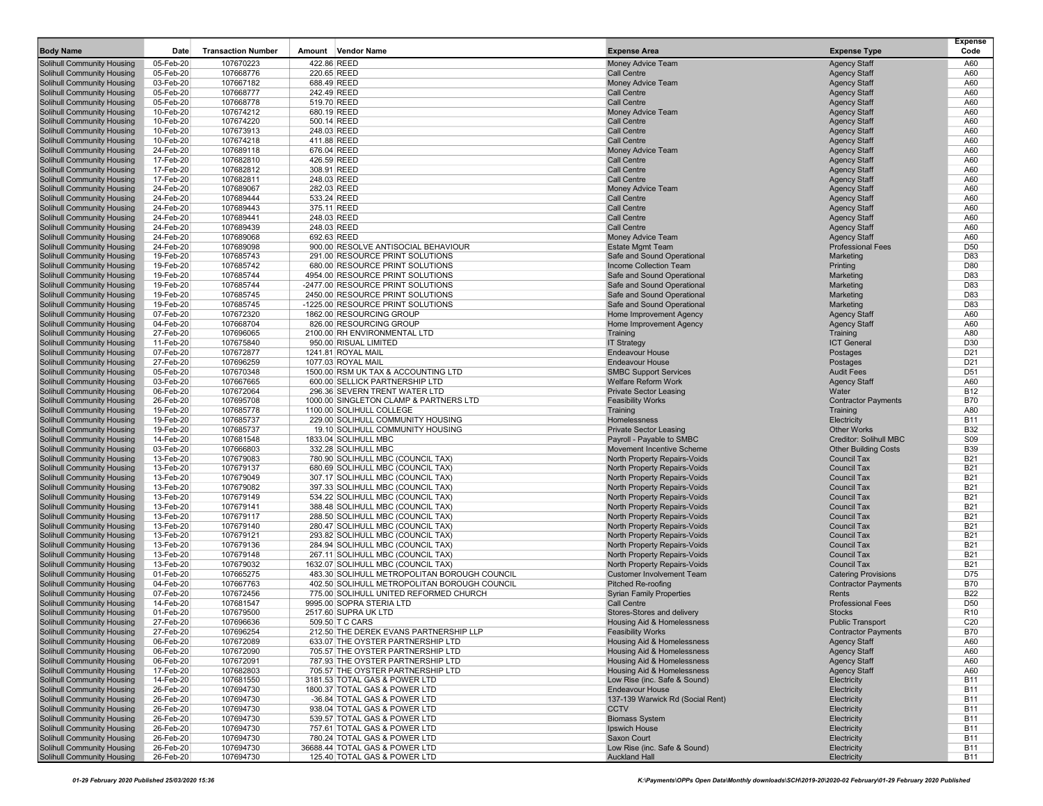| Body Name | Date | Transaction Number | Amount | Vendor Name | Expense Area | Expense Type | Expense Code |
|---|---|---|---|---|---|---|---|
| Solihull Community Housing | 05-Feb-20 | 107670223 | 422.86 | REED | Money Advice Team | Agency Staff | A60 |
| Solihull Community Housing | 05-Feb-20 | 107668776 | 220.65 | REED | Call Centre | Agency Staff | A60 |
| Solihull Community Housing | 03-Feb-20 | 107667182 | 688.49 | REED | Money Advice Team | Agency Staff | A60 |
| Solihull Community Housing | 05-Feb-20 | 107668777 | 242.49 | REED | Call Centre | Agency Staff | A60 |
| Solihull Community Housing | 05-Feb-20 | 107668778 | 519.70 | REED | Call Centre | Agency Staff | A60 |
| Solihull Community Housing | 10-Feb-20 | 107674212 | 680.19 | REED | Money Advice Team | Agency Staff | A60 |
| Solihull Community Housing | 10-Feb-20 | 107674220 | 500.14 | REED | Call Centre | Agency Staff | A60 |
| Solihull Community Housing | 10-Feb-20 | 107673913 | 248.03 | REED | Call Centre | Agency Staff | A60 |
| Solihull Community Housing | 10-Feb-20 | 107674218 | 411.88 | REED | Call Centre | Agency Staff | A60 |
| Solihull Community Housing | 24-Feb-20 | 107689118 | 676.04 | REED | Money Advice Team | Agency Staff | A60 |
| Solihull Community Housing | 17-Feb-20 | 107682810 | 426.59 | REED | Call Centre | Agency Staff | A60 |
| Solihull Community Housing | 17-Feb-20 | 107682812 | 308.91 | REED | Call Centre | Agency Staff | A60 |
| Solihull Community Housing | 17-Feb-20 | 107682811 | 248.03 | REED | Call Centre | Agency Staff | A60 |
| Solihull Community Housing | 24-Feb-20 | 107689067 | 282.03 | REED | Money Advice Team | Agency Staff | A60 |
| Solihull Community Housing | 24-Feb-20 | 107689444 | 533.24 | REED | Call Centre | Agency Staff | A60 |
| Solihull Community Housing | 24-Feb-20 | 107689443 | 375.11 | REED | Call Centre | Agency Staff | A60 |
| Solihull Community Housing | 24-Feb-20 | 107689441 | 248.03 | REED | Call Centre | Agency Staff | A60 |
| Solihull Community Housing | 24-Feb-20 | 107689439 | 248.03 | REED | Call Centre | Agency Staff | A60 |
| Solihull Community Housing | 24-Feb-20 | 107689068 | 692.63 | REED | Money Advice Team | Agency Staff | A60 |
| Solihull Community Housing | 24-Feb-20 | 107689098 | 900.00 | RESOLVE ANTISOCIAL BEHAVIOUR | Estate Mgmt Team | Professional Fees | D50 |
| Solihull Community Housing | 19-Feb-20 | 107685743 | 291.00 | RESOURCE PRINT SOLUTIONS | Safe and Sound Operational | Marketing | D83 |
| Solihull Community Housing | 19-Feb-20 | 107685742 | 680.00 | RESOURCE PRINT SOLUTIONS | Income Collection Team | Printing | D80 |
| Solihull Community Housing | 19-Feb-20 | 107685744 | 4954.00 | RESOURCE PRINT SOLUTIONS | Safe and Sound Operational | Marketing | D83 |
| Solihull Community Housing | 19-Feb-20 | 107685744 | -2477.00 | RESOURCE PRINT SOLUTIONS | Safe and Sound Operational | Marketing | D83 |
| Solihull Community Housing | 19-Feb-20 | 107685745 | 2450.00 | RESOURCE PRINT SOLUTIONS | Safe and Sound Operational | Marketing | D83 |
| Solihull Community Housing | 19-Feb-20 | 107685745 | -1225.00 | RESOURCE PRINT SOLUTIONS | Safe and Sound Operational | Marketing | D83 |
| Solihull Community Housing | 07-Feb-20 | 107672320 | 1862.00 | RESOURCING GROUP | Home Improvement Agency | Agency Staff | A60 |
| Solihull Community Housing | 04-Feb-20 | 107668704 | 826.00 | RESOURCING GROUP | Home Improvement Agency | Agency Staff | A60 |
| Solihull Community Housing | 27-Feb-20 | 107696065 | 2100.00 | RH ENVIRONMENTAL LTD | Training | Training | A80 |
| Solihull Community Housing | 11-Feb-20 | 107675840 | 950.00 | RISUAL LIMITED | IT Strategy | ICT General | D30 |
| Solihull Community Housing | 07-Feb-20 | 107672877 | 1241.81 | ROYAL MAIL | Endeavour House | Postages | D21 |
| Solihull Community Housing | 27-Feb-20 | 107696259 | 1077.03 | ROYAL MAIL | Endeavour House | Postages | D21 |
| Solihull Community Housing | 05-Feb-20 | 107670348 | 1500.00 | RSM UK TAX & ACCOUNTING LTD | SMBC Support Services | Audit Fees | D51 |
| Solihull Community Housing | 03-Feb-20 | 107667665 | 600.00 | SELLICK PARTNERSHIP LTD | Welfare Reform Work | Agency Staff | A60 |
| Solihull Community Housing | 06-Feb-20 | 107672064 | 296.36 | SEVERN TRENT WATER LTD | Private Sector Leasing | Water | B12 |
| Solihull Community Housing | 26-Feb-20 | 107695708 | 1000.00 | SINGLETON CLAMP & PARTNERS LTD | Feasibility Works | Contractor Payments | B70 |
| Solihull Community Housing | 19-Feb-20 | 107685778 | 1100.00 | SOLIHULL COLLEGE | Training | Training | A80 |
| Solihull Community Housing | 19-Feb-20 | 107685737 | 229.00 | SOLIHULL COMMUNITY HOUSING | Homelessness | Electricity | B11 |
| Solihull Community Housing | 19-Feb-20 | 107685737 | 19.10 | SOLIHULL COMMUNITY HOUSING | Private Sector Leasing | Other Works | B32 |
| Solihull Community Housing | 14-Feb-20 | 107681548 | 1833.04 | SOLIHULL MBC | Payroll - Payable to SMBC | Creditor: Solihull MBC | S09 |
| Solihull Community Housing | 03-Feb-20 | 107666803 | 332.28 | SOLIHULL MBC | Movement Incentive Scheme | Other Building Costs | B39 |
| Solihull Community Housing | 13-Feb-20 | 107679083 | 780.90 | SOLIHULL MBC (COUNCIL TAX) | North Property Repairs-Voids | Council Tax | B21 |
| Solihull Community Housing | 13-Feb-20 | 107679137 | 680.69 | SOLIHULL MBC (COUNCIL TAX) | North Property Repairs-Voids | Council Tax | B21 |
| Solihull Community Housing | 13-Feb-20 | 107679049 | 307.17 | SOLIHULL MBC (COUNCIL TAX) | North Property Repairs-Voids | Council Tax | B21 |
| Solihull Community Housing | 13-Feb-20 | 107679082 | 397.33 | SOLIHULL MBC (COUNCIL TAX) | North Property Repairs-Voids | Council Tax | B21 |
| Solihull Community Housing | 13-Feb-20 | 107679149 | 534.22 | SOLIHULL MBC (COUNCIL TAX) | North Property Repairs-Voids | Council Tax | B21 |
| Solihull Community Housing | 13-Feb-20 | 107679141 | 388.48 | SOLIHULL MBC (COUNCIL TAX) | North Property Repairs-Voids | Council Tax | B21 |
| Solihull Community Housing | 13-Feb-20 | 107679117 | 288.50 | SOLIHULL MBC (COUNCIL TAX) | North Property Repairs-Voids | Council Tax | B21 |
| Solihull Community Housing | 13-Feb-20 | 107679140 | 280.47 | SOLIHULL MBC (COUNCIL TAX) | North Property Repairs-Voids | Council Tax | B21 |
| Solihull Community Housing | 13-Feb-20 | 107679121 | 293.82 | SOLIHULL MBC (COUNCIL TAX) | North Property Repairs-Voids | Council Tax | B21 |
| Solihull Community Housing | 13-Feb-20 | 107679136 | 284.94 | SOLIHULL MBC (COUNCIL TAX) | North Property Repairs-Voids | Council Tax | B21 |
| Solihull Community Housing | 13-Feb-20 | 107679148 | 267.11 | SOLIHULL MBC (COUNCIL TAX) | North Property Repairs-Voids | Council Tax | B21 |
| Solihull Community Housing | 13-Feb-20 | 107679032 | 1632.07 | SOLIHULL MBC (COUNCIL TAX) | North Property Repairs-Voids | Council Tax | B21 |
| Solihull Community Housing | 01-Feb-20 | 107665275 | 483.30 | SOLIHULL METROPOLITAN BOROUGH COUNCIL | Customer Involvement Team | Catering Provisions | D75 |
| Solihull Community Housing | 04-Feb-20 | 107667763 | 402.50 | SOLIHULL METROPOLITAN BOROUGH COUNCIL | Pitched Re-roofing | Contractor Payments | B70 |
| Solihull Community Housing | 07-Feb-20 | 107672456 | 775.00 | SOLIHULL UNITED REFORMED CHURCH | Syrian Family Properties | Rents | B22 |
| Solihull Community Housing | 14-Feb-20 | 107681547 | 9995.00 | SOPRA STERIA LTD | Call Centre | Professional Fees | D50 |
| Solihull Community Housing | 01-Feb-20 | 107679500 | 2517.60 | SUPRA UK LTD | Stores-Stores and delivery | Stocks | R10 |
| Solihull Community Housing | 27-Feb-20 | 107696636 | 509.50 | T C CARS | Housing Aid & Homelessness | Public Transport | C20 |
| Solihull Community Housing | 27-Feb-20 | 107696254 | 212.50 | THE DEREK EVANS PARTNERSHIP LLP | Feasibility Works | Contractor Payments | B70 |
| Solihull Community Housing | 06-Feb-20 | 107672089 | 633.07 | THE OYSTER PARTNERSHIP LTD | Housing Aid & Homelessness | Agency Staff | A60 |
| Solihull Community Housing | 06-Feb-20 | 107672090 | 705.57 | THE OYSTER PARTNERSHIP LTD | Housing Aid & Homelessness | Agency Staff | A60 |
| Solihull Community Housing | 06-Feb-20 | 107672091 | 787.93 | THE OYSTER PARTNERSHIP LTD | Housing Aid & Homelessness | Agency Staff | A60 |
| Solihull Community Housing | 17-Feb-20 | 107682803 | 705.57 | THE OYSTER PARTNERSHIP LTD | Housing Aid & Homelessness | Agency Staff | A60 |
| Solihull Community Housing | 14-Feb-20 | 107681550 | 3181.53 | TOTAL GAS & POWER LTD | Low Rise (inc. Safe & Sound) | Electricity | B11 |
| Solihull Community Housing | 26-Feb-20 | 107694730 | 1800.37 | TOTAL GAS & POWER LTD | Endeavour House | Electricity | B11 |
| Solihull Community Housing | 26-Feb-20 | 107694730 | -36.84 | TOTAL GAS & POWER LTD | 137-139 Warwick Rd (Social Rent) | Electricity | B11 |
| Solihull Community Housing | 26-Feb-20 | 107694730 | 938.04 | TOTAL GAS & POWER LTD | CCTV | Electricity | B11 |
| Solihull Community Housing | 26-Feb-20 | 107694730 | 539.57 | TOTAL GAS & POWER LTD | Biomass System | Electricity | B11 |
| Solihull Community Housing | 26-Feb-20 | 107694730 | 757.61 | TOTAL GAS & POWER LTD | Ipswich House | Electricity | B11 |
| Solihull Community Housing | 26-Feb-20 | 107694730 | 780.24 | TOTAL GAS & POWER LTD | Saxon Court | Electricity | B11 |
| Solihull Community Housing | 26-Feb-20 | 107694730 | 36688.44 | TOTAL GAS & POWER LTD | Low Rise (inc. Safe & Sound) | Electricity | B11 |
| Solihull Community Housing | 26-Feb-20 | 107694730 | 125.40 | TOTAL GAS & POWER LTD | Auckland Hall | Electricity | B11 |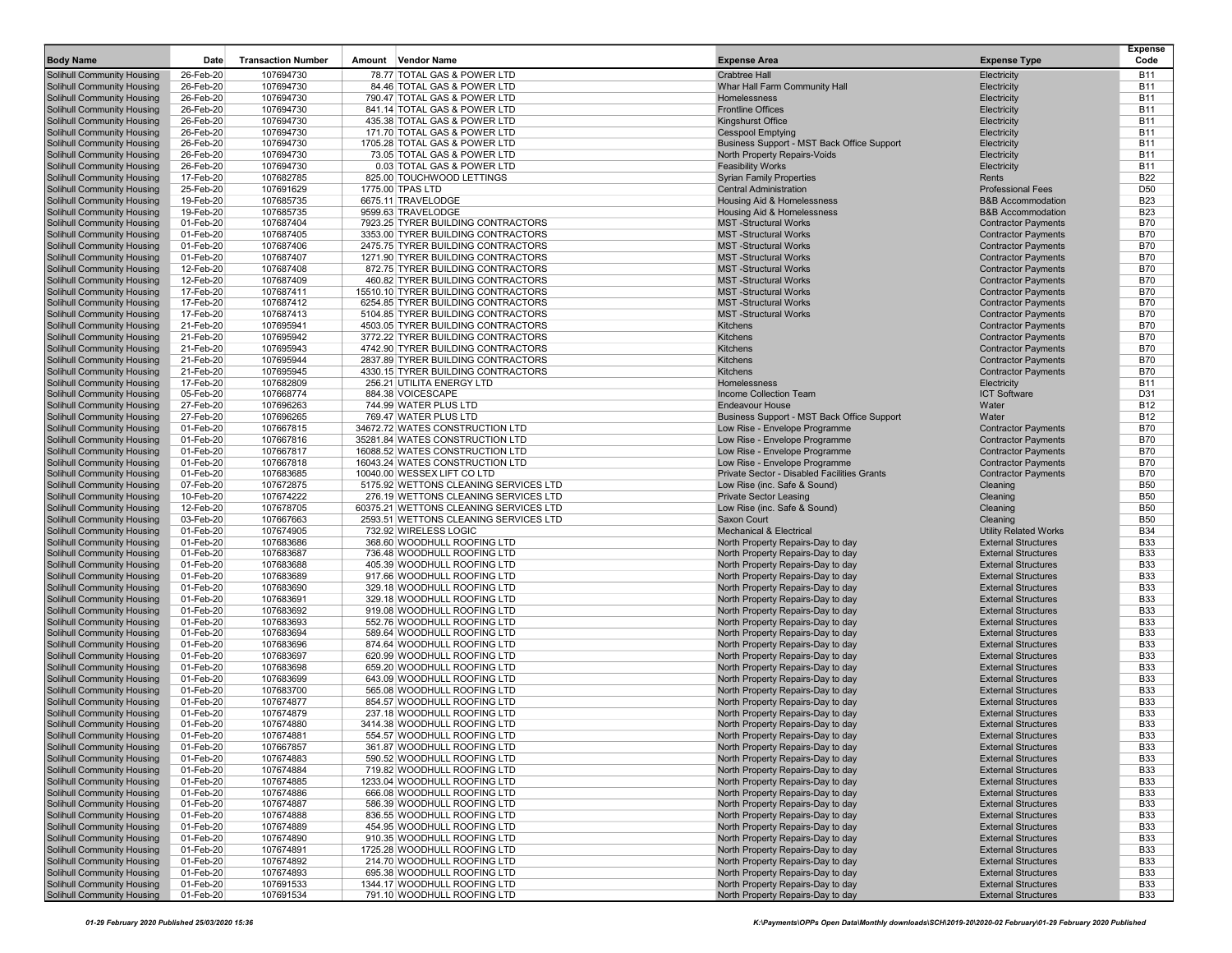| Body Name | Date | Transaction Number | Amount | Vendor Name | Expense Area | Expense Type | Expense Code |
|---|---|---|---|---|---|---|---|
| Solihull Community Housing | 26-Feb-20 | 107694730 | 78.77 | TOTAL GAS & POWER LTD | Crabtree Hall | Electricity | B11 |
| Solihull Community Housing | 26-Feb-20 | 107694730 | 84.46 | TOTAL GAS & POWER LTD | Whar Hall Farm Community Hall | Electricity | B11 |
| Solihull Community Housing | 26-Feb-20 | 107694730 | 790.47 | TOTAL GAS & POWER LTD | Homelessness | Electricity | B11 |
| Solihull Community Housing | 26-Feb-20 | 107694730 | 841.14 | TOTAL GAS & POWER LTD | Frontline Offices | Electricity | B11 |
| Solihull Community Housing | 26-Feb-20 | 107694730 | 435.38 | TOTAL GAS & POWER LTD | Kingshurst Office | Electricity | B11 |
| Solihull Community Housing | 26-Feb-20 | 107694730 | 171.70 | TOTAL GAS & POWER LTD | Cesspool Emptying | Electricity | B11 |
| Solihull Community Housing | 26-Feb-20 | 107694730 | 1705.28 | TOTAL GAS & POWER LTD | Business Support - MST Back Office Support | Electricity | B11 |
| Solihull Community Housing | 26-Feb-20 | 107694730 | 73.05 | TOTAL GAS & POWER LTD | North Property Repairs-Voids | Electricity | B11 |
| Solihull Community Housing | 26-Feb-20 | 107694730 | 0.03 | TOTAL GAS & POWER LTD | Feasibility Works | Electricity | B11 |
| Solihull Community Housing | 17-Feb-20 | 107682785 | 825.00 | TOUCHWOOD LETTINGS | Syrian Family Properties | Rents | B22 |
| Solihull Community Housing | 25-Feb-20 | 107691629 | 1775.00 | TPAS LTD | Central Administration | Professional Fees | D50 |
| Solihull Community Housing | 19-Feb-20 | 107685735 | 6675.11 | TRAVELODGE | Housing Aid & Homelessness | B&B Accommodation | B23 |
| Solihull Community Housing | 19-Feb-20 | 107685735 | 9599.63 | TRAVELODGE | Housing Aid & Homelessness | B&B Accommodation | B23 |
| Solihull Community Housing | 01-Feb-20 | 107687404 | 7923.25 | TYRER BUILDING CONTRACTORS | MST -Structural Works | Contractor Payments | B70 |
| Solihull Community Housing | 01-Feb-20 | 107687405 | 3353.00 | TYRER BUILDING CONTRACTORS | MST -Structural Works | Contractor Payments | B70 |
| Solihull Community Housing | 01-Feb-20 | 107687406 | 2475.75 | TYRER BUILDING CONTRACTORS | MST -Structural Works | Contractor Payments | B70 |
| Solihull Community Housing | 01-Feb-20 | 107687407 | 1271.90 | TYRER BUILDING CONTRACTORS | MST -Structural Works | Contractor Payments | B70 |
| Solihull Community Housing | 12-Feb-20 | 107687408 | 872.75 | TYRER BUILDING CONTRACTORS | MST -Structural Works | Contractor Payments | B70 |
| Solihull Community Housing | 12-Feb-20 | 107687409 | 460.82 | TYRER BUILDING CONTRACTORS | MST -Structural Works | Contractor Payments | B70 |
| Solihull Community Housing | 17-Feb-20 | 107687411 | 15510.10 | TYRER BUILDING CONTRACTORS | MST -Structural Works | Contractor Payments | B70 |
| Solihull Community Housing | 17-Feb-20 | 107687412 | 6254.85 | TYRER BUILDING CONTRACTORS | MST -Structural Works | Contractor Payments | B70 |
| Solihull Community Housing | 17-Feb-20 | 107687413 | 5104.85 | TYRER BUILDING CONTRACTORS | MST -Structural Works | Contractor Payments | B70 |
| Solihull Community Housing | 21-Feb-20 | 107695941 | 4503.05 | TYRER BUILDING CONTRACTORS | Kitchens | Contractor Payments | B70 |
| Solihull Community Housing | 21-Feb-20 | 107695942 | 3772.22 | TYRER BUILDING CONTRACTORS | Kitchens | Contractor Payments | B70 |
| Solihull Community Housing | 21-Feb-20 | 107695943 | 4742.90 | TYRER BUILDING CONTRACTORS | Kitchens | Contractor Payments | B70 |
| Solihull Community Housing | 21-Feb-20 | 107695944 | 2837.89 | TYRER BUILDING CONTRACTORS | Kitchens | Contractor Payments | B70 |
| Solihull Community Housing | 21-Feb-20 | 107695945 | 4330.15 | TYRER BUILDING CONTRACTORS | Kitchens | Contractor Payments | B70 |
| Solihull Community Housing | 17-Feb-20 | 107682809 | 256.21 | UTILITA ENERGY LTD | Homelessness | Electricity | B11 |
| Solihull Community Housing | 05-Feb-20 | 107668774 | 884.38 | VOICESCAPE | Income Collection Team | ICT Software | D31 |
| Solihull Community Housing | 27-Feb-20 | 107696263 | 744.99 | WATER PLUS LTD | Endeavour House | Water | B12 |
| Solihull Community Housing | 27-Feb-20 | 107696265 | 769.47 | WATER PLUS LTD | Business Support - MST Back Office Support | Water | B12 |
| Solihull Community Housing | 01-Feb-20 | 107667815 | 34672.72 | WATES CONSTRUCTION LTD | Low Rise - Envelope Programme | Contractor Payments | B70 |
| Solihull Community Housing | 01-Feb-20 | 107667816 | 35281.84 | WATES CONSTRUCTION LTD | Low Rise - Envelope Programme | Contractor Payments | B70 |
| Solihull Community Housing | 01-Feb-20 | 107667817 | 16088.52 | WATES CONSTRUCTION LTD | Low Rise - Envelope Programme | Contractor Payments | B70 |
| Solihull Community Housing | 01-Feb-20 | 107667818 | 16043.24 | WATES CONSTRUCTION LTD | Low Rise - Envelope Programme | Contractor Payments | B70 |
| Solihull Community Housing | 01-Feb-20 | 107683685 | 10040.00 | WESSEX LIFT CO LTD | Private Sector - Disabled Facilities Grants | Contractor Payments | B70 |
| Solihull Community Housing | 07-Feb-20 | 107672875 | 5175.92 | WETTONS CLEANING SERVICES LTD | Low Rise (inc. Safe & Sound) | Cleaning | B50 |
| Solihull Community Housing | 10-Feb-20 | 107674222 | 276.19 | WETTONS CLEANING SERVICES LTD | Private Sector Leasing | Cleaning | B50 |
| Solihull Community Housing | 12-Feb-20 | 107678705 | 60375.21 | WETTONS CLEANING SERVICES LTD | Low Rise (inc. Safe & Sound) | Cleaning | B50 |
| Solihull Community Housing | 03-Feb-20 | 107667663 | 2593.51 | WETTONS CLEANING SERVICES LTD | Saxon Court | Cleaning | B50 |
| Solihull Community Housing | 01-Feb-20 | 107674905 | 732.92 | WIRELESS LOGIC | Mechanical & Electrical | Utility Related Works | B34 |
| Solihull Community Housing | 01-Feb-20 | 107683686 | 368.60 | WOODHULL ROOFING LTD | North Property Repairs-Day to day | External Structures | B33 |
| Solihull Community Housing | 01-Feb-20 | 107683687 | 736.48 | WOODHULL ROOFING LTD | North Property Repairs-Day to day | External Structures | B33 |
| Solihull Community Housing | 01-Feb-20 | 107683688 | 405.39 | WOODHULL ROOFING LTD | North Property Repairs-Day to day | External Structures | B33 |
| Solihull Community Housing | 01-Feb-20 | 107683689 | 917.66 | WOODHULL ROOFING LTD | North Property Repairs-Day to day | External Structures | B33 |
| Solihull Community Housing | 01-Feb-20 | 107683690 | 329.18 | WOODHULL ROOFING LTD | North Property Repairs-Day to day | External Structures | B33 |
| Solihull Community Housing | 01-Feb-20 | 107683691 | 329.18 | WOODHULL ROOFING LTD | North Property Repairs-Day to day | External Structures | B33 |
| Solihull Community Housing | 01-Feb-20 | 107683692 | 919.08 | WOODHULL ROOFING LTD | North Property Repairs-Day to day | External Structures | B33 |
| Solihull Community Housing | 01-Feb-20 | 107683693 | 552.76 | WOODHULL ROOFING LTD | North Property Repairs-Day to day | External Structures | B33 |
| Solihull Community Housing | 01-Feb-20 | 107683694 | 589.64 | WOODHULL ROOFING LTD | North Property Repairs-Day to day | External Structures | B33 |
| Solihull Community Housing | 01-Feb-20 | 107683696 | 874.64 | WOODHULL ROOFING LTD | North Property Repairs-Day to day | External Structures | B33 |
| Solihull Community Housing | 01-Feb-20 | 107683697 | 620.99 | WOODHULL ROOFING LTD | North Property Repairs-Day to day | External Structures | B33 |
| Solihull Community Housing | 01-Feb-20 | 107683698 | 659.20 | WOODHULL ROOFING LTD | North Property Repairs-Day to day | External Structures | B33 |
| Solihull Community Housing | 01-Feb-20 | 107683699 | 643.09 | WOODHULL ROOFING LTD | North Property Repairs-Day to day | External Structures | B33 |
| Solihull Community Housing | 01-Feb-20 | 107683700 | 565.08 | WOODHULL ROOFING LTD | North Property Repairs-Day to day | External Structures | B33 |
| Solihull Community Housing | 01-Feb-20 | 107674877 | 854.57 | WOODHULL ROOFING LTD | North Property Repairs-Day to day | External Structures | B33 |
| Solihull Community Housing | 01-Feb-20 | 107674879 | 237.18 | WOODHULL ROOFING LTD | North Property Repairs-Day to day | External Structures | B33 |
| Solihull Community Housing | 01-Feb-20 | 107674880 | 3414.38 | WOODHULL ROOFING LTD | North Property Repairs-Day to day | External Structures | B33 |
| Solihull Community Housing | 01-Feb-20 | 107674881 | 554.57 | WOODHULL ROOFING LTD | North Property Repairs-Day to day | External Structures | B33 |
| Solihull Community Housing | 01-Feb-20 | 107667857 | 361.87 | WOODHULL ROOFING LTD | North Property Repairs-Day to day | External Structures | B33 |
| Solihull Community Housing | 01-Feb-20 | 107674883 | 590.52 | WOODHULL ROOFING LTD | North Property Repairs-Day to day | External Structures | B33 |
| Solihull Community Housing | 01-Feb-20 | 107674884 | 719.82 | WOODHULL ROOFING LTD | North Property Repairs-Day to day | External Structures | B33 |
| Solihull Community Housing | 01-Feb-20 | 107674885 | 1233.04 | WOODHULL ROOFING LTD | North Property Repairs-Day to day | External Structures | B33 |
| Solihull Community Housing | 01-Feb-20 | 107674886 | 666.08 | WOODHULL ROOFING LTD | North Property Repairs-Day to day | External Structures | B33 |
| Solihull Community Housing | 01-Feb-20 | 107674887 | 586.39 | WOODHULL ROOFING LTD | North Property Repairs-Day to day | External Structures | B33 |
| Solihull Community Housing | 01-Feb-20 | 107674888 | 836.55 | WOODHULL ROOFING LTD | North Property Repairs-Day to day | External Structures | B33 |
| Solihull Community Housing | 01-Feb-20 | 107674889 | 454.95 | WOODHULL ROOFING LTD | North Property Repairs-Day to day | External Structures | B33 |
| Solihull Community Housing | 01-Feb-20 | 107674890 | 910.35 | WOODHULL ROOFING LTD | North Property Repairs-Day to day | External Structures | B33 |
| Solihull Community Housing | 01-Feb-20 | 107674891 | 1725.28 | WOODHULL ROOFING LTD | North Property Repairs-Day to day | External Structures | B33 |
| Solihull Community Housing | 01-Feb-20 | 107674892 | 214.70 | WOODHULL ROOFING LTD | North Property Repairs-Day to day | External Structures | B33 |
| Solihull Community Housing | 01-Feb-20 | 107674893 | 695.38 | WOODHULL ROOFING LTD | North Property Repairs-Day to day | External Structures | B33 |
| Solihull Community Housing | 01-Feb-20 | 107691533 | 1344.17 | WOODHULL ROOFING LTD | North Property Repairs-Day to day | External Structures | B33 |
| Solihull Community Housing | 01-Feb-20 | 107691534 | 791.10 | WOODHULL ROOFING LTD | North Property Repairs-Day to day | External Structures | B33 |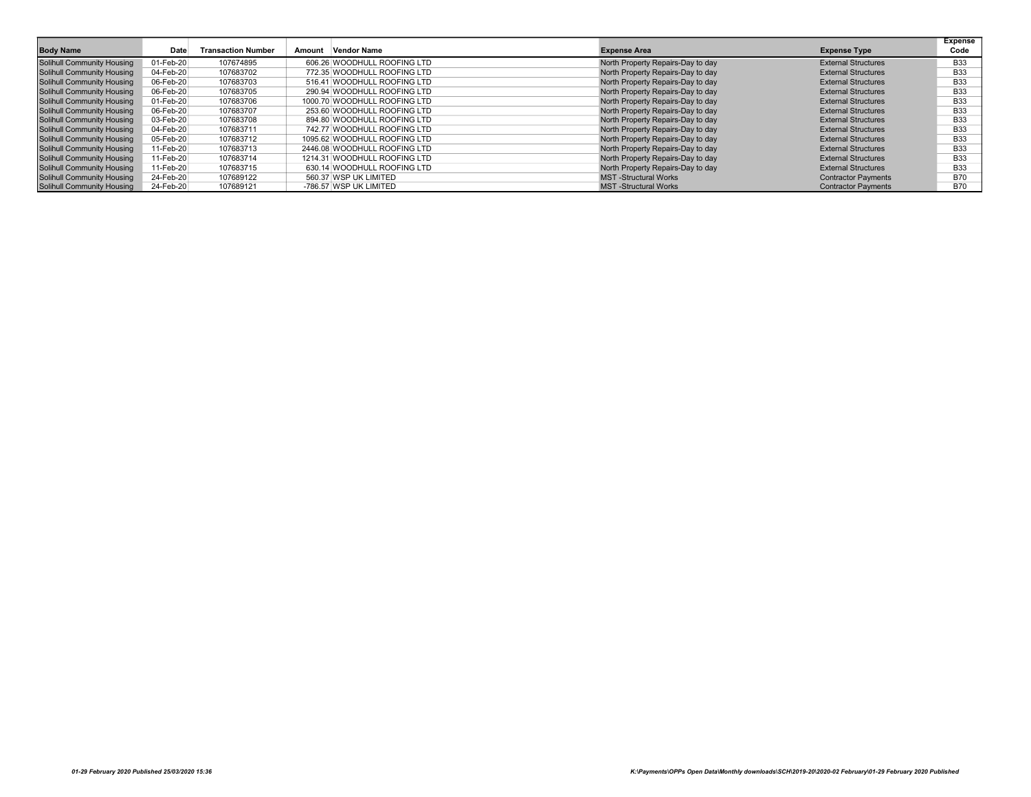| Body Name | Date | Transaction Number | Amount | Vendor Name | Expense Area | Expense Type | Expense Code |
|---|---|---|---|---|---|---|---|
| Solihull Community Housing | 01-Feb-20 | 107674895 | 606.26 | WOODHULL ROOFING LTD | North Property Repairs-Day to day | External Structures | B33 |
| Solihull Community Housing | 04-Feb-20 | 107683702 | 772.35 | WOODHULL ROOFING LTD | North Property Repairs-Day to day | External Structures | B33 |
| Solihull Community Housing | 06-Feb-20 | 107683703 | 516.41 | WOODHULL ROOFING LTD | North Property Repairs-Day to day | External Structures | B33 |
| Solihull Community Housing | 06-Feb-20 | 107683705 | 290.94 | WOODHULL ROOFING LTD | North Property Repairs-Day to day | External Structures | B33 |
| Solihull Community Housing | 01-Feb-20 | 107683706 | 1000.70 | WOODHULL ROOFING LTD | North Property Repairs-Day to day | External Structures | B33 |
| Solihull Community Housing | 06-Feb-20 | 107683707 | 253.60 | WOODHULL ROOFING LTD | North Property Repairs-Day to day | External Structures | B33 |
| Solihull Community Housing | 03-Feb-20 | 107683708 | 894.80 | WOODHULL ROOFING LTD | North Property Repairs-Day to day | External Structures | B33 |
| Solihull Community Housing | 04-Feb-20 | 107683711 | 742.77 | WOODHULL ROOFING LTD | North Property Repairs-Day to day | External Structures | B33 |
| Solihull Community Housing | 05-Feb-20 | 107683712 | 1095.62 | WOODHULL ROOFING LTD | North Property Repairs-Day to day | External Structures | B33 |
| Solihull Community Housing | 11-Feb-20 | 107683713 | 2446.08 | WOODHULL ROOFING LTD | North Property Repairs-Day to day | External Structures | B33 |
| Solihull Community Housing | 11-Feb-20 | 107683714 | 1214.31 | WOODHULL ROOFING LTD | North Property Repairs-Day to day | External Structures | B33 |
| Solihull Community Housing | 11-Feb-20 | 107683715 | 630.14 | WOODHULL ROOFING LTD | North Property Repairs-Day to day | External Structures | B33 |
| Solihull Community Housing | 24-Feb-20 | 107689122 | 560.37 | WSP UK LIMITED | MST -Structural Works | Contractor Payments | B70 |
| Solihull Community Housing | 24-Feb-20 | 107689121 | -786.57 | WSP UK LIMITED | MST -Structural Works | Contractor Payments | B70 |

*01-29 February 2020 Published 25/03/2020 15:36*

*K:\Payments\OPPs Open Data\Monthly downloads\SCH\2019-20\2020-02 February\01-29 February 2020 Published*